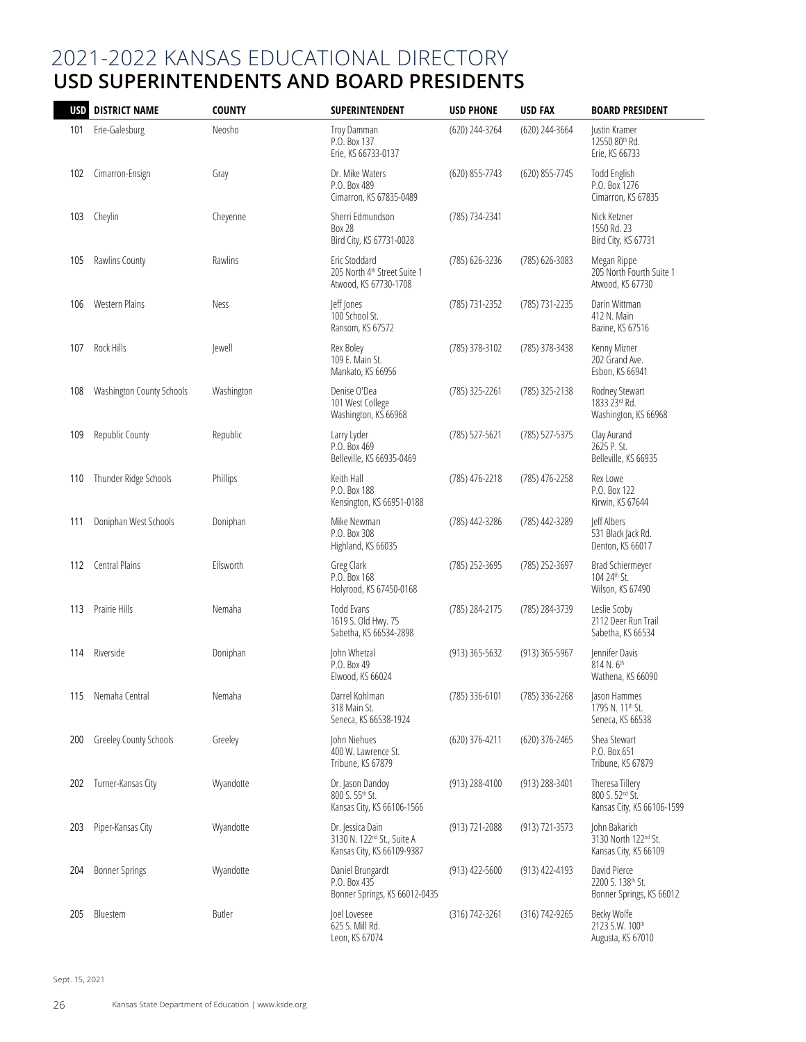# 2021-2022 KANSAS EDUCATIONAL DIRECTORY

## USD SUPERINTENDENTS AND BOARD PRESIDENTS

| USD | DISTRICT NAME | COUNTY | SUPERINTENDENT | USD PHONE | USD FAX | BOARD PRESIDENT |
|---|---|---|---|---|---|---|
| 101 | Erie-Galesburg | Neosho | Troy Damman<br>P.O. Box 137<br>Erie, KS 66733-0137 | (620) 244-3264 | (620) 244-3664 | Justin Kramer<br>12550 80th Rd.<br>Erie, KS 66733 |
| 102 | Cimarron-Ensign | Gray | Dr. Mike Waters<br>P.O. Box 489<br>Cimarron, KS 67835-0489 | (620) 855-7743 | (620) 855-7745 | Todd English<br>P.O. Box 1276<br>Cimarron, KS 67835 |
| 103 | Cheylin | Cheyenne | Sherri Edmundson<br>Box 28<br>Bird City, KS 67731-0028 | (785) 734-2341 | | Nick Ketzner<br>1550 Rd. 23<br>Bird City, KS 67731 |
| 105 | Rawlins County | Rawlins | Eric Stoddard<br>205 North 4th Street Suite 1<br>Atwood, KS 67730-1708 | (785) 626-3236 | (785) 626-3083 | Megan Rippe<br>205 North Fourth Suite 1<br>Atwood, KS 67730 |
| 106 | Western Plains | Ness | Jeff Jones<br>100 School St.<br>Ransom, KS 67572 | (785) 731-2352 | (785) 731-2235 | Darin Wittman<br>412 N. Main<br>Bazine, KS 67516 |
| 107 | Rock Hills | Jewell | Rex Boley<br>109 E. Main St.<br>Mankato, KS 66956 | (785) 378-3102 | (785) 378-3438 | Kenny Mizner<br>202 Grand Ave.<br>Esbon, KS 66941 |
| 108 | Washington County Schools | Washington | Denise O'Dea<br>101 West College<br>Washington, KS 66968 | (785) 325-2261 | (785) 325-2138 | Rodney Stewart<br>1833 23rd Rd.<br>Washington, KS 66968 |
| 109 | Republic County | Republic | Larry Lyder<br>P.O. Box 469<br>Belleville, KS 66935-0469 | (785) 527-5621 | (785) 527-5375 | Clay Aurand<br>2625 P. St.<br>Belleville, KS 66935 |
| 110 | Thunder Ridge Schools | Phillips | Keith Hall<br>P.O. Box 188<br>Kensington, KS 66951-0188 | (785) 476-2218 | (785) 476-2258 | Rex Lowe<br>P.O. Box 122<br>Kirwin, KS 67644 |
| 111 | Doniphan West Schools | Doniphan | Mike Newman<br>P.O. Box 308<br>Highland, KS 66035 | (785) 442-3286 | (785) 442-3289 | Jeff Albers<br>531 Black Jack Rd.<br>Denton, KS 66017 |
| 112 | Central Plains | Ellsworth | Greg Clark<br>P.O. Box 168<br>Holyrood, KS 67450-0168 | (785) 252-3695 | (785) 252-3697 | Brad Schiermeyer<br>104 24th St.<br>Wilson, KS 67490 |
| 113 | Prairie Hills | Nemaha | Todd Evans<br>1619 S. Old Hwy. 75<br>Sabetha, KS 66534-2898 | (785) 284-2175 | (785) 284-3739 | Leslie Scoby<br>2112 Deer Run Trail<br>Sabetha, KS 66534 |
| 114 | Riverside | Doniphan | John Whetzal<br>P.O. Box 49<br>Elwood, KS 66024 | (913) 365-5632 | (913) 365-5967 | Jennifer Davis<br>814 N. 6th<br>Wathena, KS 66090 |
| 115 | Nemaha Central | Nemaha | Darrel Kohlman<br>318 Main St.<br>Seneca, KS 66538-1924 | (785) 336-6101 | (785) 336-2268 | Jason Hammes<br>1795 N. 11th St.<br>Seneca, KS 66538 |
| 200 | Greeley County Schools | Greeley | John Niehues<br>400 W. Lawrence St.<br>Tribune, KS 67879 | (620) 376-4211 | (620) 376-2465 | Shea Stewart<br>P.O. Box 651<br>Tribune, KS 67879 |
| 202 | Turner-Kansas City | Wyandotte | Dr. Jason Dandoy<br>800 S. 55th St.<br>Kansas City, KS 66106-1566 | (913) 288-4100 | (913) 288-3401 | Theresa Tillery<br>800 S. 52nd St.<br>Kansas City, KS 66106-1599 |
| 203 | Piper-Kansas City | Wyandotte | Dr. Jessica Dain<br>3130 N. 122nd St., Suite A<br>Kansas City, KS 66109-9387 | (913) 721-2088 | (913) 721-3573 | John Bakarich<br>3130 North 122nd St.<br>Kansas City, KS 66109 |
| 204 | Bonner Springs | Wyandotte | Daniel Brungardt<br>P.O. Box 435<br>Bonner Springs, KS 66012-0435 | (913) 422-5600 | (913) 422-4193 | David Pierce<br>2200 S. 138th St.<br>Bonner Springs, KS 66012 |
| 205 | Bluestem | Butler | Joel Lovesee<br>625 S. Mill Rd.<br>Leon, KS 67074 | (316) 742-3261 | (316) 742-9265 | Becky Wolfe<br>2123 S.W. 100th<br>Augusta, KS 67010 |

Sept. 15, 2021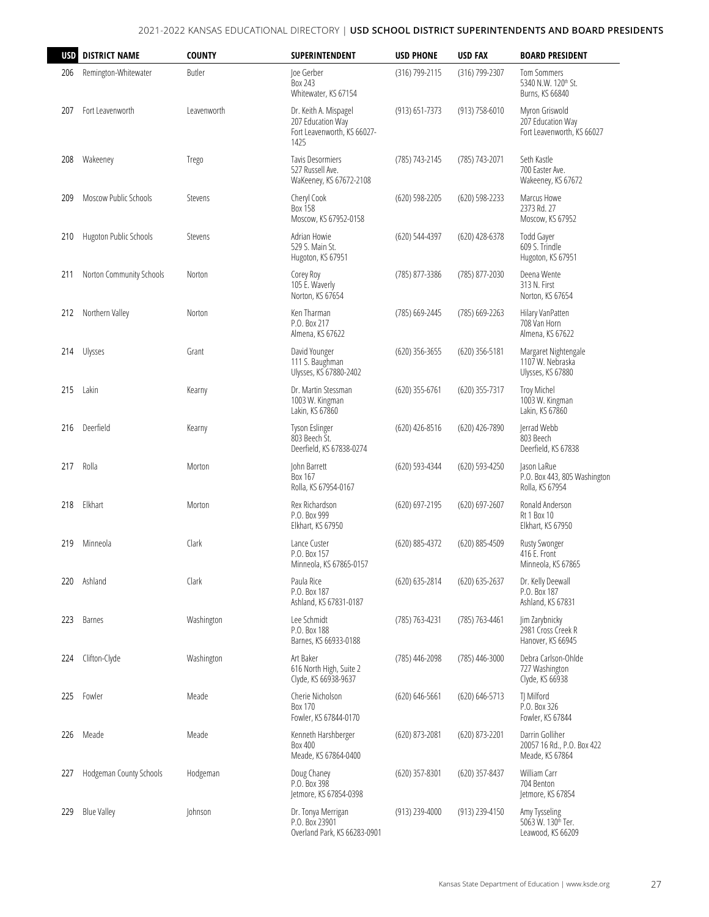| USD | DISTRICT NAME | COUNTY | SUPERINTENDENT | USD PHONE | USD FAX | BOARD PRESIDENT |
|---|---|---|---|---|---|---|
| 206 | Remington-Whitewater | Butler | Joe Gerber<br>Box 243<br>Whitewater, KS 67154 | (316) 799-2115 | (316) 799-2307 | Tom Sommers<br>5340 N.W. 120th St.<br>Burns, KS 66840 |
| 207 | Fort Leavenworth | Leavenworth | Dr. Keith A. Mispagel<br>207 Education Way<br>Fort Leavenworth, KS 66027-1425 | (913) 651-7373 | (913) 758-6010 | Myron Griswold<br>207 Education Way<br>Fort Leavenworth, KS 66027 |
| 208 | Wakeeney | Trego | Tavis Desormiers<br>527 Russell Ave.<br>WaKeeney, KS 67672-2108 | (785) 743-2145 | (785) 743-2071 | Seth Kastle<br>700 Easter Ave.<br>Wakeeney, KS 67672 |
| 209 | Moscow Public Schools | Stevens | Cheryl Cook<br>Box 158<br>Moscow, KS 67952-0158 | (620) 598-2205 | (620) 598-2233 | Marcus Howe<br>2373 Rd. 27<br>Moscow, KS 67952 |
| 210 | Hugoton Public Schools | Stevens | Adrian Howie<br>529 S. Main St.<br>Hugoton, KS 67951 | (620) 544-4397 | (620) 428-6378 | Todd Gayer<br>609 S. Trindle<br>Hugoton, KS 67951 |
| 211 | Norton Community Schools | Norton | Corey Roy<br>105 E. Waverly<br>Norton, KS 67654 | (785) 877-3386 | (785) 877-2030 | Deena Wente<br>313 N. First<br>Norton, KS 67654 |
| 212 | Northern Valley | Norton | Ken Tharman<br>P.O. Box 217<br>Almena, KS 67622 | (785) 669-2445 | (785) 669-2263 | Hilary VanPatten<br>708 Van Horn<br>Almena, KS 67622 |
| 214 | Ulysses | Grant | David Younger<br>111 S. Baughman<br>Ulysses, KS 67880-2402 | (620) 356-3655 | (620) 356-5181 | Margaret Nightengale<br>1107 W. Nebraska<br>Ulysses, KS 67880 |
| 215 | Lakin | Kearny | Dr. Martin Stessman<br>1003 W. Kingman<br>Lakin, KS 67860 | (620) 355-6761 | (620) 355-7317 | Troy Michel<br>1003 W. Kingman<br>Lakin, KS 67860 |
| 216 | Deerfield | Kearny | Tyson Eslinger<br>803 Beech St.<br>Deerfield, KS 67838-0274 | (620) 426-8516 | (620) 426-7890 | Jerrad Webb<br>803 Beech<br>Deerfield, KS 67838 |
| 217 | Rolla | Morton | John Barrett<br>Box 167<br>Rolla, KS 67954-0167 | (620) 593-4344 | (620) 593-4250 | Jason LaRue<br>P.O. Box 443, 805 Washington<br>Rolla, KS 67954 |
| 218 | Elkhart | Morton | Rex Richardson<br>P.O. Box 999<br>Elkhart, KS 67950 | (620) 697-2195 | (620) 697-2607 | Ronald Anderson<br>Rt 1 Box 10<br>Elkhart, KS 67950 |
| 219 | Minneola | Clark | Lance Custer<br>P.O. Box 157<br>Minneola, KS 67865-0157 | (620) 885-4372 | (620) 885-4509 | Rusty Swonger<br>416 E. Front<br>Minneola, KS 67865 |
| 220 | Ashland | Clark | Paula Rice<br>P.O. Box 187<br>Ashland, KS 67831-0187 | (620) 635-2814 | (620) 635-2637 | Dr. Kelly Deewall<br>P.O. Box 187<br>Ashland, KS 67831 |
| 223 | Barnes | Washington | Lee Schmidt<br>P.O. Box 188<br>Barnes, KS 66933-0188 | (785) 763-4231 | (785) 763-4461 | Jim Zarybnicky<br>2981 Cross Creek R<br>Hanover, KS 66945 |
| 224 | Clifton-Clyde | Washington | Art Baker<br>616 North High, Suite 2<br>Clyde, KS 66938-9637 | (785) 446-2098 | (785) 446-3000 | Debra Carlson-Ohlde<br>727 Washington<br>Clyde, KS 66938 |
| 225 | Fowler | Meade | Cherie Nicholson<br>Box 170<br>Fowler, KS 67844-0170 | (620) 646-5661 | (620) 646-5713 | TJ Milford<br>P.O. Box 326<br>Fowler, KS 67844 |
| 226 | Meade | Meade | Kenneth Harshberger<br>Box 400<br>Meade, KS 67864-0400 | (620) 873-2081 | (620) 873-2201 | Darrin Golliher<br>20057 16 Rd., P.O. Box 422<br>Meade, KS 67864 |
| 227 | Hodgeman County Schools | Hodgeman | Doug Chaney<br>P.O. Box 398<br>Jetmore, KS 67854-0398 | (620) 357-8301 | (620) 357-8437 | William Carr<br>704 Benton<br>Jetmore, KS 67854 |
| 229 | Blue Valley | Johnson | Dr. Tonya Merrigan<br>P.O. Box 23901<br>Overland Park, KS 66283-0901 | (913) 239-4000 | (913) 239-4150 | Amy Tysseling<br>5063 W. 130th Ter.<br>Leawood, KS 66209 |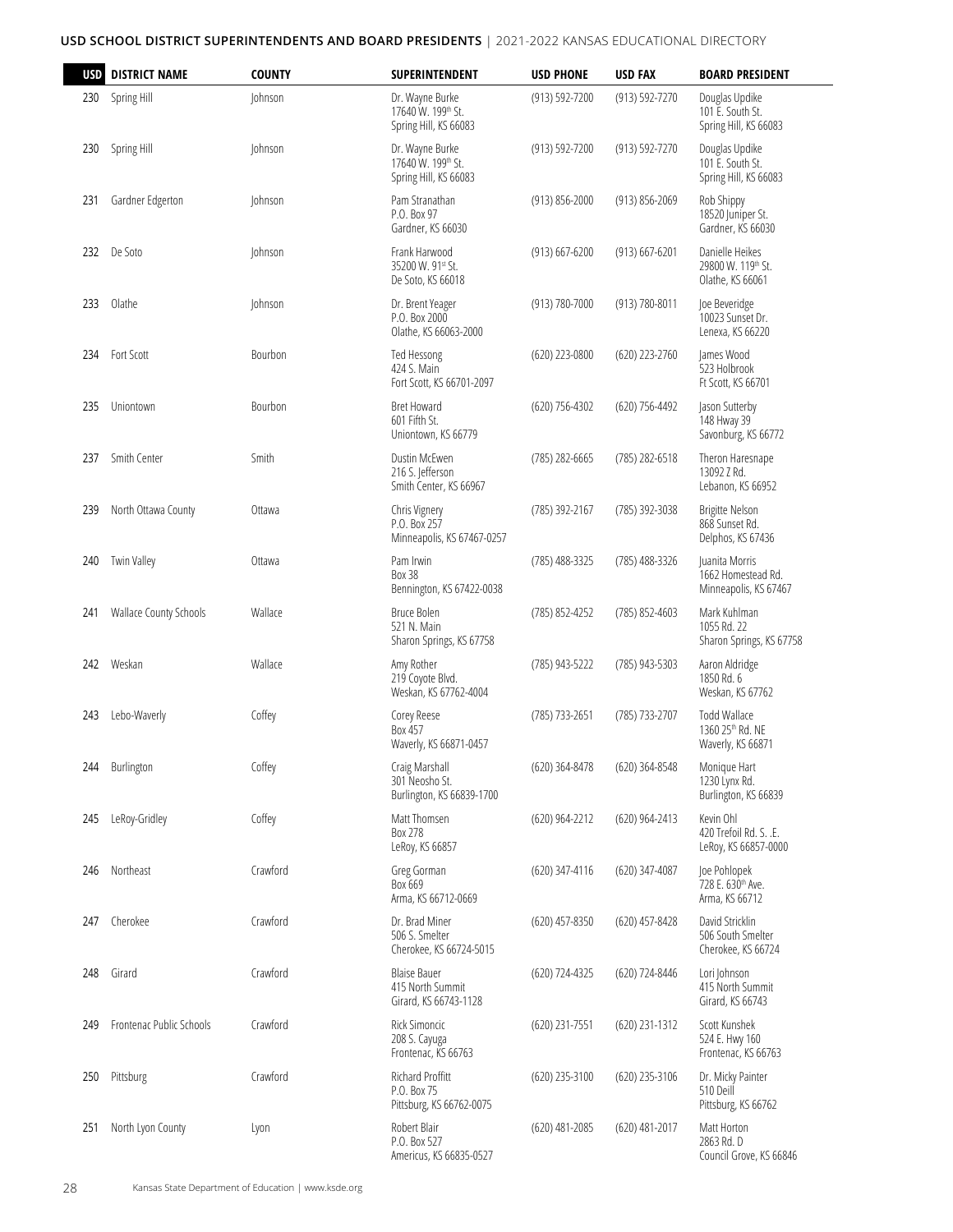## USD SCHOOL DISTRICT SUPERINTENDENTS AND BOARD PRESIDENTS | 2021-2022 KANSAS EDUCATIONAL DIRECTORY

| USD | DISTRICT NAME | COUNTY | SUPERINTENDENT | USD PHONE | USD FAX | BOARD PRESIDENT |
|---|---|---|---|---|---|---|
| 230 | Spring Hill | Johnson | Dr. Wayne Burke<br>17640 W. 199th St.<br>Spring Hill, KS 66083 | (913) 592-7200 | (913) 592-7270 | Douglas Updike<br>101 E. South St.<br>Spring Hill, KS 66083 |
| 230 | Spring Hill | Johnson | Dr. Wayne Burke<br>17640 W. 199th St.<br>Spring Hill, KS 66083 | (913) 592-7200 | (913) 592-7270 | Douglas Updike<br>101 E. South St.<br>Spring Hill, KS 66083 |
| 231 | Gardner Edgerton | Johnson | Pam Stranathan<br>P.O. Box 97<br>Gardner, KS 66030 | (913) 856-2000 | (913) 856-2069 | Rob Shippy<br>18520 Juniper St.<br>Gardner, KS 66030 |
| 232 | De Soto | Johnson | Frank Harwood<br>35200 W. 91st St.<br>De Soto, KS 66018 | (913) 667-6200 | (913) 667-6201 | Danielle Heikes<br>29800 W. 119th St.<br>Olathe, KS 66061 |
| 233 | Olathe | Johnson | Dr. Brent Yeager<br>P.O. Box 2000<br>Olathe, KS 66063-2000 | (913) 780-7000 | (913) 780-8011 | Joe Beveridge<br>10023 Sunset Dr.<br>Lenexa, KS 66220 |
| 234 | Fort Scott | Bourbon | Ted Hessong<br>424 S. Main<br>Fort Scott, KS 66701-2097 | (620) 223-0800 | (620) 223-2760 | James Wood<br>523 Holbrook<br>Ft Scott, KS 66701 |
| 235 | Uniontown | Bourbon | Bret Howard<br>601 Fifth St.<br>Uniontown, KS 66779 | (620) 756-4302 | (620) 756-4492 | Jason Sutterby<br>148 Hway 39<br>Savonburg, KS 66772 |
| 237 | Smith Center | Smith | Dustin McEwen<br>216 S. Jefferson<br>Smith Center, KS 66967 | (785) 282-6665 | (785) 282-6518 | Theron Haresnape<br>13092 Z Rd.<br>Lebanon, KS 66952 |
| 239 | North Ottawa County | Ottawa | Chris Vignery<br>P.O. Box 257<br>Minneapolis, KS 67467-0257 | (785) 392-2167 | (785) 392-3038 | Brigitte Nelson<br>868 Sunset Rd.<br>Delphos, KS 67436 |
| 240 | Twin Valley | Ottawa | Pam Irwin<br>Box 38<br>Bennington, KS 67422-0038 | (785) 488-3325 | (785) 488-3326 | Juanita Morris<br>1662 Homestead Rd.<br>Minneapolis, KS 67467 |
| 241 | Wallace County Schools | Wallace | Bruce Bolen<br>521 N. Main<br>Sharon Springs, KS 67758 | (785) 852-4252 | (785) 852-4603 | Mark Kuhlman<br>1055 Rd. 22<br>Sharon Springs, KS 67758 |
| 242 | Weskan | Wallace | Amy Rother<br>219 Coyote Blvd.<br>Weskan, KS 67762-4004 | (785) 943-5222 | (785) 943-5303 | Aaron Aldridge<br>1850 Rd. 6<br>Weskan, KS 67762 |
| 243 | Lebo-Waverly | Coffey | Corey Reese<br>Box 457<br>Waverly, KS 66871-0457 | (785) 733-2651 | (785) 733-2707 | Todd Wallace<br>1360 25th Rd. NE<br>Waverly, KS 66871 |
| 244 | Burlington | Coffey | Craig Marshall<br>301 Neosho St.<br>Burlington, KS 66839-1700 | (620) 364-8478 | (620) 364-8548 | Monique Hart<br>1230 Lynx Rd.<br>Burlington, KS 66839 |
| 245 | LeRoy-Gridley | Coffey | Matt Thomsen<br>Box 278<br>LeRoy, KS 66857 | (620) 964-2212 | (620) 964-2413 | Kevin Ohl<br>420 Trefoil Rd. S. .E.<br>LeRoy, KS 66857-0000 |
| 246 | Northeast | Crawford | Greg Gorman<br>Box 669<br>Arma, KS 66712-0669 | (620) 347-4116 | (620) 347-4087 | Joe Pohlopek<br>728 E. 630th Ave.<br>Arma, KS 66712 |
| 247 | Cherokee | Crawford | Dr. Brad Miner<br>506 S. Smelter<br>Cherokee, KS 66724-5015 | (620) 457-8350 | (620) 457-8428 | David Stricklin<br>506 South Smelter<br>Cherokee, KS 66724 |
| 248 | Girard | Crawford | Blaise Bauer<br>415 North Summit<br>Girard, KS 66743-1128 | (620) 724-4325 | (620) 724-8446 | Lori Johnson<br>415 North Summit<br>Girard, KS 66743 |
| 249 | Frontenac Public Schools | Crawford | Rick Simoncic<br>208 S. Cayuga<br>Frontenac, KS 66763 | (620) 231-7551 | (620) 231-1312 | Scott Kunshek<br>524 E. Hwy 160<br>Frontenac, KS 66763 |
| 250 | Pittsburg | Crawford | Richard Proffitt<br>P.O. Box 75<br>Pittsburg, KS 66762-0075 | (620) 235-3100 | (620) 235-3106 | Dr. Micky Painter<br>510 Deill<br>Pittsburg, KS 66762 |
| 251 | North Lyon County | Lyon | Robert Blair<br>P.O. Box 527<br>Americus, KS 66835-0527 | (620) 481-2085 | (620) 481-2017 | Matt Horton<br>2863 Rd. D<br>Council Grove, KS 66846 |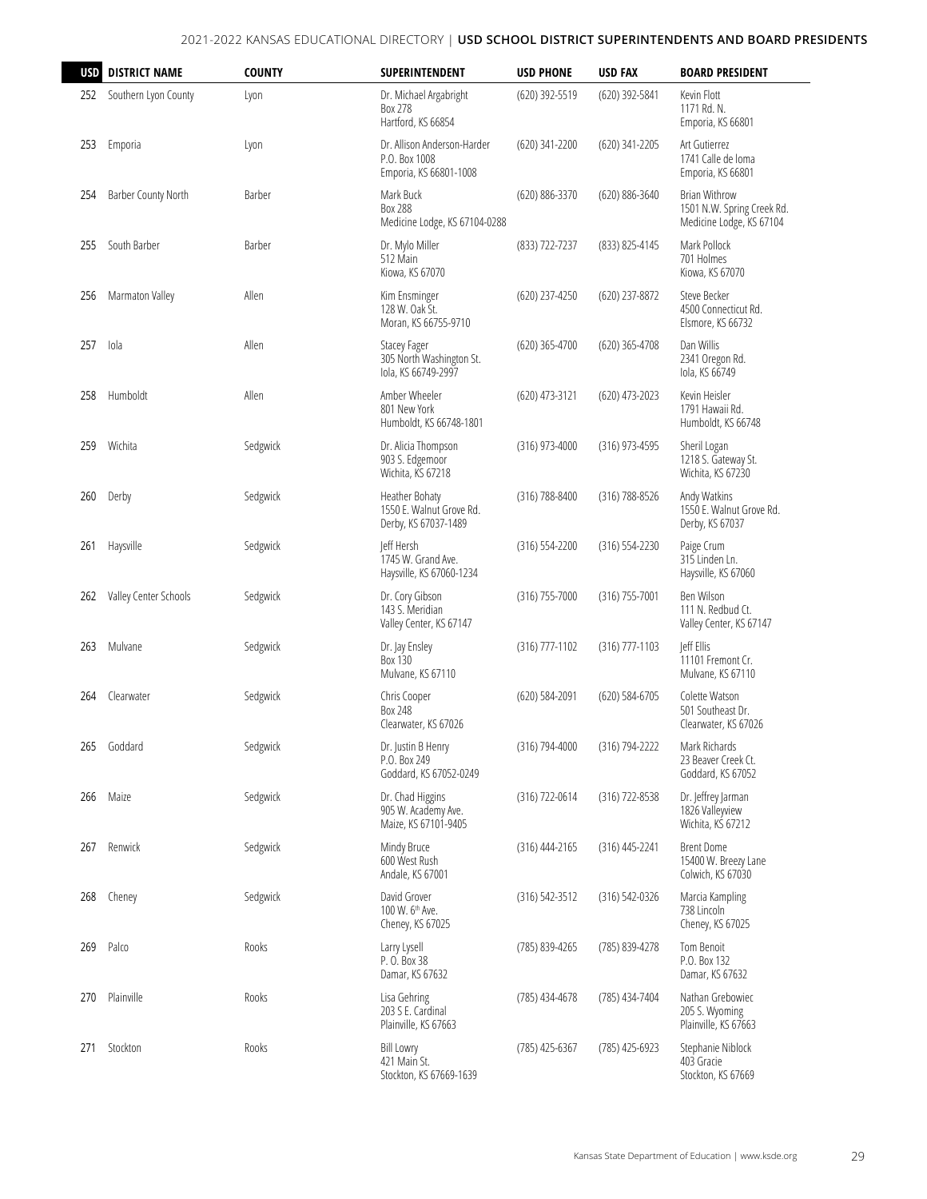| USD | DISTRICT NAME | COUNTY | SUPERINTENDENT | USD PHONE | USD FAX | BOARD PRESIDENT |
|---|---|---|---|---|---|---|
| 252 | Southern Lyon County | Lyon | Dr. Michael Argabright<br>Box 278<br>Hartford, KS 66854 | (620) 392-5519 | (620) 392-5841 | Kevin Flott<br>1171 Rd. N.<br>Emporia, KS 66801 |
| 253 | Emporia | Lyon | Dr. Allison Anderson-Harder<br>P.O. Box 1008<br>Emporia, KS 66801-1008 | (620) 341-2200 | (620) 341-2205 | Art Gutierrez<br>1741 Calle de Ioma<br>Emporia, KS 66801 |
| 254 | Barber County North | Barber | Mark Buck<br>Box 288<br>Medicine Lodge, KS 67104-0288 | (620) 886-3370 | (620) 886-3640 | Brian Withrow<br>1501 N.W. Spring Creek Rd.<br>Medicine Lodge, KS 67104 |
| 255 | South Barber | Barber | Dr. Mylo Miller<br>512 Main<br>Kiowa, KS 67070 | (833) 722-7237 | (833) 825-4145 | Mark Pollock<br>701 Holmes<br>Kiowa, KS 67070 |
| 256 | Marmaton Valley | Allen | Kim Ensminger<br>128 W. Oak St.<br>Moran, KS 66755-9710 | (620) 237-4250 | (620) 237-8872 | Steve Becker<br>4500 Connecticut Rd.<br>Elsmore, KS 66732 |
| 257 | Iola | Allen | Stacey Fager<br>305 North Washington St.<br>Iola, KS 66749-2997 | (620) 365-4700 | (620) 365-4708 | Dan Willis<br>2341 Oregon Rd.<br>Iola, KS 66749 |
| 258 | Humboldt | Allen | Amber Wheeler<br>801 New York<br>Humboldt, KS 66748-1801 | (620) 473-3121 | (620) 473-2023 | Kevin Heisler<br>1791 Hawaii Rd.<br>Humboldt, KS 66748 |
| 259 | Wichita | Sedgwick | Dr. Alicia Thompson<br>903 S. Edgemoor<br>Wichita, KS 67218 | (316) 973-4000 | (316) 973-4595 | Sheril Logan<br>1218 S. Gateway St.<br>Wichita, KS 67230 |
| 260 | Derby | Sedgwick | Heather Bohaty<br>1550 E. Walnut Grove Rd.<br>Derby, KS 67037-1489 | (316) 788-8400 | (316) 788-8526 | Andy Watkins<br>1550 E. Walnut Grove Rd.<br>Derby, KS 67037 |
| 261 | Haysville | Sedgwick | Jeff Hersh<br>1745 W. Grand Ave.<br>Haysville, KS 67060-1234 | (316) 554-2200 | (316) 554-2230 | Paige Crum<br>315 Linden Ln.<br>Haysville, KS 67060 |
| 262 | Valley Center Schools | Sedgwick | Dr. Cory Gibson<br>143 S. Meridian<br>Valley Center, KS 67147 | (316) 755-7000 | (316) 755-7001 | Ben Wilson<br>111 N. Redbud Ct.<br>Valley Center, KS 67147 |
| 263 | Mulvane | Sedgwick | Dr. Jay Ensley<br>Box 130<br>Mulvane, KS 67110 | (316) 777-1102 | (316) 777-1103 | Jeff Ellis<br>11101 Fremont Cr.<br>Mulvane, KS 67110 |
| 264 | Clearwater | Sedgwick | Chris Cooper<br>Box 248<br>Clearwater, KS 67026 | (620) 584-2091 | (620) 584-6705 | Colette Watson<br>501 Southeast Dr.<br>Clearwater, KS 67026 |
| 265 | Goddard | Sedgwick | Dr. Justin B Henry<br>P.O. Box 249<br>Goddard, KS 67052-0249 | (316) 794-4000 | (316) 794-2222 | Mark Richards<br>23 Beaver Creek Ct.<br>Goddard, KS 67052 |
| 266 | Maize | Sedgwick | Dr. Chad Higgins<br>905 W. Academy Ave.<br>Maize, KS 67101-9405 | (316) 722-0614 | (316) 722-8538 | Dr. Jeffrey Jarman<br>1826 Valleyview<br>Wichita, KS 67212 |
| 267 | Renwick | Sedgwick | Mindy Bruce<br>600 West Rush<br>Andale, KS 67001 | (316) 444-2165 | (316) 445-2241 | Brent Dome<br>15400 W. Breezy Lane<br>Colwich, KS 67030 |
| 268 | Cheney | Sedgwick | David Grover<br>100 W. 6th Ave.<br>Cheney, KS 67025 | (316) 542-3512 | (316) 542-0326 | Marcia Kampling<br>738 Lincoln<br>Cheney, KS 67025 |
| 269 | Palco | Rooks | Larry Lysell<br>P. O. Box 38<br>Damar, KS 67632 | (785) 839-4265 | (785) 839-4278 | Tom Benoit<br>P.O. Box 132<br>Damar, KS 67632 |
| 270 | Plainville | Rooks | Lisa Gehring<br>203 S E. Cardinal<br>Plainville, KS 67663 | (785) 434-4678 | (785) 434-7404 | Nathan Grebowiec<br>205 S. Wyoming<br>Plainville, KS 67663 |
| 271 | Stockton | Rooks | Bill Lowry<br>421 Main St.<br>Stockton, KS 67669-1639 | (785) 425-6367 | (785) 425-6923 | Stephanie Niblock<br>403 Gracie<br>Stockton, KS 67669 |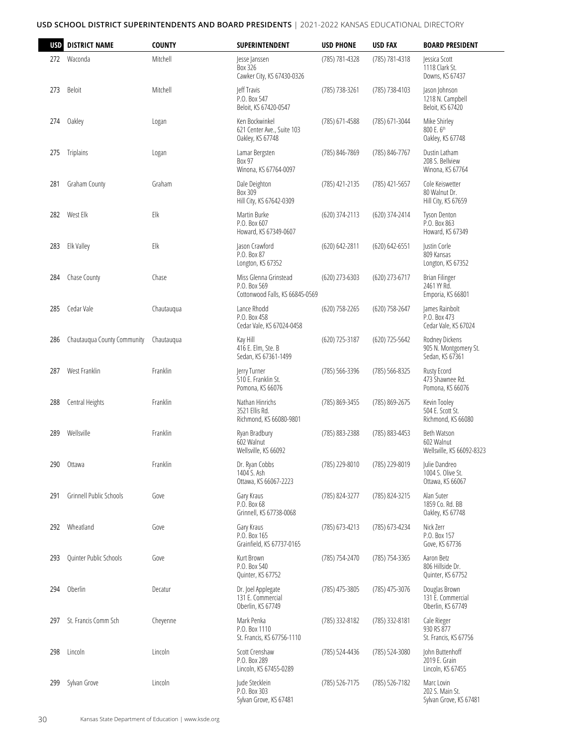| USD | DISTRICT NAME | COUNTY | SUPERINTENDENT | USD PHONE | USD FAX | BOARD PRESIDENT |
|---|---|---|---|---|---|---|
| 272 | Waconda | Mitchell | Jesse Janssen<br>Box 326<br>Cawker City, KS 67430-0326 | (785) 781-4328 | (785) 781-4318 | Jessica Scott<br>1118 Clark St.<br>Downs, KS 67437 |
| 273 | Beloit | Mitchell | Jeff Travis<br>P.O. Box 547<br>Beloit, KS 67420-0547 | (785) 738-3261 | (785) 738-4103 | Jason Johnson<br>1218 N. Campbell<br>Beloit, KS 67420 |
| 274 | Oakley | Logan | Ken Bockwinkel<br>621 Center Ave., Suite 103<br>Oakley, KS 67748 | (785) 671-4588 | (785) 671-3044 | Mike Shirley<br>800 E. 6th<br>Oakley, KS 67748 |
| 275 | Triplains | Logan | Lamar Bergsten<br>Box 97<br>Winona, KS 67764-0097 | (785) 846-7869 | (785) 846-7767 | Dustin Latham<br>208 S. Bellview<br>Winona, KS 67764 |
| 281 | Graham County | Graham | Dale Deighton<br>Box 309<br>Hill City, KS 67642-0309 | (785) 421-2135 | (785) 421-5657 | Cole Keiswetter<br>80 Walnut Dr.<br>Hill City, KS 67659 |
| 282 | West Elk | Elk | Martin Burke<br>P.O. Box 607<br>Howard, KS 67349-0607 | (620) 374-2113 | (620) 374-2414 | Tyson Denton<br>P.O. Box 863<br>Howard, KS 67349 |
| 283 | Elk Valley | Elk | Jason Crawford<br>P.O. Box 87<br>Longton, KS 67352 | (620) 642-2811 | (620) 642-6551 | Justin Corle<br>809 Kansas<br>Longton, KS 67352 |
| 284 | Chase County | Chase | Miss Glenna Grinstead<br>P.O. Box 569<br>Cottonwood Falls, KS 66845-0569 | (620) 273-6303 | (620) 273-6717 | Brian Filinger<br>2461 YY Rd.<br>Emporia, KS 66801 |
| 285 | Cedar Vale | Chautauqua | Lance Rhodd<br>P.O. Box 458<br>Cedar Vale, KS 67024-0458 | (620) 758-2265 | (620) 758-2647 | James Rainbolt<br>P.O. Box 473<br>Cedar Vale, KS 67024 |
| 286 | Chautauqua County Community | Chautauqua | Kay Hill<br>416 E. Elm, Ste. B<br>Sedan, KS 67361-1499 | (620) 725-3187 | (620) 725-5642 | Rodney Dickens<br>905 N. Montgomery St.<br>Sedan, KS 67361 |
| 287 | West Franklin | Franklin | Jerry Turner<br>510 E. Franklin St.<br>Pomona, KS 66076 | (785) 566-3396 | (785) 566-8325 | Rusty Ecord<br>473 Shawnee Rd.<br>Pomona, KS 66076 |
| 288 | Central Heights | Franklin | Nathan Hinrichs<br>3521 Ellis Rd.<br>Richmond, KS 66080-9801 | (785) 869-3455 | (785) 869-2675 | Kevin Tooley<br>504 E. Scott St.<br>Richmond, KS 66080 |
| 289 | Wellsville | Franklin | Ryan Bradbury<br>602 Walnut<br>Wellsville, KS 66092 | (785) 883-2388 | (785) 883-4453 | Beth Watson<br>602 Walnut<br>Wellsville, KS 66092-8323 |
| 290 | Ottawa | Franklin | Dr. Ryan Cobbs<br>1404 S. Ash<br>Ottawa, KS 66067-2223 | (785) 229-8010 | (785) 229-8019 | Julie Dandreo<br>1004 S. Olive St.<br>Ottawa, KS 66067 |
| 291 | Grinnell Public Schools | Gove | Gary Kraus<br>P.O. Box 68<br>Grinnell, KS 67738-0068 | (785) 824-3277 | (785) 824-3215 | Alan Suter<br>1859 Co. Rd. BB<br>Oakley, KS 67748 |
| 292 | Wheatland | Gove | Gary Kraus<br>P.O. Box 165<br>Grainfield, KS 67737-0165 | (785) 673-4213 | (785) 673-4234 | Nick Zerr<br>P.O. Box 157<br>Gove, KS 67736 |
| 293 | Quinter Public Schools | Gove | Kurt Brown<br>P.O. Box 540<br>Quinter, KS 67752 | (785) 754-2470 | (785) 754-3365 | Aaron Betz<br>806 Hillside Dr.<br>Quinter, KS 67752 |
| 294 | Oberlin | Decatur | Dr. Joel Applegate<br>131 E. Commercial<br>Oberlin, KS 67749 | (785) 475-3805 | (785) 475-3076 | Douglas Brown<br>131 E. Commercial<br>Oberlin, KS 67749 |
| 297 | St. Francis Comm Sch | Cheyenne | Mark Penka<br>P.O. Box 1110<br>St. Francis, KS 67756-1110 | (785) 332-8182 | (785) 332-8181 | Cale Rieger<br>930 RS 877<br>St. Francis, KS 67756 |
| 298 | Lincoln | Lincoln | Scott Crenshaw<br>P.O. Box 289<br>Lincoln, KS 67455-0289 | (785) 524-4436 | (785) 524-3080 | John Buttenhoff<br>2019 E. Grain<br>Lincoln, KS 67455 |
| 299 | Sylvan Grove | Lincoln | Jude Stecklein<br>P.O. Box 303<br>Sylvan Grove, KS 67481 | (785) 526-7175 | (785) 526-7182 | Marc Lovin<br>202 S. Main St.<br>Sylvan Grove, KS 67481 |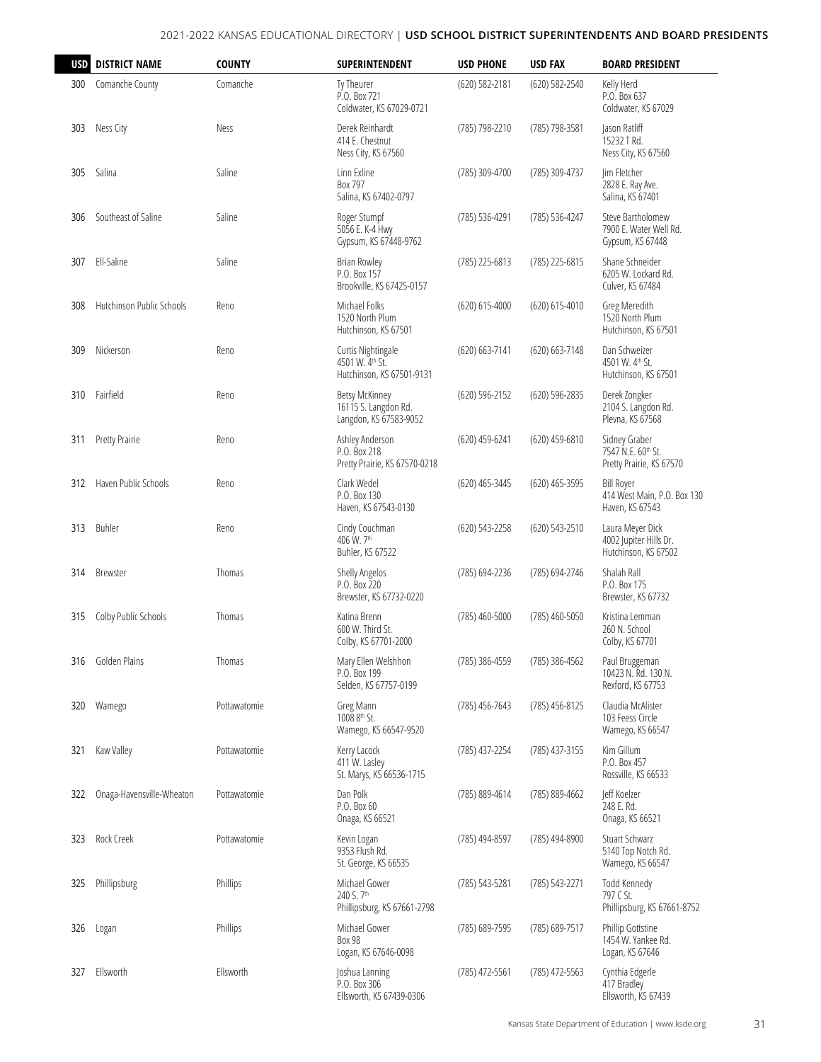| USD | DISTRICT NAME | COUNTY | SUPERINTENDENT | USD PHONE | USD FAX | BOARD PRESIDENT |
|---|---|---|---|---|---|---|
| 300 | Comanche County | Comanche | Ty Theurer<br>P.O. Box 721<br>Coldwater, KS 67029-0721 | (620) 582-2181 | (620) 582-2540 | Kelly Herd<br>P.O. Box 637<br>Coldwater, KS 67029 |
| 303 | Ness City | Ness | Derek Reinhardt<br>414 E. Chestnut<br>Ness City, KS 67560 | (785) 798-2210 | (785) 798-3581 | Jason Ratliff<br>15232 T Rd.<br>Ness City, KS 67560 |
| 305 | Salina | Saline | Linn Exline<br>Box 797<br>Salina, KS 67402-0797 | (785) 309-4700 | (785) 309-4737 | Jim Fletcher<br>2828 E. Ray Ave.<br>Salina, KS 67401 |
| 306 | Southeast of Saline | Saline | Roger Stumpf<br>5056 E. K-4 Hwy<br>Gypsum, KS 67448-9762 | (785) 536-4291 | (785) 536-4247 | Steve Bartholomew<br>7900 E. Water Well Rd.<br>Gypsum, KS 67448 |
| 307 | Ell-Saline | Saline | Brian Rowley<br>P.O. Box 157<br>Brookville, KS 67425-0157 | (785) 225-6813 | (785) 225-6815 | Shane Schneider<br>6205 W. Lockard Rd.<br>Culver, KS 67484 |
| 308 | Hutchinson Public Schools | Reno | Michael Folks<br>1520 North Plum<br>Hutchinson, KS 67501 | (620) 615-4000 | (620) 615-4010 | Greg Meredith<br>1520 North Plum<br>Hutchinson, KS 67501 |
| 309 | Nickerson | Reno | Curtis Nightingale<br>4501 W. 4th St.<br>Hutchinson, KS 67501-9131 | (620) 663-7141 | (620) 663-7148 | Dan Schweizer<br>4501 W. 4th St.<br>Hutchinson, KS 67501 |
| 310 | Fairfield | Reno | Betsy McKinney<br>16115 S. Langdon Rd.<br>Langdon, KS 67583-9052 | (620) 596-2152 | (620) 596-2835 | Derek Zongker<br>2104 S. Langdon Rd.<br>Plevna, KS 67568 |
| 311 | Pretty Prairie | Reno | Ashley Anderson<br>P.O. Box 218<br>Pretty Prairie, KS 67570-0218 | (620) 459-6241 | (620) 459-6810 | Sidney Graber<br>7547 N.E. 60th St.<br>Pretty Prairie, KS 67570 |
| 312 | Haven Public Schools | Reno | Clark Wedel<br>P.O. Box 130<br>Haven, KS 67543-0130 | (620) 465-3445 | (620) 465-3595 | Bill Royer<br>414 West Main, P.O. Box 130<br>Haven, KS 67543 |
| 313 | Buhler | Reno | Cindy Couchman<br>406 W. 7th<br>Buhler, KS 67522 | (620) 543-2258 | (620) 543-2510 | Laura Meyer Dick<br>4002 Jupiter Hills Dr.<br>Hutchinson, KS 67502 |
| 314 | Brewster | Thomas | Shelly Angelos<br>P.O. Box 220<br>Brewster, KS 67732-0220 | (785) 694-2236 | (785) 694-2746 | Shalah Rall<br>P.O. Box 175<br>Brewster, KS 67732 |
| 315 | Colby Public Schools | Thomas | Katina Brenn<br>600 W. Third St.<br>Colby, KS 67701-2000 | (785) 460-5000 | (785) 460-5050 | Kristina Lemman<br>260 N. School<br>Colby, KS 67701 |
| 316 | Golden Plains | Thomas | Mary Ellen Welshhon<br>P.O. Box 199<br>Selden, KS 67757-0199 | (785) 386-4559 | (785) 386-4562 | Paul Bruggeman<br>10423 N. Rd. 130 N.<br>Rexford, KS 67753 |
| 320 | Wamego | Pottawatomie | Greg Mann<br>1008 8th St.<br>Wamego, KS 66547-9520 | (785) 456-7643 | (785) 456-8125 | Claudia McAlister<br>103 Feess Circle<br>Wamego, KS 66547 |
| 321 | Kaw Valley | Pottawatomie | Kerry Lacock<br>411 W. Lasley<br>St. Marys, KS 66536-1715 | (785) 437-2254 | (785) 437-3155 | Kim Gillum<br>P.O. Box 457<br>Rossville, KS 66533 |
| 322 | Onaga-Havensville-Wheaton | Pottawatomie | Dan Polk<br>P.O. Box 60<br>Onaga, KS 66521 | (785) 889-4614 | (785) 889-4662 | Jeff Koelzer<br>248 E. Rd.<br>Onaga, KS 66521 |
| 323 | Rock Creek | Pottawatomie | Kevin Logan<br>9353 Flush Rd.<br>St. George, KS 66535 | (785) 494-8597 | (785) 494-8900 | Stuart Schwarz<br>5140 Top Notch Rd.<br>Wamego, KS 66547 |
| 325 | Phillipsburg | Phillips | Michael Gower<br>240 S. 7th<br>Phillipsburg, KS 67661-2798 | (785) 543-5281 | (785) 543-2271 | Todd Kennedy<br>797 C St.<br>Phillipsburg, KS 67661-8752 |
| 326 | Logan | Phillips | Michael Gower<br>Box 98<br>Logan, KS 67646-0098 | (785) 689-7595 | (785) 689-7517 | Phillip Gottstine<br>1454 W. Yankee Rd.<br>Logan, KS 67646 |
| 327 | Ellsworth | Ellsworth | Joshua Lanning<br>P.O. Box 306<br>Ellsworth, KS 67439-0306 | (785) 472-5561 | (785) 472-5563 | Cynthia Edgerle<br>417 Bradley<br>Ellsworth, KS 67439 |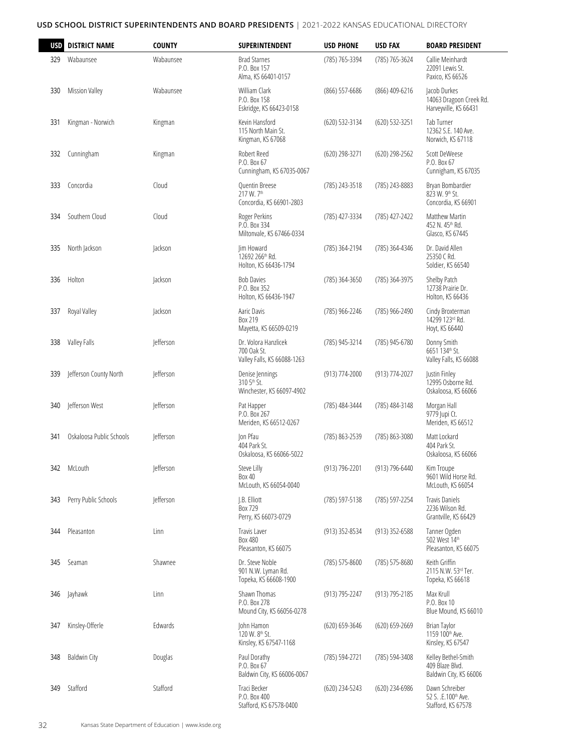| USD | DISTRICT NAME | COUNTY | SUPERINTENDENT | USD PHONE | USD FAX | BOARD PRESIDENT |
|---|---|---|---|---|---|---|
| 329 | Wabaunsee | Wabaunsee | Brad Starnes<br>P.O. Box 157<br>Alma, KS 66401-0157 | (785) 765-3394 | (785) 765-3624 | Callie Meinhardt<br>22091 Lewis St.<br>Paxico, KS 66526 |
| 330 | Mission Valley | Wabaunsee | William Clark<br>P.O. Box 158<br>Eskridge, KS 66423-0158 | (866) 557-6686 | (866) 409-6216 | Jacob Durkes<br>14063 Dragoon Creek Rd.<br>Harveyville, KS 66431 |
| 331 | Kingman - Norwich | Kingman | Kevin Hansford<br>115 North Main St.<br>Kingman, KS 67068 | (620) 532-3134 | (620) 532-3251 | Tab Turner<br>12362 S.E. 140 Ave.<br>Norwich, KS 67118 |
| 332 | Cunningham | Kingman | Robert Reed<br>P.O. Box 67<br>Cunningham, KS 67035-0067 | (620) 298-3271 | (620) 298-2562 | Scott DeWeese<br>P.O. Box 67<br>Cunnigham, KS 67035 |
| 333 | Concordia | Cloud | Quentin Breese<br>217 W. 7th<br>Concordia, KS 66901-2803 | (785) 243-3518 | (785) 243-8883 | Bryan Bombardier<br>823 W. 9th St.<br>Concordia, KS 66901 |
| 334 | Southern Cloud | Cloud | Roger Perkins<br>P.O. Box 334<br>Miltonvale, KS 67466-0334 | (785) 427-3334 | (785) 427-2422 | Matthew Martin<br>452 N. 45th Rd.<br>Glasco, KS 67445 |
| 335 | North Jackson | Jackson | Jim Howard<br>12692 266th Rd.<br>Holton, KS 66436-1794 | (785) 364-2194 | (785) 364-4346 | Dr. David Allen<br>25350 C Rd.<br>Soldier, KS 66540 |
| 336 | Holton | Jackson | Bob Davies<br>P.O. Box 352<br>Holton, KS 66436-1947 | (785) 364-3650 | (785) 364-3975 | Shelby Patch<br>12738 Prairie Dr.<br>Holton, KS 66436 |
| 337 | Royal Valley | Jackson | Aaric Davis<br>Box 219<br>Mayetta, KS 66509-0219 | (785) 966-2246 | (785) 966-2490 | Cindy Broxterman<br>14299 123rd Rd.<br>Hoyt, KS 66440 |
| 338 | Valley Falls | Jefferson | Dr. Volora Hanzlicek<br>700 Oak St.<br>Valley Falls, KS 66088-1263 | (785) 945-3214 | (785) 945-6780 | Donny Smith<br>6651 134th St.<br>Valley Falls, KS 66088 |
| 339 | Jefferson County North | Jefferson | Denise Jennings<br>310 5th St.<br>Winchester, KS 66097-4902 | (913) 774-2000 | (913) 774-2027 | Justin Finley<br>12995 Osborne Rd.<br>Oskaloosa, KS 66066 |
| 340 | Jefferson West | Jefferson | Pat Happer<br>P.O. Box 267<br>Meriden, KS 66512-0267 | (785) 484-3444 | (785) 484-3148 | Morgan Hall<br>9779 Jupi Ct.<br>Meriden, KS 66512 |
| 341 | Oskaloosa Public Schools | Jefferson | Jon Pfau<br>404 Park St.<br>Oskaloosa, KS 66066-5022 | (785) 863-2539 | (785) 863-3080 | Matt Lockard<br>404 Park St.<br>Oskaloosa, KS 66066 |
| 342 | McLouth | Jefferson | Steve Lilly<br>Box 40<br>McLouth, KS 66054-0040 | (913) 796-2201 | (913) 796-6440 | Kim Troupe<br>9601 Wild Horse Rd.<br>McLouth, KS 66054 |
| 343 | Perry Public Schools | Jefferson | J.B. Elliott<br>Box 729<br>Perry, KS 66073-0729 | (785) 597-5138 | (785) 597-2254 | Travis Daniels<br>2236 Wilson Rd.<br>Grantville, KS 66429 |
| 344 | Pleasanton | Linn | Travis Laver<br>Box 480<br>Pleasanton, KS 66075 | (913) 352-8534 | (913) 352-6588 | Tanner Ogden<br>502 West 14th<br>Pleasanton, KS 66075 |
| 345 | Seaman | Shawnee | Dr. Steve Noble<br>901 N.W. Lyman Rd.<br>Topeka, KS 66608-1900 | (785) 575-8600 | (785) 575-8680 | Keith Griffin<br>2115 N.W. 53rd Ter.<br>Topeka, KS 66618 |
| 346 | Jayhawk | Linn | Shawn Thomas<br>P.O. Box 278<br>Mound City, KS 66056-0278 | (913) 795-2247 | (913) 795-2185 | Max Krull<br>P.O. Box 10<br>Blue Mound, KS 66010 |
| 347 | Kinsley-Offerle | Edwards | John Hamon<br>120 W. 8th St.<br>Kinsley, KS 67547-1168 | (620) 659-3646 | (620) 659-2669 | Brian Taylor<br>1159 100th Ave.<br>Kinsley, KS 67547 |
| 348 | Baldwin City | Douglas | Paul Dorathy<br>P.O. Box 67<br>Baldwin City, KS 66006-0067 | (785) 594-2721 | (785) 594-3408 | Kelley Bethel-Smith<br>409 Blaze Blvd.<br>Baldwin City, KS 66006 |
| 349 | Stafford | Stafford | Traci Becker<br>P.O. Box 400<br>Stafford, KS 67578-0400 | (620) 234-5243 | (620) 234-6986 | Dawn Schreiber<br>52 S. .E.100th Ave.<br>Stafford, KS 67578 |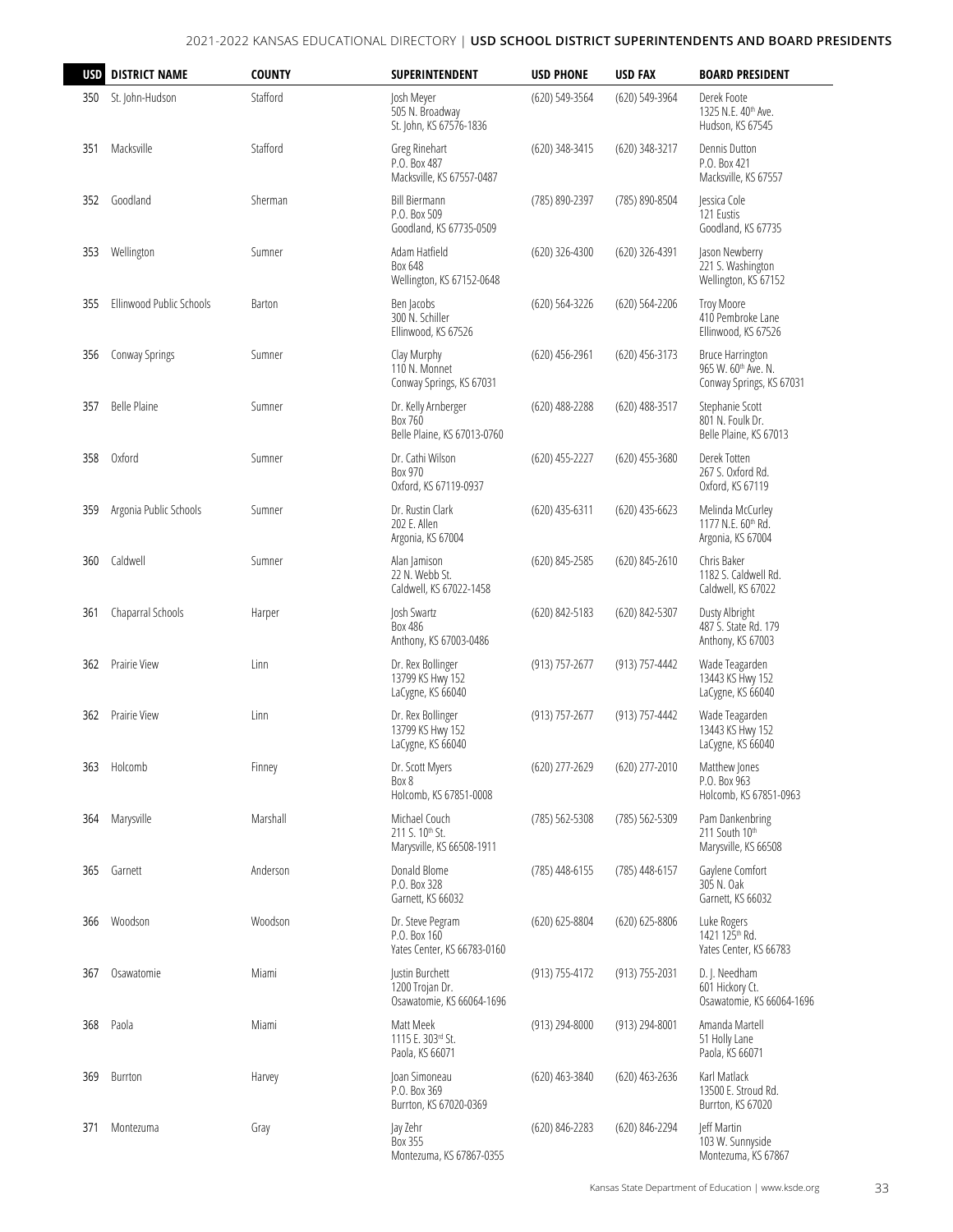| USD | DISTRICT NAME | COUNTY | SUPERINTENDENT | USD PHONE | USD FAX | BOARD PRESIDENT |
|---|---|---|---|---|---|---|
| 350 | St. John-Hudson | Stafford | Josh Meyer<br>505 N. Broadway<br>St. John, KS 67576-1836 | (620) 549-3564 | (620) 549-3964 | Derek Foote<br>1325 N.E. 40th Ave.<br>Hudson, KS 67545 |
| 351 | Macksville | Stafford | Greg Rinehart<br>P.O. Box 487<br>Macksville, KS 67557-0487 | (620) 348-3415 | (620) 348-3217 | Dennis Dutton<br>P.O. Box 421<br>Macksville, KS 67557 |
| 352 | Goodland | Sherman | Bill Biermann<br>P.O. Box 509<br>Goodland, KS 67735-0509 | (785) 890-2397 | (785) 890-8504 | Jessica Cole<br>121 Eustis<br>Goodland, KS 67735 |
| 353 | Wellington | Sumner | Adam Hatfield<br>Box 648<br>Wellington, KS 67152-0648 | (620) 326-4300 | (620) 326-4391 | Jason Newberry<br>221 S. Washington<br>Wellington, KS 67152 |
| 355 | Ellinwood Public Schools | Barton | Ben Jacobs<br>300 N. Schiller<br>Ellinwood, KS 67526 | (620) 564-3226 | (620) 564-2206 | Troy Moore<br>410 Pembroke Lane<br>Ellinwood, KS 67526 |
| 356 | Conway Springs | Sumner | Clay Murphy<br>110 N. Monnet<br>Conway Springs, KS 67031 | (620) 456-2961 | (620) 456-3173 | Bruce Harrington<br>965 W. 60th Ave. N.<br>Conway Springs, KS 67031 |
| 357 | Belle Plaine | Sumner | Dr. Kelly Arnberger<br>Box 760<br>Belle Plaine, KS 67013-0760 | (620) 488-2288 | (620) 488-3517 | Stephanie Scott<br>801 N. Foulk Dr.<br>Belle Plaine, KS 67013 |
| 358 | Oxford | Sumner | Dr. Cathi Wilson<br>Box 970<br>Oxford, KS 67119-0937 | (620) 455-2227 | (620) 455-3680 | Derek Totten<br>267 S. Oxford Rd.<br>Oxford, KS 67119 |
| 359 | Argonia Public Schools | Sumner | Dr. Rustin Clark<br>202 E. Allen<br>Argonia, KS 67004 | (620) 435-6311 | (620) 435-6623 | Melinda McCurley<br>1177 N.E. 60th Rd.<br>Argonia, KS 67004 |
| 360 | Caldwell | Sumner | Alan Jamison<br>22 N. Webb St.<br>Caldwell, KS 67022-1458 | (620) 845-2585 | (620) 845-2610 | Chris Baker<br>1182 S. Caldwell Rd.<br>Caldwell, KS 67022 |
| 361 | Chaparral Schools | Harper | Josh Swartz<br>Box 486<br>Anthony, KS 67003-0486 | (620) 842-5183 | (620) 842-5307 | Dusty Albright<br>487 S. State Rd. 179<br>Anthony, KS 67003 |
| 362 | Prairie View | Linn | Dr. Rex Bollinger<br>13799 KS Hwy 152<br>LaCygne, KS 66040 | (913) 757-2677 | (913) 757-4442 | Wade Teagarden<br>13443 KS Hwy 152<br>LaCygne, KS 66040 |
| 362 | Prairie View | Linn | Dr. Rex Bollinger<br>13799 KS Hwy 152<br>LaCygne, KS 66040 | (913) 757-2677 | (913) 757-4442 | Wade Teagarden<br>13443 KS Hwy 152<br>LaCygne, KS 66040 |
| 363 | Holcomb | Finney | Dr. Scott Myers<br>Box 8<br>Holcomb, KS 67851-0008 | (620) 277-2629 | (620) 277-2010 | Matthew Jones<br>P.O. Box 963<br>Holcomb, KS 67851-0963 |
| 364 | Marysville | Marshall | Michael Couch<br>211 S. 10th St.<br>Marysville, KS 66508-1911 | (785) 562-5308 | (785) 562-5309 | Pam Dankenbring<br>211 South 10th<br>Marysville, KS 66508 |
| 365 | Garnett | Anderson | Donald Blome<br>P.O. Box 328<br>Garnett, KS 66032 | (785) 448-6155 | (785) 448-6157 | Gaylene Comfort<br>305 N. Oak<br>Garnett, KS 66032 |
| 366 | Woodson | Woodson | Dr. Steve Pegram<br>P.O. Box 160<br>Yates Center, KS 66783-0160 | (620) 625-8804 | (620) 625-8806 | Luke Rogers<br>1421 125th Rd.<br>Yates Center, KS 66783 |
| 367 | Osawatomie | Miami | Justin Burchett<br>1200 Trojan Dr.<br>Osawatomie, KS 66064-1696 | (913) 755-4172 | (913) 755-2031 | D. J. Needham<br>601 Hickory Ct.<br>Osawatomie, KS 66064-1696 |
| 368 | Paola | Miami | Matt Meek<br>1115 E. 303rd St.<br>Paola, KS 66071 | (913) 294-8000 | (913) 294-8001 | Amanda Martell<br>51 Holly Lane<br>Paola, KS 66071 |
| 369 | Burrton | Harvey | Joan Simoneau<br>P.O. Box 369<br>Burrton, KS 67020-0369 | (620) 463-3840 | (620) 463-2636 | Karl Matlack<br>13500 E. Stroud Rd.<br>Burrton, KS 67020 |
| 371 | Montezuma | Gray | Jay Zehr<br>Box 355<br>Montezuma, KS 67867-0355 | (620) 846-2283 | (620) 846-2294 | Jeff Martin<br>103 W. Sunnyside<br>Montezuma, KS 67867 |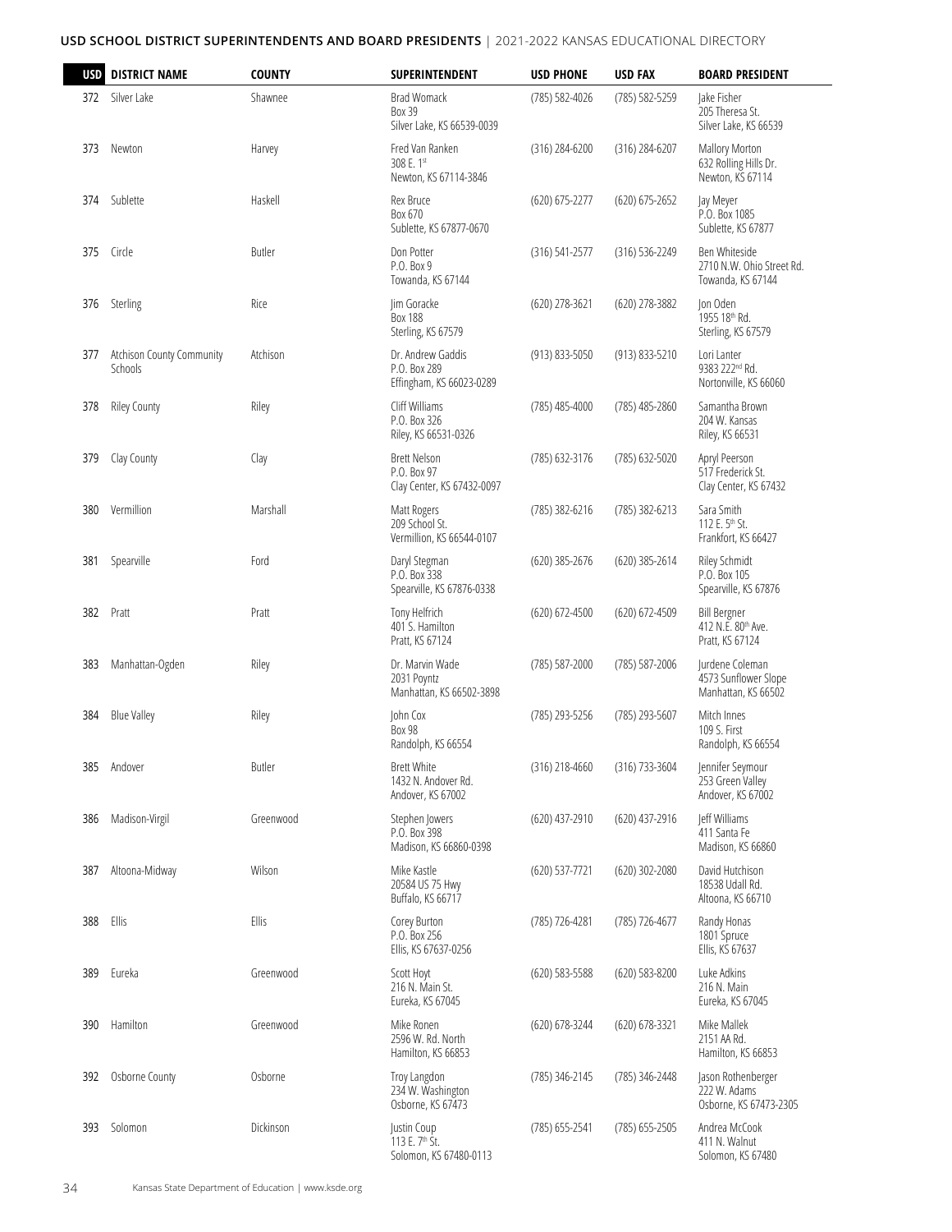| USD | DISTRICT NAME | COUNTY | SUPERINTENDENT | USD PHONE | USD FAX | BOARD PRESIDENT |
|---|---|---|---|---|---|---|
| 372 | Silver Lake | Shawnee | Brad Womack<br>Box 39<br>Silver Lake, KS 66539-0039 | (785) 582-4026 | (785) 582-5259 | Jake Fisher<br>205 Theresa St.<br>Silver Lake, KS 66539 |
| 373 | Newton | Harvey | Fred Van Ranken<br>308 E. 1st<br>Newton, KS 67114-3846 | (316) 284-6200 | (316) 284-6207 | Mallory Morton<br>632 Rolling Hills Dr.<br>Newton, KS 67114 |
| 374 | Sublette | Haskell | Rex Bruce<br>Box 670<br>Sublette, KS 67877-0670 | (620) 675-2277 | (620) 675-2652 | Jay Meyer<br>P.O. Box 1085<br>Sublette, KS 67877 |
| 375 | Circle | Butler | Don Potter<br>P.O. Box 9<br>Towanda, KS 67144 | (316) 541-2577 | (316) 536-2249 | Ben Whiteside<br>2710 N.W. Ohio Street Rd.<br>Towanda, KS 67144 |
| 376 | Sterling | Rice | Jim Goracke<br>Box 188<br>Sterling, KS 67579 | (620) 278-3621 | (620) 278-3882 | Jon Oden<br>1955 18th Rd.<br>Sterling, KS 67579 |
| 377 | Atchison County Community Schools | Atchison | Dr. Andrew Gaddis<br>P.O. Box 289<br>Effingham, KS 66023-0289 | (913) 833-5050 | (913) 833-5210 | Lori Lanter<br>9383 222nd Rd.<br>Nortonville, KS 66060 |
| 378 | Riley County | Riley | Cliff Williams<br>P.O. Box 326<br>Riley, KS 66531-0326 | (785) 485-4000 | (785) 485-2860 | Samantha Brown<br>204 W. Kansas<br>Riley, KS 66531 |
| 379 | Clay County | Clay | Brett Nelson<br>P.O. Box 97<br>Clay Center, KS 67432-0097 | (785) 632-3176 | (785) 632-5020 | Apryl Peerson<br>517 Frederick St.<br>Clay Center, KS 67432 |
| 380 | Vermillion | Marshall | Matt Rogers<br>209 School St.<br>Vermillion, KS 66544-0107 | (785) 382-6216 | (785) 382-6213 | Sara Smith<br>112 E. 5th St.<br>Frankfort, KS 66427 |
| 381 | Spearville | Ford | Daryl Stegman<br>P.O. Box 338<br>Spearville, KS 67876-0338 | (620) 385-2676 | (620) 385-2614 | Riley Schmidt<br>P.O. Box 105<br>Spearville, KS 67876 |
| 382 | Pratt | Pratt | Tony Helfrich<br>401 S. Hamilton<br>Pratt, KS 67124 | (620) 672-4500 | (620) 672-4509 | Bill Bergner<br>412 N.E. 80th Ave.<br>Pratt, KS 67124 |
| 383 | Manhattan-Ogden | Riley | Dr. Marvin Wade<br>2031 Poyntz<br>Manhattan, KS 66502-3898 | (785) 587-2000 | (785) 587-2006 | Jurdene Coleman<br>4573 Sunflower Slope<br>Manhattan, KS 66502 |
| 384 | Blue Valley | Riley | John Cox<br>Box 98<br>Randolph, KS 66554 | (785) 293-5256 | (785) 293-5607 | Mitch Innes<br>109 S. First<br>Randolph, KS 66554 |
| 385 | Andover | Butler | Brett White<br>1432 N. Andover Rd.<br>Andover, KS 67002 | (316) 218-4660 | (316) 733-3604 | Jennifer Seymour<br>253 Green Valley<br>Andover, KS 67002 |
| 386 | Madison-Virgil | Greenwood | Stephen Jowers<br>P.O. Box 398<br>Madison, KS 66860-0398 | (620) 437-2910 | (620) 437-2916 | Jeff Williams<br>411 Santa Fe<br>Madison, KS 66860 |
| 387 | Altoona-Midway | Wilson | Mike Kastle<br>20584 US 75 Hwy<br>Buffalo, KS 66717 | (620) 537-7721 | (620) 302-2080 | David Hutchison<br>18538 Udall Rd.<br>Altoona, KS 66710 |
| 388 | Ellis | Ellis | Corey Burton<br>P.O. Box 256<br>Ellis, KS 67637-0256 | (785) 726-4281 | (785) 726-4677 | Randy Honas<br>1801 Spruce<br>Ellis, KS 67637 |
| 389 | Eureka | Greenwood | Scott Hoyt<br>216 N. Main St.<br>Eureka, KS 67045 | (620) 583-5588 | (620) 583-8200 | Luke Adkins<br>216 N. Main<br>Eureka, KS 67045 |
| 390 | Hamilton | Greenwood | Mike Ronen<br>2596 W. Rd. North<br>Hamilton, KS 66853 | (620) 678-3244 | (620) 678-3321 | Mike Mallek<br>2151 AA Rd.<br>Hamilton, KS 66853 |
| 392 | Osborne County | Osborne | Troy Langdon<br>234 W. Washington<br>Osborne, KS 67473 | (785) 346-2145 | (785) 346-2448 | Jason Rothenberger<br>222 W. Adams<br>Osborne, KS 67473-2305 |
| 393 | Solomon | Dickinson | Justin Coup<br>113 E. 7th St.<br>Solomon, KS 67480-0113 | (785) 655-2541 | (785) 655-2505 | Andrea McCook<br>411 N. Walnut<br>Solomon, KS 67480 |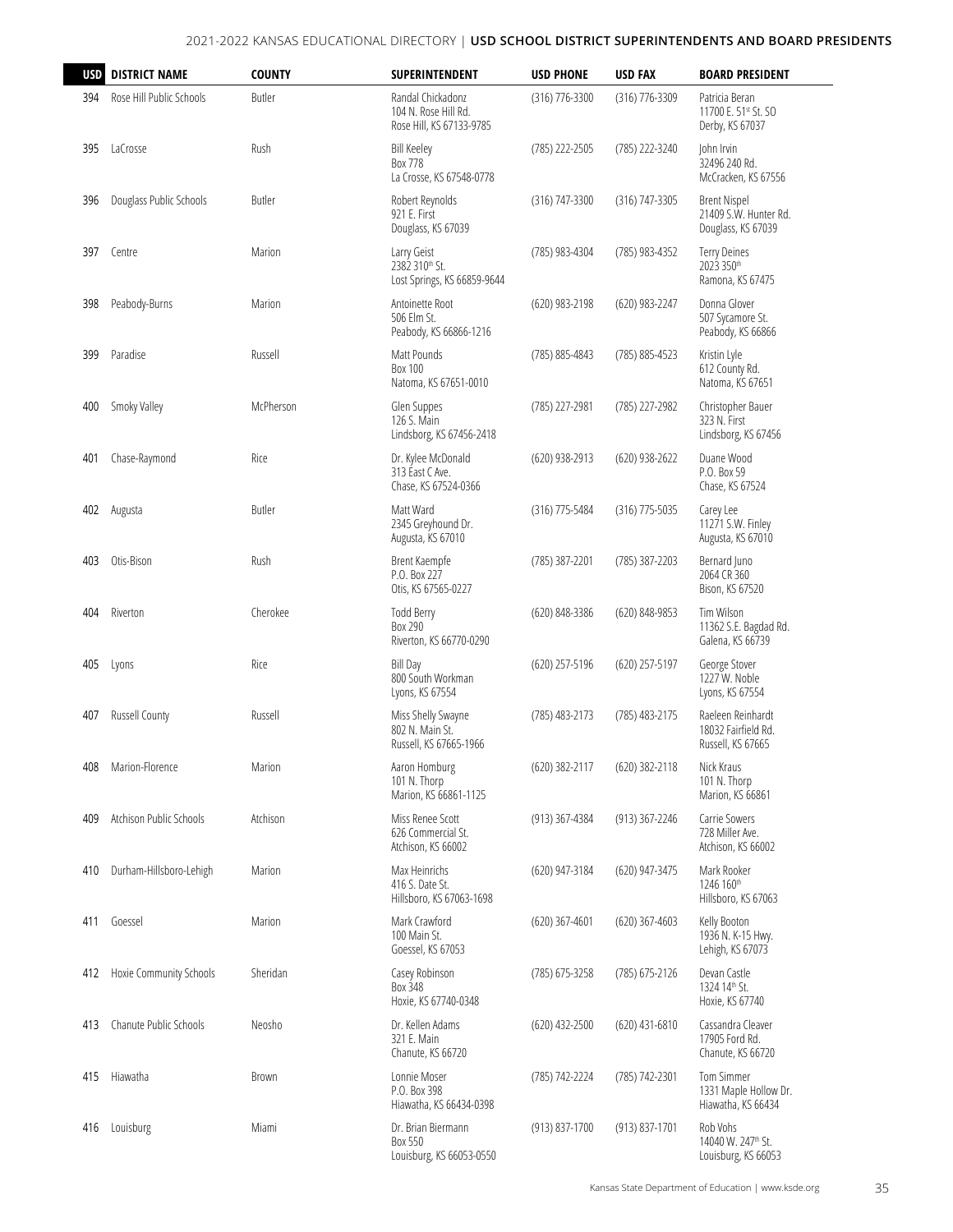| USD | DISTRICT NAME | COUNTY | SUPERINTENDENT | USD PHONE | USD FAX | BOARD PRESIDENT |
|---|---|---|---|---|---|---|
| 394 | Rose Hill Public Schools | Butler | Randal Chickadonz<br>104 N. Rose Hill Rd.<br>Rose Hill, KS 67133-9785 | (316) 776-3300 | (316) 776-3309 | Patricia Beran<br>11700 E. 51st St. SO<br>Derby, KS 67037 |
| 395 | LaCrosse | Rush | Bill Keeley<br>Box 778<br>La Crosse, KS 67548-0778 | (785) 222-2505 | (785) 222-3240 | John Irvin<br>32496 240 Rd.<br>McCracken, KS 67556 |
| 396 | Douglass Public Schools | Butler | Robert Reynolds<br>921 E. First<br>Douglass, KS 67039 | (316) 747-3300 | (316) 747-3305 | Brent Nispel<br>21409 S.W. Hunter Rd.<br>Douglass, KS 67039 |
| 397 | Centre | Marion | Larry Geist<br>2382 310th St.<br>Lost Springs, KS 66859-9644 | (785) 983-4304 | (785) 983-4352 | Terry Deines<br>2023 350th<br>Ramona, KS 67475 |
| 398 | Peabody-Burns | Marion | Antoinette Root<br>506 Elm St.<br>Peabody, KS 66866-1216 | (620) 983-2198 | (620) 983-2247 | Donna Glover<br>507 Sycamore St.<br>Peabody, KS 66866 |
| 399 | Paradise | Russell | Matt Pounds<br>Box 100<br>Natoma, KS 67651-0010 | (785) 885-4843 | (785) 885-4523 | Kristin Lyle<br>612 County Rd.<br>Natoma, KS 67651 |
| 400 | Smoky Valley | McPherson | Glen Suppes<br>126 S. Main<br>Lindsborg, KS 67456-2418 | (785) 227-2981 | (785) 227-2982 | Christopher Bauer<br>323 N. First<br>Lindsborg, KS 67456 |
| 401 | Chase-Raymond | Rice | Dr. Kylee McDonald<br>313 East C Ave.<br>Chase, KS 67524-0366 | (620) 938-2913 | (620) 938-2622 | Duane Wood<br>P.O. Box 59<br>Chase, KS 67524 |
| 402 | Augusta | Butler | Matt Ward<br>2345 Greyhound Dr.<br>Augusta, KS 67010 | (316) 775-5484 | (316) 775-5035 | Carey Lee<br>11271 S.W. Finley<br>Augusta, KS 67010 |
| 403 | Otis-Bison | Rush | Brent Kaempfe<br>P.O. Box 227<br>Otis, KS 67565-0227 | (785) 387-2201 | (785) 387-2203 | Bernard Juno<br>2064 CR 360<br>Bison, KS 67520 |
| 404 | Riverton | Cherokee | Todd Berry<br>Box 290<br>Riverton, KS 66770-0290 | (620) 848-3386 | (620) 848-9853 | Tim Wilson<br>11362 S.E. Bagdad Rd.<br>Galena, KS 66739 |
| 405 | Lyons | Rice | Bill Day<br>800 South Workman<br>Lyons, KS 67554 | (620) 257-5196 | (620) 257-5197 | George Stover<br>1227 W. Noble<br>Lyons, KS 67554 |
| 407 | Russell County | Russell | Miss Shelly Swayne<br>802 N. Main St.<br>Russell, KS 67665-1966 | (785) 483-2173 | (785) 483-2175 | Raeleen Reinhardt<br>18032 Fairfield Rd.<br>Russell, KS 67665 |
| 408 | Marion-Florence | Marion | Aaron Homburg<br>101 N. Thorp<br>Marion, KS 66861-1125 | (620) 382-2117 | (620) 382-2118 | Nick Kraus<br>101 N. Thorp<br>Marion, KS 66861 |
| 409 | Atchison Public Schools | Atchison | Miss Renee Scott<br>626 Commercial St.<br>Atchison, KS 66002 | (913) 367-4384 | (913) 367-2246 | Carrie Sowers<br>728 Miller Ave.<br>Atchison, KS 66002 |
| 410 | Durham-Hillsboro-Lehigh | Marion | Max Heinrichs<br>416 S. Date St.<br>Hillsboro, KS 67063-1698 | (620) 947-3184 | (620) 947-3475 | Mark Rooker<br>1246 160th<br>Hillsboro, KS 67063 |
| 411 | Goessel | Marion | Mark Crawford<br>100 Main St.<br>Goessel, KS 67053 | (620) 367-4601 | (620) 367-4603 | Kelly Booton<br>1936 N. K-15 Hwy.<br>Lehigh, KS 67073 |
| 412 | Hoxie Community Schools | Sheridan | Casey Robinson<br>Box 348<br>Hoxie, KS 67740-0348 | (785) 675-3258 | (785) 675-2126 | Devan Castle<br>1324 14th St.<br>Hoxie, KS 67740 |
| 413 | Chanute Public Schools | Neosho | Dr. Kellen Adams<br>321 E. Main<br>Chanute, KS 66720 | (620) 432-2500 | (620) 431-6810 | Cassandra Cleaver<br>17905 Ford Rd.<br>Chanute, KS 66720 |
| 415 | Hiawatha | Brown | Lonnie Moser<br>P.O. Box 398<br>Hiawatha, KS 66434-0398 | (785) 742-2224 | (785) 742-2301 | Tom Simmer<br>1331 Maple Hollow Dr.<br>Hiawatha, KS 66434 |
| 416 | Louisburg | Miami | Dr. Brian Biermann<br>Box 550<br>Louisburg, KS 66053-0550 | (913) 837-1700 | (913) 837-1701 | Rob Vohs<br>14040 W. 247th St.<br>Louisburg, KS 66053 |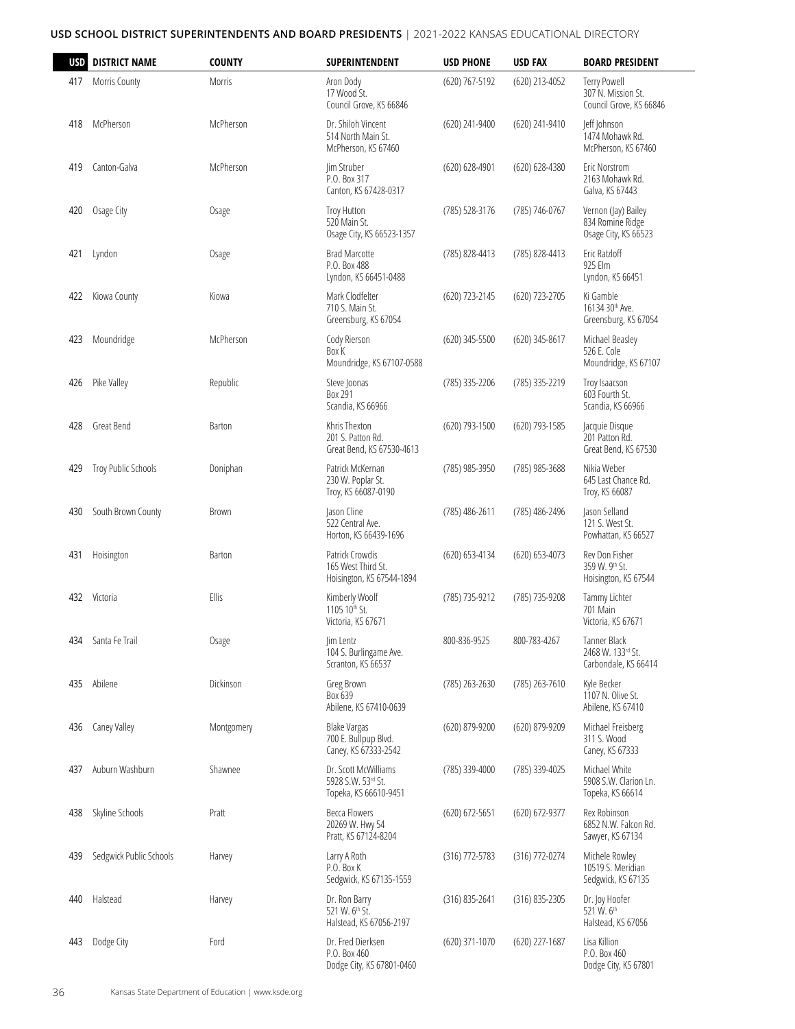## USD SCHOOL DISTRICT SUPERINTENDENTS AND BOARD PRESIDENTS | 2021-2022 KANSAS EDUCATIONAL DIRECTORY

| USD | DISTRICT NAME | COUNTY | SUPERINTENDENT | USD PHONE | USD FAX | BOARD PRESIDENT |
|---|---|---|---|---|---|---|
| 417 | Morris County | Morris | Aron Dody<br>17 Wood St.<br>Council Grove, KS 66846 | (620) 767-5192 | (620) 213-4052 | Terry Powell<br>307 N. Mission St.<br>Council Grove, KS 66846 |
| 418 | McPherson | McPherson | Dr. Shiloh Vincent<br>514 North Main St.<br>McPherson, KS 67460 | (620) 241-9400 | (620) 241-9410 | Jeff Johnson<br>1474 Mohawk Rd.<br>McPherson, KS 67460 |
| 419 | Canton-Galva | McPherson | Jim Struber<br>P.O. Box 317<br>Canton, KS 67428-0317 | (620) 628-4901 | (620) 628-4380 | Eric Norstrom<br>2163 Mohawk Rd.<br>Galva, KS 67443 |
| 420 | Osage City | Osage | Troy Hutton<br>520 Main St.<br>Osage City, KS 66523-1357 | (785) 528-3176 | (785) 746-0767 | Vernon (Jay) Bailey<br>834 Romine Ridge<br>Osage City, KS 66523 |
| 421 | Lyndon | Osage | Brad Marcotte<br>P.O. Box 488<br>Lyndon, KS 66451-0488 | (785) 828-4413 | (785) 828-4413 | Eric Ratzloff<br>925 Elm<br>Lyndon, KS 66451 |
| 422 | Kiowa County | Kiowa | Mark Clodfelter<br>710 S. Main St.<br>Greensburg, KS 67054 | (620) 723-2145 | (620) 723-2705 | Ki Gamble<br>16134 30th Ave.<br>Greensburg, KS 67054 |
| 423 | Moundridge | McPherson | Cody Rierson<br>Box K<br>Moundridge, KS 67107-0588 | (620) 345-5500 | (620) 345-8617 | Michael Beasley<br>526 E. Cole<br>Moundridge, KS 67107 |
| 426 | Pike Valley | Republic | Steve Joonas<br>Box 291<br>Scandia, KS 66966 | (785) 335-2206 | (785) 335-2219 | Troy Isaacson<br>603 Fourth St.<br>Scandia, KS 66966 |
| 428 | Great Bend | Barton | Khris Thexton<br>201 S. Patton Rd.<br>Great Bend, KS 67530-4613 | (620) 793-1500 | (620) 793-1585 | Jacquie Disque<br>201 Patton Rd.<br>Great Bend, KS 67530 |
| 429 | Troy Public Schools | Doniphan | Patrick McKernan<br>230 W. Poplar St.<br>Troy, KS 66087-0190 | (785) 985-3950 | (785) 985-3688 | Nikia Weber<br>645 Last Chance Rd.<br>Troy, KS 66087 |
| 430 | South Brown County | Brown | Jason Cline<br>522 Central Ave.<br>Horton, KS 66439-1696 | (785) 486-2611 | (785) 486-2496 | Jason Selland<br>121 S. West St.<br>Powhattan, KS 66527 |
| 431 | Hoisington | Barton | Patrick Crowdis<br>165 West Third St.<br>Hoisington, KS 67544-1894 | (620) 653-4134 | (620) 653-4073 | Rev Don Fisher<br>359 W. 9th St.<br>Hoisington, KS 67544 |
| 432 | Victoria | Ellis | Kimberly Woolf<br>1105 10th St.<br>Victoria, KS 67671 | (785) 735-9212 | (785) 735-9208 | Tammy Lichter<br>701 Main<br>Victoria, KS 67671 |
| 434 | Santa Fe Trail | Osage | Jim Lentz<br>104 S. Burlingame Ave.<br>Scranton, KS 66537 | 800-836-9525 | 800-783-4267 | Tanner Black<br>2468 W. 133rd St.<br>Carbondale, KS 66414 |
| 435 | Abilene | Dickinson | Greg Brown<br>Box 639<br>Abilene, KS 67410-0639 | (785) 263-2630 | (785) 263-7610 | Kyle Becker<br>1107 N. Olive St.<br>Abilene, KS 67410 |
| 436 | Caney Valley | Montgomery | Blake Vargas<br>700 E. Bullpup Blvd.<br>Caney, KS 67333-2542 | (620) 879-9200 | (620) 879-9209 | Michael Freisberg<br>311 S. Wood<br>Caney, KS 67333 |
| 437 | Auburn Washburn | Shawnee | Dr. Scott McWilliams<br>5928 S.W. 53rd St.<br>Topeka, KS 66610-9451 | (785) 339-4000 | (785) 339-4025 | Michael White<br>5908 S.W. Clarion Ln.<br>Topeka, KS 66614 |
| 438 | Skyline Schools | Pratt | Becca Flowers<br>20269 W. Hwy 54<br>Pratt, KS 67124-8204 | (620) 672-5651 | (620) 672-9377 | Rex Robinson<br>6852 N.W. Falcon Rd.<br>Sawyer, KS 67134 |
| 439 | Sedgwick Public Schools | Harvey | Larry A Roth<br>P.O. Box K<br>Sedgwick, KS 67135-1559 | (316) 772-5783 | (316) 772-0274 | Michele Rowley<br>10519 S. Meridian<br>Sedgwick, KS 67135 |
| 440 | Halstead | Harvey | Dr. Ron Barry<br>521 W. 6th St.<br>Halstead, KS 67056-2197 | (316) 835-2641 | (316) 835-2305 | Dr. Joy Hoofer<br>521 W. 6th<br>Halstead, KS 67056 |
| 443 | Dodge City | Ford | Dr. Fred Dierksen<br>P.O. Box 460<br>Dodge City, KS 67801-0460 | (620) 371-1070 | (620) 227-1687 | Lisa Killion<br>P.O. Box 460<br>Dodge City, KS 67801 |

Kansas State Department of Education | www.ksde.org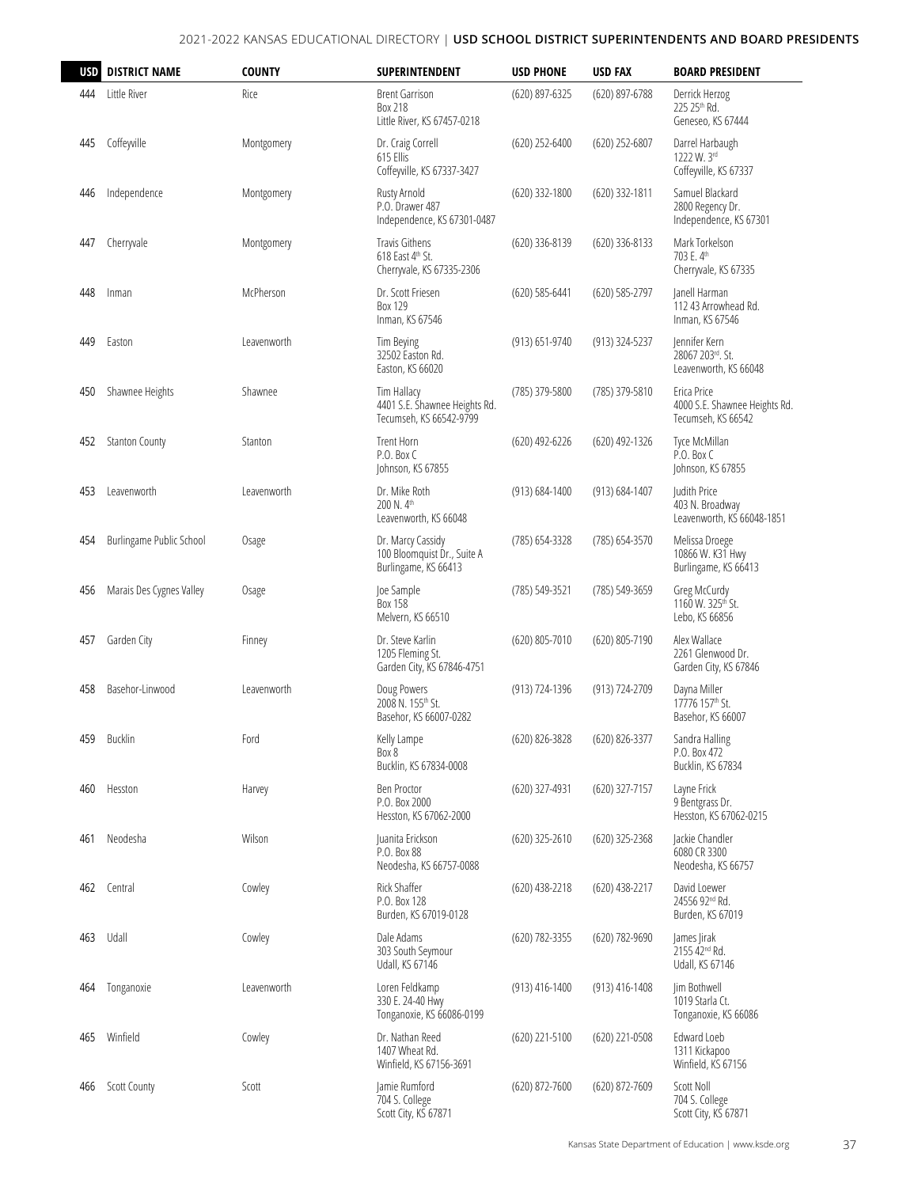| USD | DISTRICT NAME | COUNTY | SUPERINTENDENT | USD PHONE | USD FAX | BOARD PRESIDENT |
|---|---|---|---|---|---|---|
| 444 | Little River | Rice | Brent Garrison<br>Box 218<br>Little River, KS 67457-0218 | (620) 897-6325 | (620) 897-6788 | Derrick Herzog<br>225 25th Rd.<br>Geneseo, KS 67444 |
| 445 | Coffeyville | Montgomery | Dr. Craig Correll<br>615 Ellis<br>Coffeyville, KS 67337-3427 | (620) 252-6400 | (620) 252-6807 | Darrel Harbaugh<br>1222 W. 3rd<br>Coffeyville, KS 67337 |
| 446 | Independence | Montgomery | Rusty Arnold<br>P.O. Drawer 487<br>Independence, KS 67301-0487 | (620) 332-1800 | (620) 332-1811 | Samuel Blackard<br>2800 Regency Dr.<br>Independence, KS 67301 |
| 447 | Cherryvale | Montgomery | Travis Githens<br>618 East 4th St.<br>Cherryvale, KS 67335-2306 | (620) 336-8139 | (620) 336-8133 | Mark Torkelson<br>703 E. 4th<br>Cherryvale, KS 67335 |
| 448 | Inman | McPherson | Dr. Scott Friesen<br>Box 129<br>Inman, KS 67546 | (620) 585-6441 | (620) 585-2797 | Janell Harman<br>112 43 Arrowhead Rd.<br>Inman, KS 67546 |
| 449 | Easton | Leavenworth | Tim Beying<br>32502 Easton Rd.<br>Easton, KS 66020 | (913) 651-9740 | (913) 324-5237 | Jennifer Kern<br>28067 203rd. St.<br>Leavenworth, KS 66048 |
| 450 | Shawnee Heights | Shawnee | Tim Hallacy<br>4401 S.E. Shawnee Heights Rd.<br>Tecumseh, KS 66542-9799 | (785) 379-5800 | (785) 379-5810 | Erica Price<br>4000 S.E. Shawnee Heights Rd.<br>Tecumseh, KS 66542 |
| 452 | Stanton County | Stanton | Trent Horn<br>P.O. Box C<br>Johnson, KS 67855 | (620) 492-6226 | (620) 492-1326 | Tyce McMillan<br>P.O. Box C<br>Johnson, KS 67855 |
| 453 | Leavenworth | Leavenworth | Dr. Mike Roth<br>200 N. 4th<br>Leavenworth, KS 66048 | (913) 684-1400 | (913) 684-1407 | Judith Price<br>403 N. Broadway<br>Leavenworth, KS 66048-1851 |
| 454 | Burlingame Public School | Osage | Dr. Marcy Cassidy<br>100 Bloomquist Dr., Suite A<br>Burlingame, KS 66413 | (785) 654-3328 | (785) 654-3570 | Melissa Droege<br>10866 W. K31 Hwy<br>Burlingame, KS 66413 |
| 456 | Marais Des Cygnes Valley | Osage | Joe Sample<br>Box 158<br>Melvern, KS 66510 | (785) 549-3521 | (785) 549-3659 | Greg McCurdy<br>1160 W. 325th St.<br>Lebo, KS 66856 |
| 457 | Garden City | Finney | Dr. Steve Karlin<br>1205 Fleming St.<br>Garden City, KS 67846-4751 | (620) 805-7010 | (620) 805-7190 | Alex Wallace<br>2261 Glenwood Dr.<br>Garden City, KS 67846 |
| 458 | Basehor-Linwood | Leavenworth | Doug Powers<br>2008 N. 155th St.<br>Basehor, KS 66007-0282 | (913) 724-1396 | (913) 724-2709 | Dayna Miller<br>17776 157th St.<br>Basehor, KS 66007 |
| 459 | Bucklin | Ford | Kelly Lampe<br>Box 8<br>Bucklin, KS 67834-0008 | (620) 826-3828 | (620) 826-3377 | Sandra Halling<br>P.O. Box 472<br>Bucklin, KS 67834 |
| 460 | Hesston | Harvey | Ben Proctor<br>P.O. Box 2000<br>Hesston, KS 67062-2000 | (620) 327-4931 | (620) 327-7157 | Layne Frick<br>9 Bentgrass Dr.<br>Hesston, KS 67062-0215 |
| 461 | Neodesha | Wilson | Juanita Erickson<br>P.O. Box 88<br>Neodesha, KS 66757-0088 | (620) 325-2610 | (620) 325-2368 | Jackie Chandler<br>6080 CR 3300<br>Neodesha, KS 66757 |
| 462 | Central | Cowley | Rick Shaffer<br>P.O. Box 128<br>Burden, KS 67019-0128 | (620) 438-2218 | (620) 438-2217 | David Loewer<br>24556 92nd Rd.<br>Burden, KS 67019 |
| 463 | Udall | Cowley | Dale Adams<br>303 South Seymour<br>Udall, KS 67146 | (620) 782-3355 | (620) 782-9690 | James Jirak<br>2155 42nd Rd.<br>Udall, KS 67146 |
| 464 | Tonganoxie | Leavenworth | Loren Feldkamp<br>330 E. 24-40 Hwy<br>Tonganoxie, KS 66086-0199 | (913) 416-1400 | (913) 416-1408 | Jim Bothwell<br>1019 Starla Ct.<br>Tonganoxie, KS 66086 |
| 465 | Winfield | Cowley | Dr. Nathan Reed<br>1407 Wheat Rd.<br>Winfield, KS 67156-3691 | (620) 221-5100 | (620) 221-0508 | Edward Loeb<br>1311 Kickapoo<br>Winfield, KS 67156 |
| 466 | Scott County | Scott | Jamie Rumford<br>704 S. College<br>Scott City, KS 67871 | (620) 872-7600 | (620) 872-7609 | Scott Noll<br>704 S. College<br>Scott City, KS 67871 |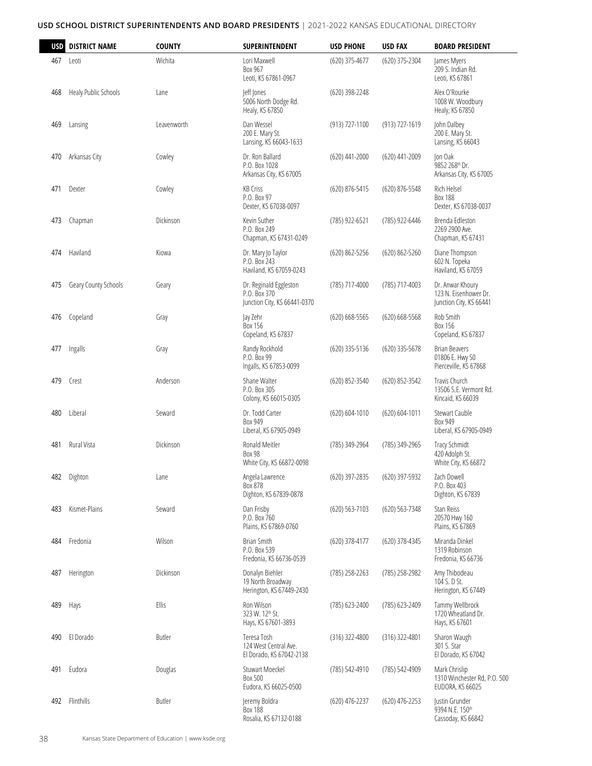## USD SCHOOL DISTRICT SUPERINTENDENTS AND BOARD PRESIDENTS | 2021-2022 KANSAS EDUCATIONAL DIRECTORY

| USD | DISTRICT NAME | COUNTY | SUPERINTENDENT | USD PHONE | USD FAX | BOARD PRESIDENT |
|---|---|---|---|---|---|---|
| 467 | Leoti | Wichita | Lori Maxwell<br>Box 967<br>Leoti, KS 67861-0967 | (620) 375-4677 | (620) 375-2304 | James Myers<br>209 S. Indian Rd.<br>Leoti, KS 67861 |
| 468 | Healy Public Schools | Lane | Jeff Jones<br>5006 North Dodge Rd.<br>Healy, KS 67850 | (620) 398-2248 | | Alex O'Rourke<br>1008 W. Woodbury<br>Healy, KS 67850 |
| 469 | Lansing | Leavenworth | Dan Wessel<br>200 E. Mary St.<br>Lansing, KS 66043-1633 | (913) 727-1100 | (913) 727-1619 | John Dalbey<br>200 E. Mary St.<br>Lansing, KS 66043 |
| 470 | Arkansas City | Cowley | Dr. Ron Ballard<br>P.O. Box 1028<br>Arkansas City, KS 67005 | (620) 441-2000 | (620) 441-2009 | Jon Oak<br>9852 268th Dr.<br>Arkansas City, KS 67005 |
| 471 | Dexter | Cowley | KB Criss<br>P.O. Box 97<br>Dexter, KS 67038-0097 | (620) 876-5415 | (620) 876-5548 | Rich Helsel<br>Box 188<br>Dexter, KS 67038-0037 |
| 473 | Chapman | Dickinson | Kevin Suther<br>P.O. Box 249<br>Chapman, KS 67431-0249 | (785) 922-6521 | (785) 922-6446 | Brenda Edleston<br>2269 2900 Ave.<br>Chapman, KS 67431 |
| 474 | Haviland | Kiowa | Dr. Mary Jo Taylor<br>P.O. Box 243<br>Haviland, KS 67059-0243 | (620) 862-5256 | (620) 862-5260 | Diane Thompson<br>602 N. Topeka<br>Haviland, KS 67059 |
| 475 | Geary County Schools | Geary | Dr. Reginald Eggleston<br>P.O. Box 370<br>Junction City, KS 66441-0370 | (785) 717-4000 | (785) 717-4003 | Dr. Anwar Khoury<br>123 N. Eisenhower Dr.<br>Junction City, KS 66441 |
| 476 | Copeland | Gray | Jay Zehr<br>Box 156<br>Copeland, KS 67837 | (620) 668-5565 | (620) 668-5568 | Rob Smith<br>Box 156<br>Copeland, KS 67837 |
| 477 | Ingalls | Gray | Randy Rockhold<br>P.O. Box 99<br>Ingalls, KS 67853-0099 | (620) 335-5136 | (620) 335-5678 | Brian Beavers<br>01806 E. Hwy 50<br>Pierceville, KS 67868 |
| 479 | Crest | Anderson | Shane Walter<br>P.O. Box 305<br>Colony, KS 66015-0305 | (620) 852-3540 | (620) 852-3542 | Travis Church<br>13506 S.E. Vermont Rd.<br>Kincaid, KS 66039 |
| 480 | Liberal | Seward | Dr. Todd Carter<br>Box 949<br>Liberal, KS 67905-0949 | (620) 604-1010 | (620) 604-1011 | Stewart Cauble<br>Box 949<br>Liberal, KS 67905-0949 |
| 481 | Rural Vista | Dickinson | Ronald Meitler<br>Box 98<br>White City, KS 66872-0098 | (785) 349-2964 | (785) 349-2965 | Tracy Schmidt<br>420 Adolph St.<br>White City, KS 66872 |
| 482 | Dighton | Lane | Angela Lawrence<br>Box 878<br>Dighton, KS 67839-0878 | (620) 397-2835 | (620) 397-5932 | Zach Dowell<br>P.O. Box 403<br>Dighton, KS 67839 |
| 483 | Kismet-Plains | Seward | Dan Frisby<br>P.O. Box 760<br>Plains, KS 67869-0760 | (620) 563-7103 | (620) 563-7348 | Stan Reiss<br>20570 Hwy 160<br>Plains, KS 67869 |
| 484 | Fredonia | Wilson | Brian Smith<br>P.O. Box 539<br>Fredonia, KS 66736-0539 | (620) 378-4177 | (620) 378-4345 | Miranda Dinkel<br>1319 Robinson<br>Fredonia, KS 66736 |
| 487 | Herington | Dickinson | Donalyn Biehler<br>19 North Broadway<br>Herington, KS 67449-2430 | (785) 258-2263 | (785) 258-2982 | Amy Thibodeau<br>104 S. D St.<br>Herington, KS 67449 |
| 489 | Hays | Ellis | Ron Wilson<br>323 W. 12th St.<br>Hays, KS 67601-3893 | (785) 623-2400 | (785) 623-2409 | Tammy Wellbrock<br>1720 Wheatland Dr.<br>Hays, KS 67601 |
| 490 | El Dorado | Butler | Teresa Tosh<br>124 West Central Ave.<br>El Dorado, KS 67042-2138 | (316) 322-4800 | (316) 322-4801 | Sharon Waugh<br>301 S. Star<br>El Dorado, KS 67042 |
| 491 | Eudora | Douglas | Stuwart Moeckel<br>Box 500<br>Eudora, KS 66025-0500 | (785) 542-4910 | (785) 542-4909 | Mark Chrislip<br>1310 Winchester Rd, P.O. 500<br>EUDORA, KS 66025 |
| 492 | Flinthills | Butler | Jeremy Boldra<br>Box 188<br>Rosalia, KS 67132-0188 | (620) 476-2237 | (620) 476-2253 | Justin Grunder<br>9394 N.E. 150th<br>Cassoday, KS 66842 |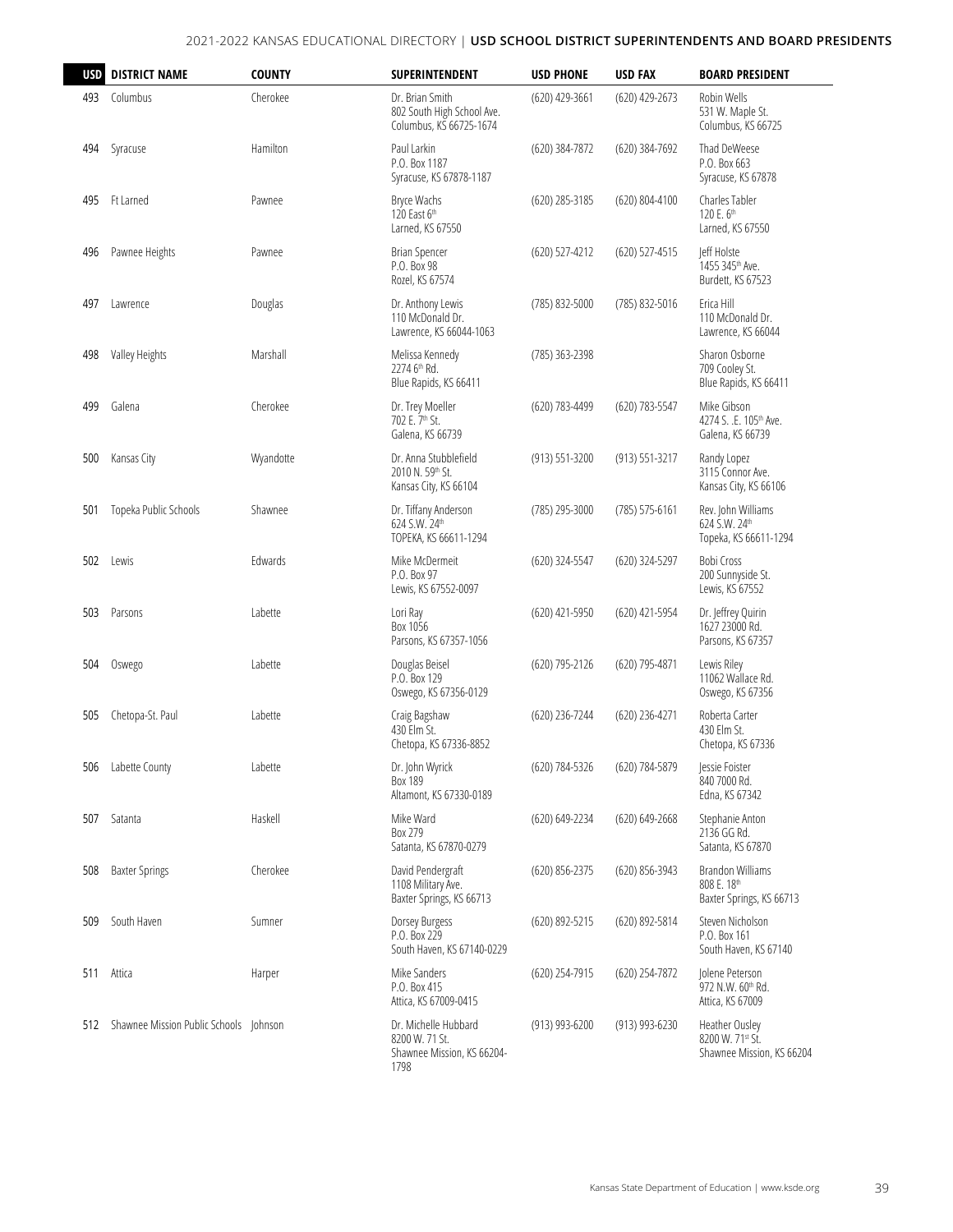| USD | DISTRICT NAME | COUNTY | SUPERINTENDENT | USD PHONE | USD FAX | BOARD PRESIDENT |
|---|---|---|---|---|---|---|
| 493 | Columbus | Cherokee | Dr. Brian Smith<br>802 South High School Ave.<br>Columbus, KS 66725-1674 | (620) 429-3661 | (620) 429-2673 | Robin Wells<br>531 W. Maple St.<br>Columbus, KS 66725 |
| 494 | Syracuse | Hamilton | Paul Larkin<br>P.O. Box 1187<br>Syracuse, KS 67878-1187 | (620) 384-7872 | (620) 384-7692 | Thad DeWeese<br>P.O. Box 663<br>Syracuse, KS 67878 |
| 495 | Ft Larned | Pawnee | Bryce Wachs<br>120 East 6th<br>Larned, KS 67550 | (620) 285-3185 | (620) 804-4100 | Charles Tabler<br>120 E. 6th<br>Larned, KS 67550 |
| 496 | Pawnee Heights | Pawnee | Brian Spencer<br>P.O. Box 98<br>Rozel, KS 67574 | (620) 527-4212 | (620) 527-4515 | Jeff Holste<br>1455 345th Ave.<br>Burdett, KS 67523 |
| 497 | Lawrence | Douglas | Dr. Anthony Lewis<br>110 McDonald Dr.<br>Lawrence, KS 66044-1063 | (785) 832-5000 | (785) 832-5016 | Erica Hill<br>110 McDonald Dr.<br>Lawrence, KS 66044 |
| 498 | Valley Heights | Marshall | Melissa Kennedy<br>2274 6th Rd.<br>Blue Rapids, KS 66411 | (785) 363-2398 | | Sharon Osborne<br>709 Cooley St.<br>Blue Rapids, KS 66411 |
| 499 | Galena | Cherokee | Dr. Trey Moeller<br>702 E. 7th St.<br>Galena, KS 66739 | (620) 783-4499 | (620) 783-5547 | Mike Gibson<br>4274 S. .E. 105th Ave.<br>Galena, KS 66739 |
| 500 | Kansas City | Wyandotte | Dr. Anna Stubblefield<br>2010 N. 59th St.<br>Kansas City, KS 66104 | (913) 551-3200 | (913) 551-3217 | Randy Lopez<br>3115 Connor Ave.<br>Kansas City, KS 66106 |
| 501 | Topeka Public Schools | Shawnee | Dr. Tiffany Anderson<br>624 S.W. 24th<br>TOPEKA, KS 66611-1294 | (785) 295-3000 | (785) 575-6161 | Rev. John Williams<br>624 S.W. 24th<br>Topeka, KS 66611-1294 |
| 502 | Lewis | Edwards | Mike McDermeit<br>P.O. Box 97<br>Lewis, KS 67552-0097 | (620) 324-5547 | (620) 324-5297 | Bobi Cross<br>200 Sunnyside St.<br>Lewis, KS 67552 |
| 503 | Parsons | Labette | Lori Ray<br>Box 1056<br>Parsons, KS 67357-1056 | (620) 421-5950 | (620) 421-5954 | Dr. Jeffrey Quirin<br>1627 23000 Rd.<br>Parsons, KS 67357 |
| 504 | Oswego | Labette | Douglas Beisel<br>P.O. Box 129<br>Oswego, KS 67356-0129 | (620) 795-2126 | (620) 795-4871 | Lewis Riley<br>11062 Wallace Rd.<br>Oswego, KS 67356 |
| 505 | Chetopa-St. Paul | Labette | Craig Bagshaw<br>430 Elm St.<br>Chetopa, KS 67336-8852 | (620) 236-7244 | (620) 236-4271 | Roberta Carter<br>430 Elm St.<br>Chetopa, KS 67336 |
| 506 | Labette County | Labette | Dr. John Wyrick<br>Box 189<br>Altamont, KS 67330-0189 | (620) 784-5326 | (620) 784-5879 | Jessie Foister<br>840 7000 Rd.<br>Edna, KS 67342 |
| 507 | Satanta | Haskell | Mike Ward<br>Box 279<br>Satanta, KS 67870-0279 | (620) 649-2234 | (620) 649-2668 | Stephanie Anton<br>2136 GG Rd.<br>Satanta, KS 67870 |
| 508 | Baxter Springs | Cherokee | David Pendergraft<br>1108 Military Ave.<br>Baxter Springs, KS 66713 | (620) 856-2375 | (620) 856-3943 | Brandon Williams<br>808 E. 18th<br>Baxter Springs, KS 66713 |
| 509 | South Haven | Sumner | Dorsey Burgess<br>P.O. Box 229<br>South Haven, KS 67140-0229 | (620) 892-5215 | (620) 892-5814 | Steven Nicholson<br>P.O. Box 161<br>South Haven, KS 67140 |
| 511 | Attica | Harper | Mike Sanders<br>P.O. Box 415<br>Attica, KS 67009-0415 | (620) 254-7915 | (620) 254-7872 | Jolene Peterson<br>972 N.W. 60th Rd.<br>Attica, KS 67009 |
| 512 | Shawnee Mission Public Schools | Johnson | Dr. Michelle Hubbard<br>8200 W. 71 St.<br>Shawnee Mission, KS 66204-1798 | (913) 993-6200 | (913) 993-6230 | Heather Ousley<br>8200 W. 71st St.<br>Shawnee Mission, KS 66204 |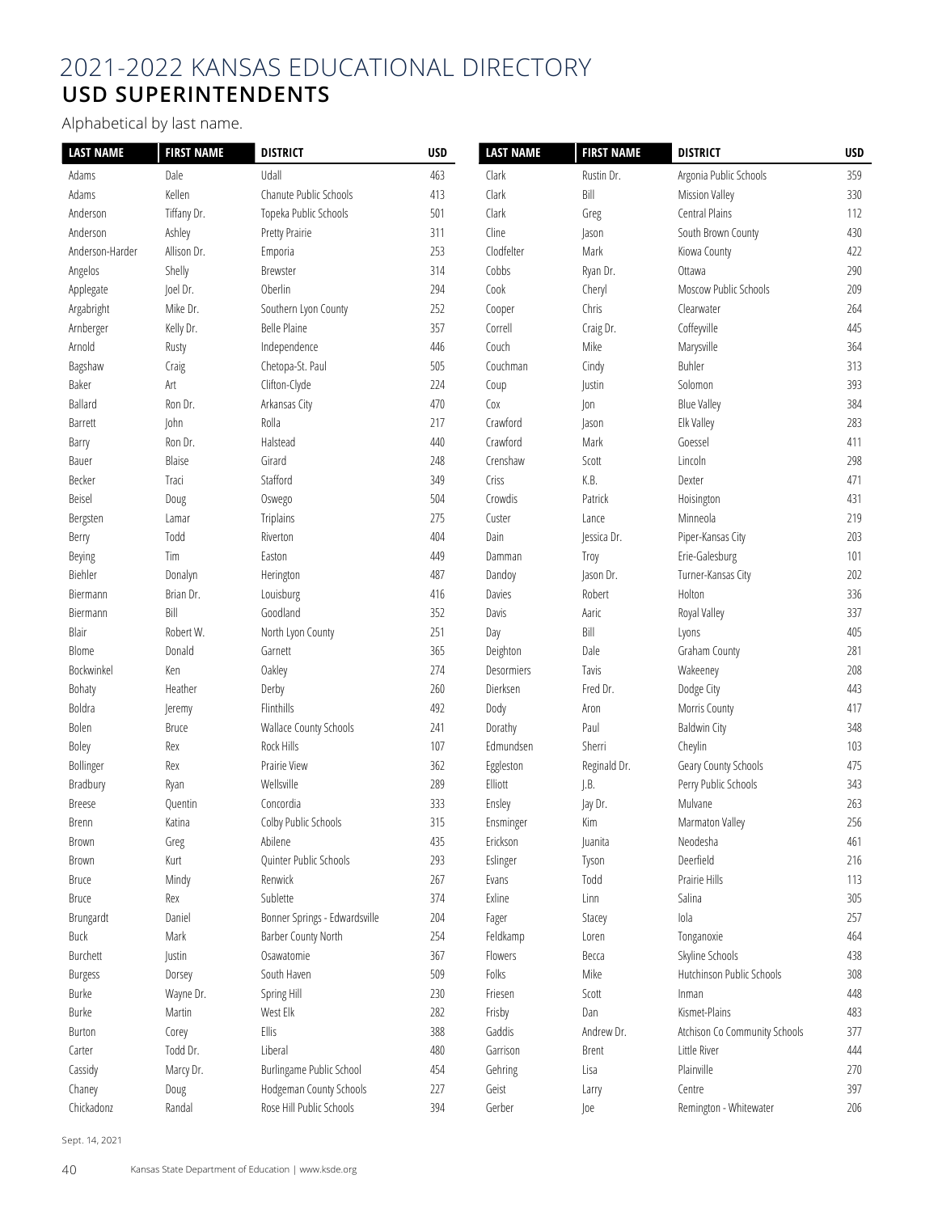# 2021-2022 KANSAS EDUCATIONAL DIRECTORY
## USD SUPERINTENDENTS

Alphabetical by last name.

| LAST NAME | FIRST NAME | DISTRICT | USD |
|---|---|---|---|
| Adams | Dale | Udall | 463 |
| Adams | Kellen | Chanute Public Schools | 413 |
| Anderson | Tiffany Dr. | Topeka Public Schools | 501 |
| Anderson | Ashley | Pretty Prairie | 311 |
| Anderson-Harder | Allison Dr. | Emporia | 253 |
| Angelos | Shelly | Brewster | 314 |
| Applegate | Joel Dr. | Oberlin | 294 |
| Argabright | Mike Dr. | Southern Lyon County | 252 |
| Arnberger | Kelly Dr. | Belle Plaine | 357 |
| Arnold | Rusty | Independence | 446 |
| Bagshaw | Craig | Chetopa-St. Paul | 505 |
| Baker | Art | Clifton-Clyde | 224 |
| Ballard | Ron Dr. | Arkansas City | 470 |
| Barrett | John | Rolla | 217 |
| Barry | Ron Dr. | Halstead | 440 |
| Bauer | Blaise | Girard | 248 |
| Becker | Traci | Stafford | 349 |
| Beisel | Doug | Oswego | 504 |
| Bergsten | Lamar | Triplains | 275 |
| Berry | Todd | Riverton | 404 |
| Beying | Tim | Easton | 449 |
| Biehler | Donalyn | Herington | 487 |
| Biermann | Brian Dr. | Louisburg | 416 |
| Biermann | Bill | Goodland | 352 |
| Blair | Robert W. | North Lyon County | 251 |
| Blome | Donald | Garnett | 365 |
| Bockwinkel | Ken | Oakley | 274 |
| Bohaty | Heather | Derby | 260 |
| Boldra | Jeremy | Flinthills | 492 |
| Bolen | Bruce | Wallace County Schools | 241 |
| Boley | Rex | Rock Hills | 107 |
| Bollinger | Rex | Prairie View | 362 |
| Bradbury | Ryan | Wellsville | 289 |
| Breese | Quentin | Concordia | 333 |
| Brenn | Katina | Colby Public Schools | 315 |
| Brown | Greg | Abilene | 435 |
| Brown | Kurt | Quinter Public Schools | 293 |
| Bruce | Mindy | Renwick | 267 |
| Bruce | Rex | Sublette | 374 |
| Brungardt | Daniel | Bonner Springs - Edwardsville | 204 |
| Buck | Mark | Barber County North | 254 |
| Burchett | Justin | Osawatomie | 367 |
| Burgess | Dorsey | South Haven | 509 |
| Burke | Wayne Dr. | Spring Hill | 230 |
| Burke | Martin | West Elk | 282 |
| Burton | Corey | Ellis | 388 |
| Carter | Todd Dr. | Liberal | 480 |
| Cassidy | Marcy Dr. | Burlingame Public School | 454 |
| Chaney | Doug | Hodgeman County Schools | 227 |
| Chickadonz | Randal | Rose Hill Public Schools | 394 |
| Clark | Rustin Dr. | Argonia Public Schools | 359 |
| Clark | Bill | Mission Valley | 330 |
| Clark | Greg | Central Plains | 112 |
| Cline | Jason | South Brown County | 430 |
| Clodfelter | Mark | Kiowa County | 422 |
| Cobbs | Ryan Dr. | Ottawa | 290 |
| Cook | Cheryl | Moscow Public Schools | 209 |
| Cooper | Chris | Clearwater | 264 |
| Correll | Craig Dr. | Coffeyville | 445 |
| Couch | Mike | Marysville | 364 |
| Couchman | Cindy | Buhler | 313 |
| Coup | Justin | Solomon | 393 |
| Cox | Jon | Blue Valley | 384 |
| Crawford | Jason | Elk Valley | 283 |
| Crawford | Mark | Goessel | 411 |
| Crenshaw | Scott | Lincoln | 298 |
| Criss | K.B. | Dexter | 471 |
| Crowdis | Patrick | Hoisington | 431 |
| Custer | Lance | Minneola | 219 |
| Dain | Jessica Dr. | Piper-Kansas City | 203 |
| Damman | Troy | Erie-Galesburg | 101 |
| Dandoy | Jason Dr. | Turner-Kansas City | 202 |
| Davies | Robert | Holton | 336 |
| Davis | Aaric | Royal Valley | 337 |
| Day | Bill | Lyons | 405 |
| Deighton | Dale | Graham County | 281 |
| Desormiers | Tavis | Wakeeney | 208 |
| Dierksen | Fred Dr. | Dodge City | 443 |
| Dody | Aron | Morris County | 417 |
| Dorathy | Paul | Baldwin City | 348 |
| Edmundsen | Sherri | Cheylin | 103 |
| Eggleston | Reginald Dr. | Geary County Schools | 475 |
| Elliott | J.B. | Perry Public Schools | 343 |
| Ensley | Jay Dr. | Mulvane | 263 |
| Ensminger | Kim | Marmaton Valley | 256 |
| Erickson | Juanita | Neodesha | 461 |
| Eslinger | Tyson | Deerfield | 216 |
| Evans | Todd | Prairie Hills | 113 |
| Exline | Linn | Salina | 305 |
| Fager | Stacey | Iola | 257 |
| Feldkamp | Loren | Tonganoxie | 464 |
| Flowers | Becca | Skyline Schools | 438 |
| Folks | Mike | Hutchinson Public Schools | 308 |
| Friesen | Scott | Inman | 448 |
| Frisby | Dan | Kismet-Plains | 483 |
| Gaddis | Andrew Dr. | Atchison Co Community Schools | 377 |
| Garrison | Brent | Little River | 444 |
| Gehring | Lisa | Plainville | 270 |
| Geist | Larry | Centre | 397 |
| Gerber | Joe | Remington - Whitewater | 206 |

Sept. 14, 2021

Kansas State Department of Education | www.ksde.org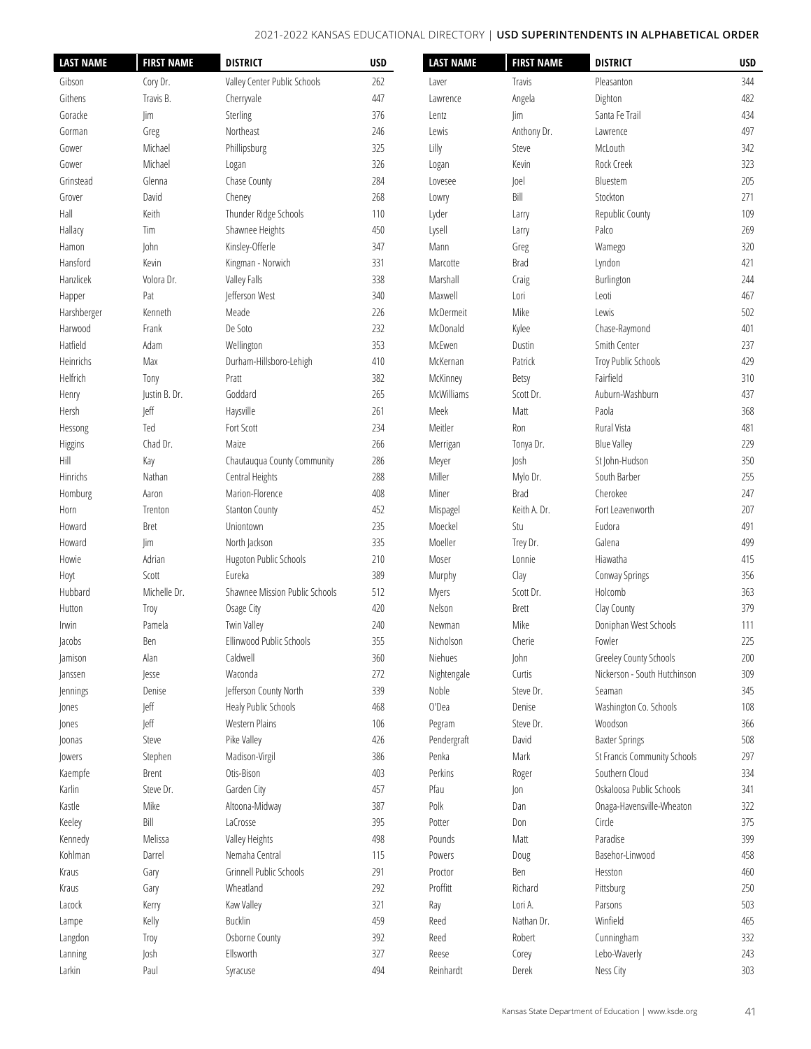| LAST NAME | FIRST NAME | DISTRICT | USD |
|---|---|---|---|
| Gibson | Cory Dr. | Valley Center Public Schools | 262 |
| Githens | Travis B. | Cherryvale | 447 |
| Goracke | Jim | Sterling | 376 |
| Gorman | Greg | Northeast | 246 |
| Gower | Michael | Phillipsburg | 325 |
| Gower | Michael | Logan | 326 |
| Grinstead | Glenna | Chase County | 284 |
| Grover | David | Cheney | 268 |
| Hall | Keith | Thunder Ridge Schools | 110 |
| Hallacy | Tim | Shawnee Heights | 450 |
| Hamon | John | Kinsley-Offerle | 347 |
| Hansford | Kevin | Kingman - Norwich | 331 |
| Hanzlicek | Volora Dr. | Valley Falls | 338 |
| Happer | Pat | Jefferson West | 340 |
| Harshberger | Kenneth | Meade | 226 |
| Harwood | Frank | De Soto | 232 |
| Hatfield | Adam | Wellington | 353 |
| Heinrichs | Max | Durham-Hillsboro-Lehigh | 410 |
| Helfrich | Tony | Pratt | 382 |
| Henry | Justin B. Dr. | Goddard | 265 |
| Hersh | Jeff | Haysville | 261 |
| Hessong | Ted | Fort Scott | 234 |
| Higgins | Chad Dr. | Maize | 266 |
| Hill | Kay | Chautauqua County Community | 286 |
| Hinrichs | Nathan | Central Heights | 288 |
| Homburg | Aaron | Marion-Florence | 408 |
| Horn | Trenton | Stanton County | 452 |
| Howard | Bret | Uniontown | 235 |
| Howard | Jim | North Jackson | 335 |
| Howie | Adrian | Hugoton Public Schools | 210 |
| Hoyt | Scott | Eureka | 389 |
| Hubbard | Michelle Dr. | Shawnee Mission Public Schools | 512 |
| Hutton | Troy | Osage City | 420 |
| Irwin | Pamela | Twin Valley | 240 |
| Jacobs | Ben | Ellinwood Public Schools | 355 |
| Jamison | Alan | Caldwell | 360 |
| Janssen | Jesse | Waconda | 272 |
| Jennings | Denise | Jefferson County North | 339 |
| Jones | Jeff | Healy Public Schools | 468 |
| Jones | Jeff | Western Plains | 106 |
| Joonas | Steve | Pike Valley | 426 |
| Jowers | Stephen | Madison-Virgil | 386 |
| Kaempfe | Brent | Otis-Bison | 403 |
| Karlin | Steve Dr. | Garden City | 457 |
| Kastle | Mike | Altoona-Midway | 387 |
| Keeley | Bill | LaCrosse | 395 |
| Kennedy | Melissa | Valley Heights | 498 |
| Kohlman | Darrel | Nemaha Central | 115 |
| Kraus | Gary | Grinnell Public Schools | 291 |
| Kraus | Gary | Wheatland | 292 |
| Lacock | Kerry | Kaw Valley | 321 |
| Lampe | Kelly | Bucklin | 459 |
| Langdon | Troy | Osborne County | 392 |
| Lanning | Josh | Ellsworth | 327 |
| Larkin | Paul | Syracuse | 494 |
| Laver | Travis | Pleasanton | 344 |
| Lawrence | Angela | Dighton | 482 |
| Lentz | Jim | Santa Fe Trail | 434 |
| Lewis | Anthony Dr. | Lawrence | 497 |
| Lilly | Steve | McLouth | 342 |
| Logan | Kevin | Rock Creek | 323 |
| Lovesee | Joel | Bluestem | 205 |
| Lowry | Bill | Stockton | 271 |
| Lyder | Larry | Republic County | 109 |
| Lysell | Larry | Palco | 269 |
| Mann | Greg | Wamego | 320 |
| Marcotte | Brad | Lyndon | 421 |
| Marshall | Craig | Burlington | 244 |
| Maxwell | Lori | Leoti | 467 |
| McDermeit | Mike | Lewis | 502 |
| McDonald | Kylee | Chase-Raymond | 401 |
| McEwen | Dustin | Smith Center | 237 |
| McKernan | Patrick | Troy Public Schools | 429 |
| McKinney | Betsy | Fairfield | 310 |
| McWilliams | Scott Dr. | Auburn-Washburn | 437 |
| Meek | Matt | Paola | 368 |
| Meitler | Ron | Rural Vista | 481 |
| Merrigan | Tonya Dr. | Blue Valley | 229 |
| Meyer | Josh | St John-Hudson | 350 |
| Miller | Mylo Dr. | South Barber | 255 |
| Miner | Brad | Cherokee | 247 |
| Mispagel | Keith A. Dr. | Fort Leavenworth | 207 |
| Moeckel | Stu | Eudora | 491 |
| Moeller | Trey Dr. | Galena | 499 |
| Moser | Lonnie | Hiawatha | 415 |
| Murphy | Clay | Conway Springs | 356 |
| Myers | Scott Dr. | Holcomb | 363 |
| Nelson | Brett | Clay County | 379 |
| Newman | Mike | Doniphan West Schools | 111 |
| Nicholson | Cherie | Fowler | 225 |
| Niehues | John | Greeley County Schools | 200 |
| Nightengale | Curtis | Nickerson - South Hutchinson | 309 |
| Noble | Steve Dr. | Seaman | 345 |
| O'Dea | Denise | Washington Co. Schools | 108 |
| Pegram | Steve Dr. | Woodson | 366 |
| Pendergraft | David | Baxter Springs | 508 |
| Penka | Mark | St Francis Community Schools | 297 |
| Perkins | Roger | Southern Cloud | 334 |
| Pfau | Jon | Oskaloosa Public Schools | 341 |
| Polk | Dan | Onaga-Havensville-Wheaton | 322 |
| Potter | Don | Circle | 375 |
| Pounds | Matt | Paradise | 399 |
| Powers | Doug | Basehor-Linwood | 458 |
| Proctor | Ben | Hesston | 460 |
| Proffitt | Richard | Pittsburg | 250 |
| Ray | Lori A. | Parsons | 503 |
| Reed | Nathan Dr. | Winfield | 465 |
| Reed | Robert | Cunningham | 332 |
| Reese | Corey | Lebo-Waverly | 243 |
| Reinhardt | Derek | Ness City | 303 |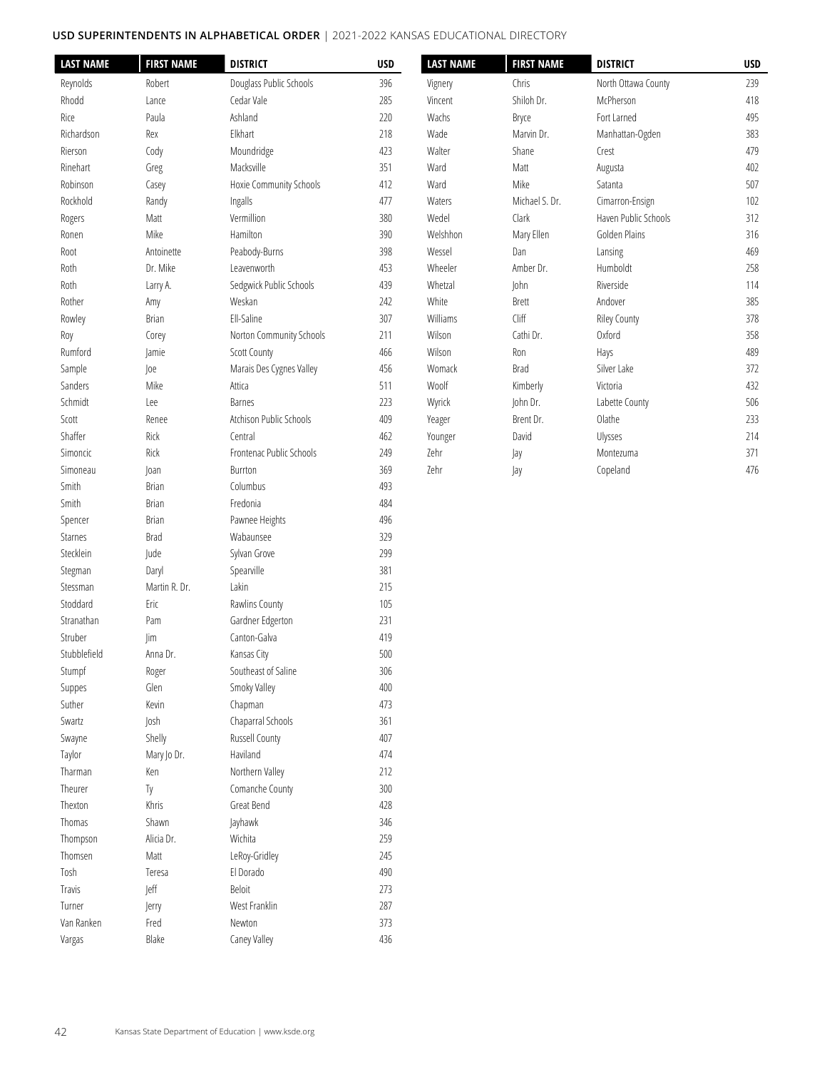**USD SUPERINTENDENTS IN ALPHABETICAL ORDER** | 2021-2022 KANSAS EDUCATIONAL DIRECTORY

| LAST NAME | FIRST NAME | DISTRICT | USD |
|---|---|---|---|
| Reynolds | Robert | Douglass Public Schools | 396 |
| Rhodd | Lance | Cedar Vale | 285 |
| Rice | Paula | Ashland | 220 |
| Richardson | Rex | Elkhart | 218 |
| Rierson | Cody | Moundridge | 423 |
| Rinehart | Greg | Macksville | 351 |
| Robinson | Casey | Hoxie Community Schools | 412 |
| Rockhold | Randy | Ingalls | 477 |
| Rogers | Matt | Vermillion | 380 |
| Ronen | Mike | Hamilton | 390 |
| Root | Antoinette | Peabody-Burns | 398 |
| Roth | Dr. Mike | Leavenworth | 453 |
| Roth | Larry A. | Sedgwick Public Schools | 439 |
| Rother | Amy | Weskan | 242 |
| Rowley | Brian | Ell-Saline | 307 |
| Roy | Corey | Norton Community Schools | 211 |
| Rumford | Jamie | Scott County | 466 |
| Sample | Joe | Marais Des Cygnes Valley | 456 |
| Sanders | Mike | Attica | 511 |
| Schmidt | Lee | Barnes | 223 |
| Scott | Renee | Atchison Public Schools | 409 |
| Shaffer | Rick | Central | 462 |
| Simoncic | Rick | Frontenac Public Schools | 249 |
| Simoneau | Joan | Burrton | 369 |
| Smith | Brian | Columbus | 493 |
| Smith | Brian | Fredonia | 484 |
| Spencer | Brian | Pawnee Heights | 496 |
| Starnes | Brad | Wabaunsee | 329 |
| Stecklein | Jude | Sylvan Grove | 299 |
| Stegman | Daryl | Spearville | 381 |
| Stessman | Martin R. Dr. | Lakin | 215 |
| Stoddard | Eric | Rawlins County | 105 |
| Stranathan | Pam | Gardner Edgerton | 231 |
| Struber | Jim | Canton-Galva | 419 |
| Stubblefield | Anna Dr. | Kansas City | 500 |
| Stumpf | Roger | Southeast of Saline | 306 |
| Suppes | Glen | Smoky Valley | 400 |
| Suther | Kevin | Chapman | 473 |
| Swartz | Josh | Chaparral Schools | 361 |
| Swayne | Shelly | Russell County | 407 |
| Taylor | Mary Jo Dr. | Haviland | 474 |
| Tharman | Ken | Northern Valley | 212 |
| Theurer | Ty | Comanche County | 300 |
| Thexton | Khris | Great Bend | 428 |
| Thomas | Shawn | Jayhawk | 346 |
| Thompson | Alicia Dr. | Wichita | 259 |
| Thomsen | Matt | LeRoy-Gridley | 245 |
| Tosh | Teresa | El Dorado | 490 |
| Travis | Jeff | Beloit | 273 |
| Turner | Jerry | West Franklin | 287 |
| Van Ranken | Fred | Newton | 373 |
| Vargas | Blake | Caney Valley | 436 |
| Vignery | Chris | North Ottawa County | 239 |
| Vincent | Shiloh Dr. | McPherson | 418 |
| Wachs | Bryce | Fort Larned | 495 |
| Wade | Marvin Dr. | Manhattan-Ogden | 383 |
| Walter | Shane | Crest | 479 |
| Ward | Matt | Augusta | 402 |
| Ward | Mike | Satanta | 507 |
| Waters | Michael S. Dr. | Cimarron-Ensign | 102 |
| Wedel | Clark | Haven Public Schools | 312 |
| Welshhon | Mary Ellen | Golden Plains | 316 |
| Wessel | Dan | Lansing | 469 |
| Wheeler | Amber Dr. | Humboldt | 258 |
| Whetzal | John | Riverside | 114 |
| White | Brett | Andover | 385 |
| Williams | Cliff | Riley County | 378 |
| Wilson | Cathi Dr. | Oxford | 358 |
| Wilson | Ron | Hays | 489 |
| Womack | Brad | Silver Lake | 372 |
| Woolf | Kimberly | Victoria | 432 |
| Wyrick | John Dr. | Labette County | 506 |
| Yeager | Brent Dr. | Olathe | 233 |
| Younger | David | Ulysses | 214 |
| Zehr | Jay | Montezuma | 371 |
| Zehr | Jay | Copeland | 476 |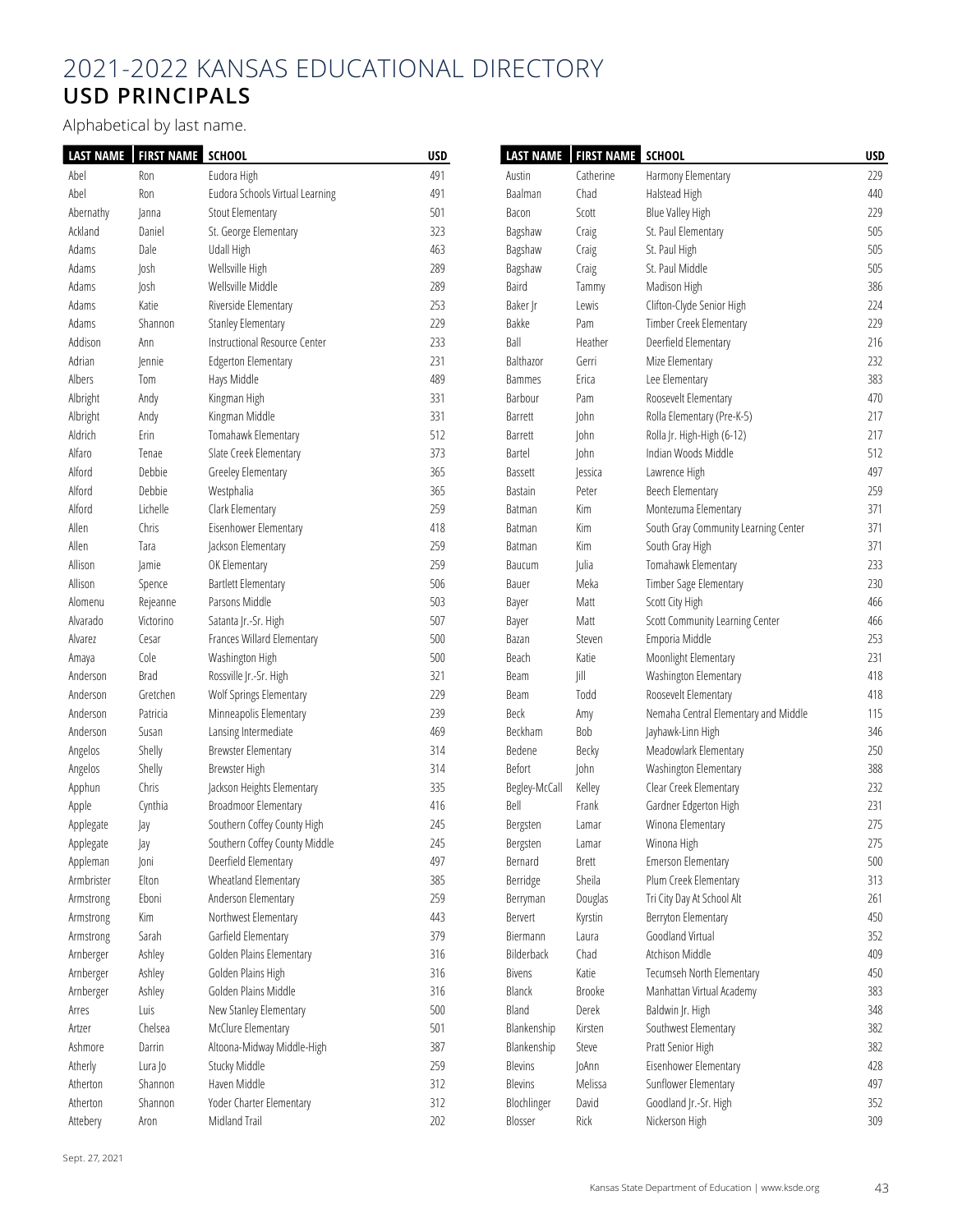# 2021-2022 KANSAS EDUCATIONAL DIRECTORY
## USD PRINCIPALS

Alphabetical by last name.

| LAST NAME | FIRST NAME | SCHOOL | USD |
|---|---|---|---|
| Abel | Ron | Eudora High | 491 |
| Abel | Ron | Eudora Schools Virtual Learning | 491 |
| Abernathy | Janna | Stout Elementary | 501 |
| Ackland | Daniel | St. George Elementary | 323 |
| Adams | Dale | Udall High | 463 |
| Adams | Josh | Wellsville High | 289 |
| Adams | Josh | Wellsville Middle | 289 |
| Adams | Katie | Riverside Elementary | 253 |
| Adams | Shannon | Stanley Elementary | 229 |
| Addison | Ann | Instructional Resource Center | 233 |
| Adrian | Jennie | Edgerton Elementary | 231 |
| Albers | Tom | Hays Middle | 489 |
| Albright | Andy | Kingman High | 331 |
| Albright | Andy | Kingman Middle | 331 |
| Aldrich | Erin | Tomahawk Elementary | 512 |
| Alfaro | Tenae | Slate Creek Elementary | 373 |
| Alford | Debbie | Greeley Elementary | 365 |
| Alford | Debbie | Westphalia | 365 |
| Alford | Lichelle | Clark Elementary | 259 |
| Allen | Chris | Eisenhower Elementary | 418 |
| Allen | Tara | Jackson Elementary | 259 |
| Allison | Jamie | OK Elementary | 259 |
| Allison | Spence | Bartlett Elementary | 506 |
| Alomenu | Rejeanne | Parsons Middle | 503 |
| Alvarado | Victorino | Satanta Jr.-Sr. High | 507 |
| Alvarez | Cesar | Frances Willard Elementary | 500 |
| Amaya | Cole | Washington High | 500 |
| Anderson | Brad | Rossville Jr.-Sr. High | 321 |
| Anderson | Gretchen | Wolf Springs Elementary | 229 |
| Anderson | Patricia | Minneapolis Elementary | 239 |
| Anderson | Susan | Lansing Intermediate | 469 |
| Angelos | Shelly | Brewster Elementary | 314 |
| Angelos | Shelly | Brewster High | 314 |
| Apphun | Chris | Jackson Heights Elementary | 335 |
| Apple | Cynthia | Broadmoor Elementary | 416 |
| Applegate | Jay | Southern Coffey County High | 245 |
| Applegate | Jay | Southern Coffey County Middle | 245 |
| Appleman | Joni | Deerfield Elementary | 497 |
| Armbrister | Elton | Wheatland Elementary | 385 |
| Armstrong | Eboni | Anderson Elementary | 259 |
| Armstrong | Kim | Northwest Elementary | 443 |
| Armstrong | Sarah | Garfield Elementary | 379 |
| Arnberger | Ashley | Golden Plains Elementary | 316 |
| Arnberger | Ashley | Golden Plains High | 316 |
| Arnberger | Ashley | Golden Plains Middle | 316 |
| Arres | Luis | New Stanley Elementary | 500 |
| Artzer | Chelsea | McClure Elementary | 501 |
| Ashmore | Darrin | Altoona-Midway Middle-High | 387 |
| Atherly | Lura Jo | Stucky Middle | 259 |
| Atherton | Shannon | Haven Middle | 312 |
| Atherton | Shannon | Yoder Charter Elementary | 312 |
| Attebery | Aron | Midland Trail | 202 |
| Austin | Catherine | Harmony Elementary | 229 |
| Baalman | Chad | Halstead High | 440 |
| Bacon | Scott | Blue Valley High | 229 |
| Bagshaw | Craig | St. Paul Elementary | 505 |
| Bagshaw | Craig | St. Paul High | 505 |
| Bagshaw | Craig | St. Paul Middle | 505 |
| Baird | Tammy | Madison High | 386 |
| Baker Jr | Lewis | Clifton-Clyde Senior High | 224 |
| Bakke | Pam | Timber Creek Elementary | 229 |
| Ball | Heather | Deerfield Elementary | 216 |
| Balthazor | Gerri | Mize Elementary | 232 |
| Bammes | Erica | Lee Elementary | 383 |
| Barbour | Pam | Roosevelt Elementary | 470 |
| Barrett | John | Rolla Elementary (Pre-K-5) | 217 |
| Barrett | John | Rolla Jr. High-High (6-12) | 217 |
| Bartel | John | Indian Woods Middle | 512 |
| Bassett | Jessica | Lawrence High | 497 |
| Bastain | Peter | Beech Elementary | 259 |
| Batman | Kim | Montezuma Elementary | 371 |
| Batman | Kim | South Gray Community Learning Center | 371 |
| Batman | Kim | South Gray High | 371 |
| Baucum | Julia | Tomahawk Elementary | 233 |
| Bauer | Meka | Timber Sage Elementary | 230 |
| Bayer | Matt | Scott City High | 466 |
| Bayer | Matt | Scott Community Learning Center | 466 |
| Bazan | Steven | Emporia Middle | 253 |
| Beach | Katie | Moonlight Elementary | 231 |
| Beam | Jill | Washington Elementary | 418 |
| Beam | Todd | Roosevelt Elementary | 418 |
| Beck | Amy | Nemaha Central Elementary and Middle | 115 |
| Beckham | Bob | Jayhawk-Linn High | 346 |
| Bedene | Becky | Meadowlark Elementary | 250 |
| Befort | John | Washington Elementary | 388 |
| Begley-McCall | Kelley | Clear Creek Elementary | 232 |
| Bell | Frank | Gardner Edgerton High | 231 |
| Bergsten | Lamar | Winona Elementary | 275 |
| Bergsten | Lamar | Winona High | 275 |
| Bernard | Brett | Emerson Elementary | 500 |
| Berridge | Sheila | Plum Creek Elementary | 313 |
| Berryman | Douglas | Tri City Day At School Alt | 261 |
| Bervert | Kyrstin | Berryton Elementary | 450 |
| Biermann | Laura | Goodland Virtual | 352 |
| Bilderback | Chad | Atchison Middle | 409 |
| Bivens | Katie | Tecumseh North Elementary | 450 |
| Blanck | Brooke | Manhattan Virtual Academy | 383 |
| Bland | Derek | Baldwin Jr. High | 348 |
| Blankenship | Kirsten | Southwest Elementary | 382 |
| Blankenship | Steve | Pratt Senior High | 382 |
| Blevins | JoAnn | Eisenhower Elementary | 428 |
| Blevins | Melissa | Sunflower Elementary | 497 |
| Blochlinger | David | Goodland Jr.-Sr. High | 352 |
| Blosser | Rick | Nickerson High | 309 |

Sept. 27, 2021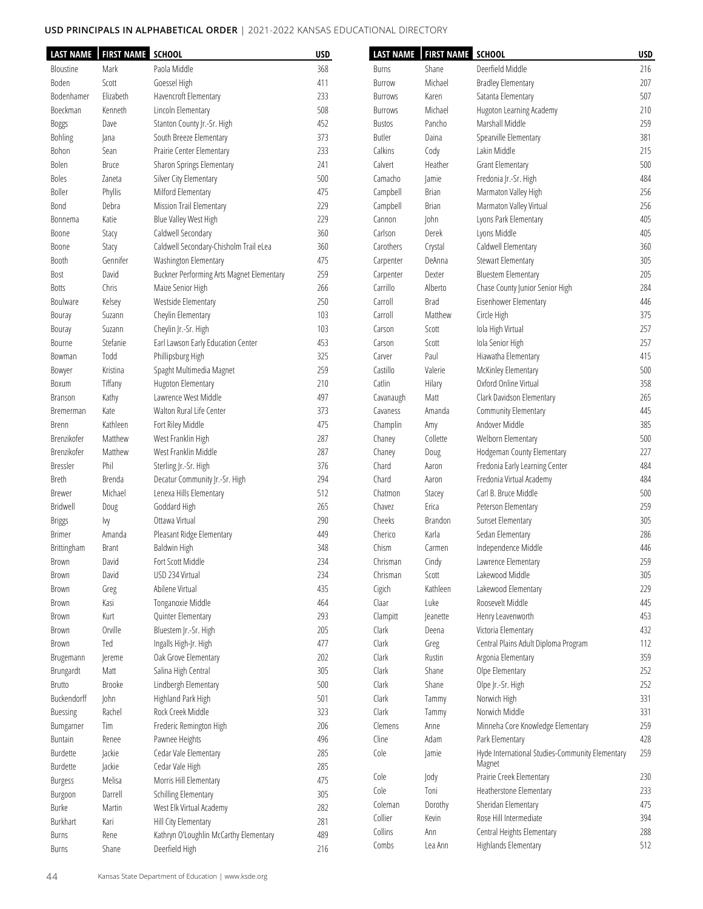**USD PRINCIPALS IN ALPHABETICAL ORDER** | 2021-2022 KANSAS EDUCATIONAL DIRECTORY

| LAST NAME | FIRST NAME | SCHOOL | USD |
|---|---|---|---|
| Bloustine | Mark | Paola Middle | 368 |
| Boden | Scott | Goessel High | 411 |
| Bodenhamer | Elizabeth | Havencroft Elementary | 233 |
| Boeckman | Kenneth | Lincoln Elementary | 508 |
| Boggs | Dave | Stanton County Jr.-Sr. High | 452 |
| Bohling | Jana | South Breeze Elementary | 373 |
| Bohon | Sean | Prairie Center Elementary | 233 |
| Bolen | Bruce | Sharon Springs Elementary | 241 |
| Boles | Zaneta | Silver City Elementary | 500 |
| Boller | Phyllis | Milford Elementary | 475 |
| Bond | Debra | Mission Trail Elementary | 229 |
| Bonnema | Katie | Blue Valley West High | 229 |
| Boone | Stacy | Caldwell Secondary | 360 |
| Boone | Stacy | Caldwell Secondary-Chisholm Trail eLea | 360 |
| Booth | Gennifer | Washington Elementary | 475 |
| Bost | David | Buckner Performing Arts Magnet Elementary | 259 |
| Botts | Chris | Maize Senior High | 266 |
| Boulware | Kelsey | Westside Elementary | 250 |
| Bouray | Suzann | Cheylin Elementary | 103 |
| Bouray | Suzann | Cheylin Jr.-Sr. High | 103 |
| Bourne | Stefanie | Earl Lawson Early Education Center | 453 |
| Bowman | Todd | Phillipsburg High | 325 |
| Bowyer | Kristina | Spaght Multimedia Magnet | 259 |
| Boxum | Tiffany | Hugoton Elementary | 210 |
| Branson | Kathy | Lawrence West Middle | 497 |
| Bremerman | Kate | Walton Rural Life Center | 373 |
| Brenn | Kathleen | Fort Riley Middle | 475 |
| Brenzikofer | Matthew | West Franklin High | 287 |
| Brenzikofer | Matthew | West Franklin Middle | 287 |
| Bressler | Phil | Sterling Jr.-Sr. High | 376 |
| Breth | Brenda | Decatur Community Jr.-Sr. High | 294 |
| Brewer | Michael | Lenexa Hills Elementary | 512 |
| Bridwell | Doug | Goddard High | 265 |
| Briggs | Ivy | Ottawa Virtual | 290 |
| Brimer | Amanda | Pleasant Ridge Elementary | 449 |
| Brittingham | Brant | Baldwin High | 348 |
| Brown | David | Fort Scott Middle | 234 |
| Brown | David | USD 234 Virtual | 234 |
| Brown | Greg | Abilene Virtual | 435 |
| Brown | Kasi | Tonganoxie Middle | 464 |
| Brown | Kurt | Quinter Elementary | 293 |
| Brown | Orville | Bluestem Jr.-Sr. High | 205 |
| Brown | Ted | Ingalls High-Jr. High | 477 |
| Brugemann | Jereme | Oak Grove Elementary | 202 |
| Brungardt | Matt | Salina High Central | 305 |
| Brutto | Brooke | Lindbergh Elementary | 500 |
| Buckendorff | John | Highland Park High | 501 |
| Buessing | Rachel | Rock Creek Middle | 323 |
| Bumgarner | Tim | Frederic Remington High | 206 |
| Buntain | Renee | Pawnee Heights | 496 |
| Burdette | Jackie | Cedar Vale Elementary | 285 |
| Burdette | Jackie | Cedar Vale High | 285 |
| Burgess | Melisa | Morris Hill Elementary | 475 |
| Burgoon | Darrell | Schilling Elementary | 305 |
| Burke | Martin | West Elk Virtual Academy | 282 |
| Burkhart | Kari | Hill City Elementary | 281 |
| Burns | Rene | Kathryn O'Loughlin McCarthy Elementary | 489 |
| Burns | Shane | Deerfield High | 216 |
| Burns | Shane | Deerfield Middle | 216 |
| Burrow | Michael | Bradley Elementary | 207 |
| Burrows | Karen | Satanta Elementary | 507 |
| Burrows | Michael | Hugoton Learning Academy | 210 |
| Bustos | Pancho | Marshall Middle | 259 |
| Butler | Daina | Spearville Elementary | 381 |
| Calkins | Cody | Lakin Middle | 215 |
| Calvert | Heather | Grant Elementary | 500 |
| Camacho | Jamie | Fredonia Jr.-Sr. High | 484 |
| Campbell | Brian | Marmaton Valley High | 256 |
| Campbell | Brian | Marmaton Valley Virtual | 256 |
| Cannon | John | Lyons Park Elementary | 405 |
| Carlson | Derek | Lyons Middle | 405 |
| Carothers | Crystal | Caldwell Elementary | 360 |
| Carpenter | DeAnna | Stewart Elementary | 305 |
| Carpenter | Dexter | Bluestem Elementary | 205 |
| Carrillo | Alberto | Chase County Junior Senior High | 284 |
| Carroll | Brad | Eisenhower Elementary | 446 |
| Carroll | Matthew | Circle High | 375 |
| Carson | Scott | Iola High Virtual | 257 |
| Carson | Scott | Iola Senior High | 257 |
| Carver | Paul | Hiawatha Elementary | 415 |
| Castillo | Valerie | McKinley Elementary | 500 |
| Catlin | Hilary | Oxford Online Virtual | 358 |
| Cavanaugh | Matt | Clark Davidson Elementary | 265 |
| Cavaness | Amanda | Community Elementary | 445 |
| Champlin | Amy | Andover Middle | 385 |
| Chaney | Collette | Welborn Elementary | 500 |
| Chaney | Doug | Hodgeman County Elementary | 227 |
| Chard | Aaron | Fredonia Early Learning Center | 484 |
| Chard | Aaron | Fredonia Virtual Academy | 484 |
| Chatmon | Stacey | Carl B. Bruce Middle | 500 |
| Chavez | Erica | Peterson Elementary | 259 |
| Cheeks | Brandon | Sunset Elementary | 305 |
| Cherico | Karla | Sedan Elementary | 286 |
| Chism | Carmen | Independence Middle | 446 |
| Chrisman | Cindy | Lawrence Elementary | 259 |
| Chrisman | Scott | Lakewood Middle | 305 |
| Cigich | Kathleen | Lakewood Elementary | 229 |
| Claar | Luke | Roosevelt Middle | 445 |
| Clampitt | Jeanette | Henry Leavenworth | 453 |
| Clark | Deena | Victoria Elementary | 432 |
| Clark | Greg | Central Plains Adult Diploma Program | 112 |
| Clark | Rustin | Argonia Elementary | 359 |
| Clark | Shane | Olpe Elementary | 252 |
| Clark | Shane | Olpe Jr.-Sr. High | 252 |
| Clark | Tammy | Norwich High | 331 |
| Clark | Tammy | Norwich Middle | 331 |
| Clemens | Anne | Minneha Core Knowledge Elementary | 259 |
| Cline | Adam | Park Elementary | 428 |
| Cole | Jamie | Hyde International Studies-Community Elementary Magnet | 259 |
| Cole | Jody | Prairie Creek Elementary | 230 |
| Cole | Toni | Heatherstone Elementary | 233 |
| Coleman | Dorothy | Sheridan Elementary | 475 |
| Collier | Kevin | Rose Hill Intermediate | 394 |
| Collins | Ann | Central Heights Elementary | 288 |
| Combs | Lea Ann | Highlands Elementary | 512 |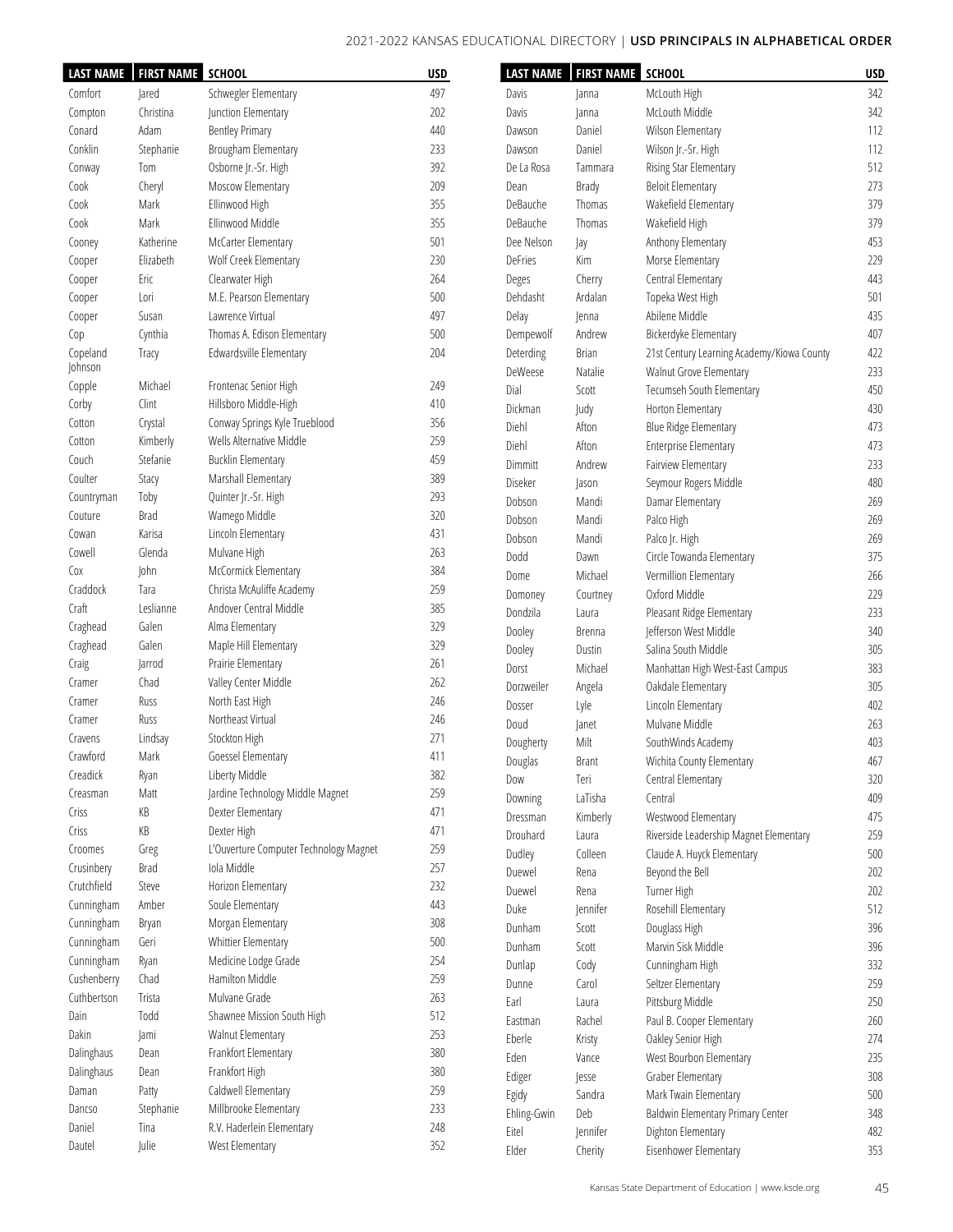| LAST NAME | FIRST NAME | SCHOOL | USD |
|---|---|---|---|
| Comfort | Jared | Schwegler Elementary | 497 |
| Compton | Christina | Junction Elementary | 202 |
| Conard | Adam | Bentley Primary | 440 |
| Conklin | Stephanie | Brougham Elementary | 233 |
| Conway | Tom | Osborne Jr.-Sr. High | 392 |
| Cook | Cheryl | Moscow Elementary | 209 |
| Cook | Mark | Ellinwood High | 355 |
| Cook | Mark | Ellinwood Middle | 355 |
| Cooney | Katherine | McCarter Elementary | 501 |
| Cooper | Elizabeth | Wolf Creek Elementary | 230 |
| Cooper | Eric | Clearwater High | 264 |
| Cooper | Lori | M.E. Pearson Elementary | 500 |
| Cooper | Susan | Lawrence Virtual | 497 |
| Cop | Cynthia | Thomas A. Edison Elementary | 500 |
| Copeland Johnson | Tracy | Edwardsville Elementary | 204 |
| Copple | Michael | Frontenac Senior High | 249 |
| Corby | Clint | Hillsboro Middle-High | 410 |
| Cotton | Crystal | Conway Springs Kyle Trueblood | 356 |
| Cotton | Kimberly | Wells Alternative Middle | 259 |
| Couch | Stefanie | Bucklin Elementary | 459 |
| Coulter | Stacy | Marshall Elementary | 389 |
| Countryman | Toby | Quinter Jr.-Sr. High | 293 |
| Couture | Brad | Wamego Middle | 320 |
| Cowan | Karisa | Lincoln Elementary | 431 |
| Cowell | Glenda | Mulvane High | 263 |
| Cox | John | McCormick Elementary | 384 |
| Craddock | Tara | Christa McAuliffe Academy | 259 |
| Craft | Leslianne | Andover Central Middle | 385 |
| Craghead | Galen | Alma Elementary | 329 |
| Craghead | Galen | Maple Hill Elementary | 329 |
| Craig | Jarrod | Prairie Elementary | 261 |
| Cramer | Chad | Valley Center Middle | 262 |
| Cramer | Russ | North East High | 246 |
| Cramer | Russ | Northeast Virtual | 246 |
| Cravens | Lindsay | Stockton High | 271 |
| Crawford | Mark | Goessel Elementary | 411 |
| Creadick | Ryan | Liberty Middle | 382 |
| Creasman | Matt | Jardine Technology Middle Magnet | 259 |
| Criss | KB | Dexter Elementary | 471 |
| Criss | KB | Dexter High | 471 |
| Croomes | Greg | L'Ouverture Computer Technology Magnet | 259 |
| Crusinbery | Brad | Iola Middle | 257 |
| Crutchfield | Steve | Horizon Elementary | 232 |
| Cunningham | Amber | Soule Elementary | 443 |
| Cunningham | Bryan | Morgan Elementary | 308 |
| Cunningham | Geri | Whittier Elementary | 500 |
| Cunningham | Ryan | Medicine Lodge Grade | 254 |
| Cushenberry | Chad | Hamilton Middle | 259 |
| Cuthbertson | Trista | Mulvane Grade | 263 |
| Dain | Todd | Shawnee Mission South High | 512 |
| Dakin | Jami | Walnut Elementary | 253 |
| Dalinghaus | Dean | Frankfort Elementary | 380 |
| Dalinghaus | Dean | Frankfort High | 380 |
| Daman | Patty | Caldwell Elementary | 259 |
| Dancso | Stephanie | Millbrooke Elementary | 233 |
| Daniel | Tina | R.V. Haderlein Elementary | 248 |
| Dautel | Julie | West Elementary | 352 |
| Davis | Janna | McLouth High | 342 |
| Davis | Janna | McLouth Middle | 342 |
| Dawson | Daniel | Wilson Elementary | 112 |
| Dawson | Daniel | Wilson Jr.-Sr. High | 112 |
| De La Rosa | Tammara | Rising Star Elementary | 512 |
| Dean | Brady | Beloit Elementary | 273 |
| DeBauche | Thomas | Wakefield Elementary | 379 |
| DeBauche | Thomas | Wakefield High | 379 |
| Dee Nelson | Jay | Anthony Elementary | 453 |
| DeFries | Kim | Morse Elementary | 229 |
| Deges | Cherry | Central Elementary | 443 |
| Dehdasht | Ardalan | Topeka West High | 501 |
| Delay | Jenna | Abilene Middle | 435 |
| Dempewolf | Andrew | Bickerdyke Elementary | 407 |
| Deterding | Brian | 21st Century Learning Academy/Kiowa County | 422 |
| DeWeese | Natalie | Walnut Grove Elementary | 233 |
| Dial | Scott | Tecumseh South Elementary | 450 |
| Dickman | Judy | Horton Elementary | 430 |
| Diehl | Afton | Blue Ridge Elementary | 473 |
| Diehl | Afton | Enterprise Elementary | 473 |
| Dimmitt | Andrew | Fairview Elementary | 233 |
| Diseker | Jason | Seymour Rogers Middle | 480 |
| Dobson | Mandi | Damar Elementary | 269 |
| Dobson | Mandi | Palco High | 269 |
| Dobson | Mandi | Palco Jr. High | 269 |
| Dodd | Dawn | Circle Towanda Elementary | 375 |
| Dome | Michael | Vermillion Elementary | 266 |
| Domoney | Courtney | Oxford Middle | 229 |
| Dondzila | Laura | Pleasant Ridge Elementary | 233 |
| Dooley | Brenna | Jefferson West Middle | 340 |
| Dooley | Dustin | Salina South Middle | 305 |
| Dorst | Michael | Manhattan High West-East Campus | 383 |
| Dorzweiler | Angela | Oakdale Elementary | 305 |
| Dosser | Lyle | Lincoln Elementary | 402 |
| Doud | Janet | Mulvane Middle | 263 |
| Dougherty | Milt | SouthWinds Academy | 403 |
| Douglas | Brant | Wichita County Elementary | 467 |
| Dow | Teri | Central Elementary | 320 |
| Downing | LaTisha | Central | 409 |
| Dressman | Kimberly | Westwood Elementary | 475 |
| Drouhard | Laura | Riverside Leadership Magnet Elementary | 259 |
| Dudley | Colleen | Claude A. Huyck Elementary | 500 |
| Duewel | Rena | Beyond the Bell | 202 |
| Duewel | Rena | Turner High | 202 |
| Duke | Jennifer | Rosehill Elementary | 512 |
| Dunham | Scott | Douglass High | 396 |
| Dunham | Scott | Marvin Sisk Middle | 396 |
| Dunlap | Cody | Cunningham High | 332 |
| Dunne | Carol | Seltzer Elementary | 259 |
| Earl | Laura | Pittsburg Middle | 250 |
| Eastman | Rachel | Paul B. Cooper Elementary | 260 |
| Eberle | Kristy | Oakley Senior High | 274 |
| Eden | Vance | West Bourbon Elementary | 235 |
| Ediger | Jesse | Graber Elementary | 308 |
| Egidy | Sandra | Mark Twain Elementary | 500 |
| Ehling-Gwin | Deb | Baldwin Elementary Primary Center | 348 |
| Eitel | Jennifer | Dighton Elementary | 482 |
| Elder | Cherity | Eisenhower Elementary | 353 |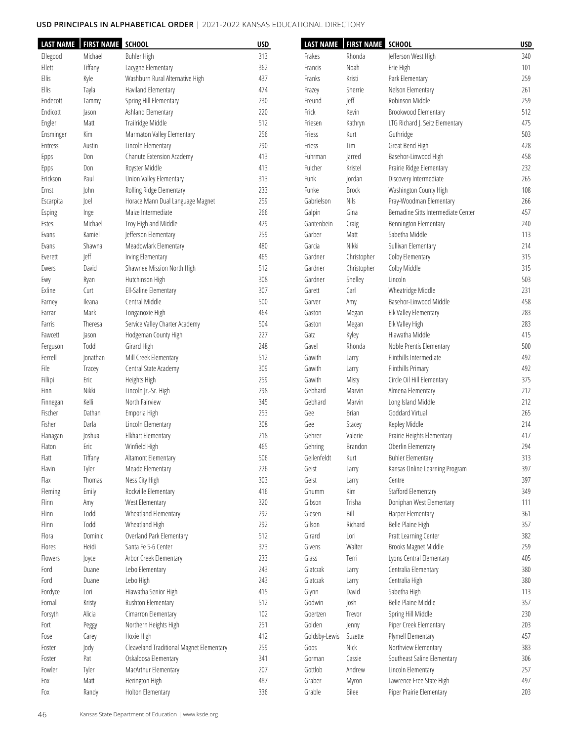## USD PRINCIPALS IN ALPHABETICAL ORDER | 2021-2022 KANSAS EDUCATIONAL DIRECTORY

| LAST NAME | FIRST NAME | SCHOOL | USD |
|---|---|---|---|
| Ellegood | Michael | Buhler High | 313 |
| Ellett | Tiffany | Lacygne Elementary | 362 |
| Ellis | Kyle | Washburn Rural Alternative High | 437 |
| Ellis | Tayla | Haviland Elementary | 474 |
| Endecott | Tammy | Spring Hill Elementary | 230 |
| Endicott | Jason | Ashland Elementary | 220 |
| Engler | Matt | Trailridge Middle | 512 |
| Ensminger | Kim | Marmaton Valley Elementary | 256 |
| Entress | Austin | Lincoln Elementary | 290 |
| Epps | Don | Chanute Extension Academy | 413 |
| Epps | Don | Royster Middle | 413 |
| Erickson | Paul | Union Valley Elementary | 313 |
| Ernst | John | Rolling Ridge Elementary | 233 |
| Escarpita | Joel | Horace Mann Dual Language Magnet | 259 |
| Esping | Inge | Maize Intermediate | 266 |
| Estes | Michael | Troy High and Middle | 429 |
| Evans | Kamiel | Jefferson Elementary | 259 |
| Evans | Shawna | Meadowlark Elementary | 480 |
| Everett | Jeff | Irving Elementary | 465 |
| Ewers | David | Shawnee Mission North High | 512 |
| Ewy | Ryan | Hutchinson High | 308 |
| Exline | Curt | Ell-Saline Elementary | 307 |
| Farney | Ileana | Central Middle | 500 |
| Farrar | Mark | Tonganoxie High | 464 |
| Farris | Theresa | Service Valley Charter Academy | 504 |
| Fawcett | Jason | Hodgeman County High | 227 |
| Ferguson | Todd | Girard High | 248 |
| Ferrell | Jonathan | Mill Creek Elementary | 512 |
| File | Tracey | Central State Academy | 309 |
| Fillipi | Eric | Heights High | 259 |
| Finn | Nikki | Lincoln Jr.-Sr. High | 298 |
| Finnegan | Kelli | North Fairview | 345 |
| Fischer | Dathan | Emporia High | 253 |
| Fisher | Darla | Lincoln Elementary | 308 |
| Flanagan | Joshua | Elkhart Elementary | 218 |
| Flaton | Eric | Winfield High | 465 |
| Flatt | Tiffany | Altamont Elementary | 506 |
| Flavin | Tyler | Meade Elementary | 226 |
| Flax | Thomas | Ness City High | 303 |
| Fleming | Emily | Rockville Elementary | 416 |
| Flinn | Amy | West Elementary | 320 |
| Flinn | Todd | Wheatland Elementary | 292 |
| Flinn | Todd | Wheatland High | 292 |
| Flora | Dominic | Overland Park Elementary | 512 |
| Flores | Heidi | Santa Fe 5-6 Center | 373 |
| Flowers | Joyce | Arbor Creek Elementary | 233 |
| Ford | Duane | Lebo Elementary | 243 |
| Ford | Duane | Lebo High | 243 |
| Fordyce | Lori | Hiawatha Senior High | 415 |
| Fornal | Kristy | Rushton Elementary | 512 |
| Forsyth | Alicia | Cimarron Elementary | 102 |
| Fort | Peggy | Northern Heights High | 251 |
| Fose | Carey | Hoxie High | 412 |
| Foster | Jody | Cleaveland Traditional Magnet Elementary | 259 |
| Foster | Pat | Oskaloosa Elementary | 341 |
| Fowler | Tyler | MacArthur Elementary | 207 |
| Fox | Matt | Herington High | 487 |
| Fox | Randy | Holton Elementary | 336 |
| Frakes | Rhonda | Jefferson West High | 340 |
| Francis | Noah | Erie High | 101 |
| Franks | Kristi | Park Elementary | 259 |
| Frazey | Sherrie | Nelson Elementary | 261 |
| Freund | Jeff | Robinson Middle | 259 |
| Frick | Kevin | Brookwood Elementary | 512 |
| Friesen | Kathryn | LTG Richard J. Seitz Elementary | 475 |
| Friess | Kurt | Guthridge | 503 |
| Friess | Tim | Great Bend High | 428 |
| Fuhrman | Jarred | Basehor-Linwood High | 458 |
| Fulcher | Kristel | Prairie Ridge Elementary | 232 |
| Funk | Jordan | Discovery Intermediate | 265 |
| Funke | Brock | Washington County High | 108 |
| Gabrielson | Nils | Pray-Woodman Elementary | 266 |
| Galpin | Gina | Bernadine Sitts Intermediate Center | 457 |
| Gantenbein | Craig | Bennington Elementary | 240 |
| Garber | Matt | Sabetha Middle | 113 |
| Garcia | Nikki | Sullivan Elementary | 214 |
| Gardner | Christopher | Colby Elementary | 315 |
| Gardner | Christopher | Colby Middle | 315 |
| Gardner | Shelley | Lincoln | 503 |
| Garett | Carl | Wheatridge Middle | 231 |
| Garver | Amy | Basehor-Linwood Middle | 458 |
| Gaston | Megan | Elk Valley Elementary | 283 |
| Gaston | Megan | Elk Valley High | 283 |
| Gatz | Kyley | Hiawatha Middle | 415 |
| Gavel | Rhonda | Noble Prentis Elementary | 500 |
| Gawith | Larry | Flinthills Intermediate | 492 |
| Gawith | Larry | Flinthills Primary | 492 |
| Gawith | Misty | Circle Oil Hill Elementary | 375 |
| Gebhard | Marvin | Almena Elementary | 212 |
| Gebhard | Marvin | Long Island Middle | 212 |
| Gee | Brian | Goddard Virtual | 265 |
| Gee | Stacey | Kepley Middle | 214 |
| Gehrer | Valerie | Prairie Heights Elementary | 417 |
| Gehring | Brandon | Oberlin Elementary | 294 |
| Geilenfeldt | Kurt | Buhler Elementary | 313 |
| Geist | Larry | Kansas Online Learning Program | 397 |
| Geist | Larry | Centre | 397 |
| Ghumm | Kim | Stafford Elementary | 349 |
| Gibson | Trisha | Doniphan West Elementary | 111 |
| Giesen | Bill | Harper Elementary | 361 |
| Gilson | Richard | Belle Plaine High | 357 |
| Girard | Lori | Pratt Learning Center | 382 |
| Givens | Walter | Brooks Magnet Middle | 259 |
| Glass | Terri | Lyons Central Elementary | 405 |
| Glatczak | Larry | Centralia Elementary | 380 |
| Glatczak | Larry | Centralia High | 380 |
| Glynn | David | Sabetha High | 113 |
| Godwin | Josh | Belle Plaine Middle | 357 |
| Goertzen | Trevor | Spring Hill Middle | 230 |
| Golden | Jenny | Piper Creek Elementary | 203 |
| Goldsby-Lewis | Suzette | Plymell Elementary | 457 |
| Goos | Nick | Northview Elementary | 383 |
| Gorman | Cassie | Southeast Saline Elementary | 306 |
| Gottlob | Andrew | Lincoln Elementary | 257 |
| Graber | Myron | Lawrence Free State High | 497 |
| Grable | Bilee | Piper Prairie Elementary | 203 |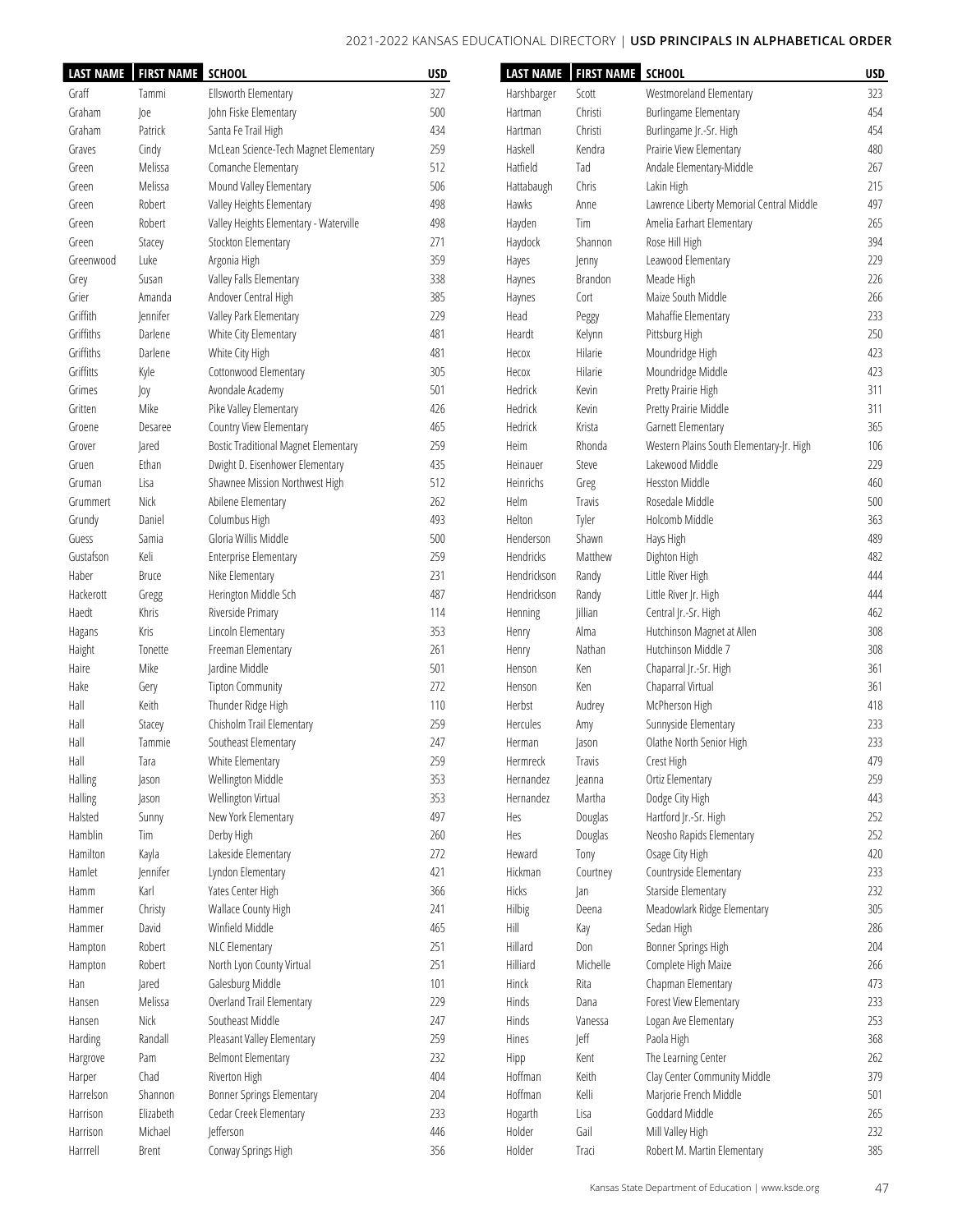| LAST NAME | FIRST NAME | SCHOOL | USD |
|---|---|---|---|
| Graff | Tammi | Ellsworth Elementary | 327 |
| Graham | Joe | John Fiske Elementary | 500 |
| Graham | Patrick | Santa Fe Trail High | 434 |
| Graves | Cindy | McLean Science-Tech Magnet Elementary | 259 |
| Green | Melissa | Comanche Elementary | 512 |
| Green | Melissa | Mound Valley Elementary | 506 |
| Green | Robert | Valley Heights Elementary | 498 |
| Green | Robert | Valley Heights Elementary - Waterville | 498 |
| Green | Stacey | Stockton Elementary | 271 |
| Greenwood | Luke | Argonia High | 359 |
| Grey | Susan | Valley Falls Elementary | 338 |
| Grier | Amanda | Andover Central High | 385 |
| Griffith | Jennifer | Valley Park Elementary | 229 |
| Griffiths | Darlene | White City Elementary | 481 |
| Griffiths | Darlene | White City High | 481 |
| Griffitts | Kyle | Cottonwood Elementary | 305 |
| Grimes | Joy | Avondale Academy | 501 |
| Gritten | Mike | Pike Valley Elementary | 426 |
| Groene | Desaree | Country View Elementary | 465 |
| Grover | Jared | Bostic Traditional Magnet Elementary | 259 |
| Gruen | Ethan | Dwight D. Eisenhower Elementary | 435 |
| Gruman | Lisa | Shawnee Mission Northwest High | 512 |
| Grummert | Nick | Abilene Elementary | 262 |
| Grundy | Daniel | Columbus High | 493 |
| Guess | Samia | Gloria Willis Middle | 500 |
| Gustafson | Keli | Enterprise Elementary | 259 |
| Haber | Bruce | Nike Elementary | 231 |
| Hackerott | Gregg | Herington Middle Sch | 487 |
| Haedt | Khris | Riverside Primary | 114 |
| Hagans | Kris | Lincoln Elementary | 353 |
| Haight | Tonette | Freeman Elementary | 261 |
| Haire | Mike | Jardine Middle | 501 |
| Hake | Gery | Tipton Community | 272 |
| Hall | Keith | Thunder Ridge High | 110 |
| Hall | Stacey | Chisholm Trail Elementary | 259 |
| Hall | Tammie | Southeast Elementary | 247 |
| Hall | Tara | White Elementary | 259 |
| Halling | Jason | Wellington Middle | 353 |
| Halling | Jason | Wellington Virtual | 353 |
| Halsted | Sunny | New York Elementary | 497 |
| Hamblin | Tim | Derby High | 260 |
| Hamilton | Kayla | Lakeside Elementary | 272 |
| Hamlet | Jennifer | Lyndon Elementary | 421 |
| Hamm | Karl | Yates Center High | 366 |
| Hammer | Christy | Wallace County High | 241 |
| Hammer | David | Winfield Middle | 465 |
| Hampton | Robert | NLC Elementary | 251 |
| Hampton | Robert | North Lyon County Virtual | 251 |
| Han | Jared | Galesburg Middle | 101 |
| Hansen | Melissa | Overland Trail Elementary | 229 |
| Hansen | Nick | Southeast Middle | 247 |
| Harding | Randall | Pleasant Valley Elementary | 259 |
| Hargrove | Pam | Belmont Elementary | 232 |
| Harper | Chad | Riverton High | 404 |
| Harrelson | Shannon | Bonner Springs Elementary | 204 |
| Harrison | Elizabeth | Cedar Creek Elementary | 233 |
| Harrison | Michael | Jefferson | 446 |
| Harrell | Brent | Conway Springs High | 356 |
| Harshbarger | Scott | Westmoreland Elementary | 323 |
| Hartman | Christi | Burlingame Elementary | 454 |
| Hartman | Christi | Burlingame Jr.-Sr. High | 454 |
| Haskell | Kendra | Prairie View Elementary | 480 |
| Hatfield | Tad | Andale Elementary-Middle | 267 |
| Hattabaugh | Chris | Lakin High | 215 |
| Hawks | Anne | Lawrence Liberty Memorial Central Middle | 497 |
| Hayden | Tim | Amelia Earhart Elementary | 265 |
| Haydock | Shannon | Rose Hill High | 394 |
| Hayes | Jenny | Leawood Elementary | 229 |
| Haynes | Brandon | Meade High | 226 |
| Haynes | Cort | Maize South Middle | 266 |
| Head | Peggy | Mahaffie Elementary | 233 |
| Heardt | Kelynn | Pittsburg High | 250 |
| Hecox | Hilarie | Moundridge High | 423 |
| Hecox | Hilarie | Moundridge Middle | 423 |
| Hedrick | Kevin | Pretty Prairie High | 311 |
| Hedrick | Kevin | Pretty Prairie Middle | 311 |
| Hedrick | Krista | Garnett Elementary | 365 |
| Heim | Rhonda | Western Plains South Elementary-Jr. High | 106 |
| Heinauer | Steve | Lakewood Middle | 229 |
| Heinrichs | Greg | Hesston Middle | 460 |
| Helm | Travis | Rosedale Middle | 500 |
| Helton | Tyler | Holcomb Middle | 363 |
| Henderson | Shawn | Hays High | 489 |
| Hendricks | Matthew | Dighton High | 482 |
| Hendrickson | Randy | Little River High | 444 |
| Hendrickson | Randy | Little River Jr. High | 444 |
| Henning | Jillian | Central Jr.-Sr. High | 462 |
| Henry | Alma | Hutchinson Magnet at Allen | 308 |
| Henry | Nathan | Hutchinson Middle 7 | 308 |
| Henson | Ken | Chaparral Jr.-Sr. High | 361 |
| Henson | Ken | Chaparral Virtual | 361 |
| Herbst | Audrey | McPherson High | 418 |
| Hercules | Amy | Sunnyside Elementary | 233 |
| Herman | Jason | Olathe North Senior High | 233 |
| Hermreck | Travis | Crest High | 479 |
| Hernandez | Jeanna | Ortiz Elementary | 259 |
| Hernandez | Martha | Dodge City High | 443 |
| Hes | Douglas | Hartford Jr.-Sr. High | 252 |
| Hes | Douglas | Neosho Rapids Elementary | 252 |
| Heward | Tony | Osage City High | 420 |
| Hickman | Courtney | Countryside Elementary | 233 |
| Hicks | Jan | Starside Elementary | 232 |
| Hilbig | Deena | Meadowlark Ridge Elementary | 305 |
| Hill | Kay | Sedan High | 286 |
| Hillard | Don | Bonner Springs High | 204 |
| Hilliard | Michelle | Complete High Maize | 266 |
| Hinck | Rita | Chapman Elementary | 473 |
| Hinds | Dana | Forest View Elementary | 233 |
| Hinds | Vanessa | Logan Ave Elementary | 253 |
| Hines | Jeff | Paola High | 368 |
| Hipp | Kent | The Learning Center | 262 |
| Hoffman | Keith | Clay Center Community Middle | 379 |
| Hoffman | Kelli | Marjorie French Middle | 501 |
| Hogarth | Lisa | Goddard Middle | 265 |
| Holder | Gail | Mill Valley High | 232 |
| Holder | Traci | Robert M. Martin Elementary | 385 |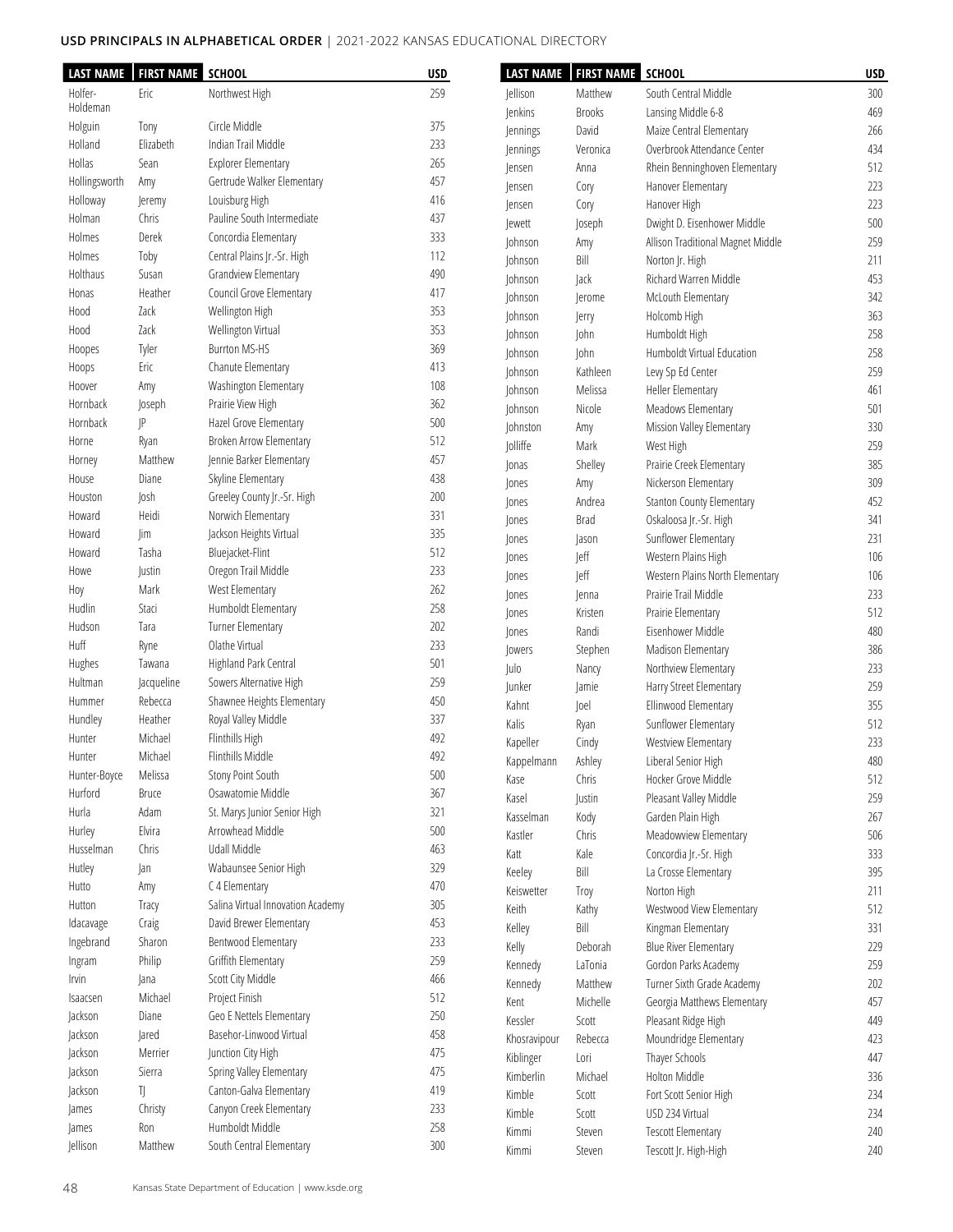# USD PRINCIPALS IN ALPHABETICAL ORDER | 2021-2022 KANSAS EDUCATIONAL DIRECTORY

| LAST NAME | FIRST NAME | SCHOOL | USD |
|---|---|---|---|
| Holfer-Holdeman | Eric | Northwest High | 259 |
| Holguin | Tony | Circle Middle | 375 |
| Holland | Elizabeth | Indian Trail Middle | 233 |
| Hollas | Sean | Explorer Elementary | 265 |
| Hollingsworth | Amy | Gertrude Walker Elementary | 457 |
| Holloway | Jeremy | Louisburg High | 416 |
| Holman | Chris | Pauline South Intermediate | 437 |
| Holmes | Derek | Concordia Elementary | 333 |
| Holmes | Toby | Central Plains Jr.-Sr. High | 112 |
| Holthaus | Susan | Grandview Elementary | 490 |
| Honas | Heather | Council Grove Elementary | 417 |
| Hood | Zack | Wellington High | 353 |
| Hood | Zack | Wellington Virtual | 353 |
| Hoopes | Tyler | Burrton MS-HS | 369 |
| Hoops | Eric | Chanute Elementary | 413 |
| Hoover | Amy | Washington Elementary | 108 |
| Hornback | Joseph | Prairie View High | 362 |
| Hornback | JP | Hazel Grove Elementary | 500 |
| Horne | Ryan | Broken Arrow Elementary | 512 |
| Horney | Matthew | Jennie Barker Elementary | 457 |
| House | Diane | Skyline Elementary | 438 |
| Houston | Josh | Greeley County Jr.-Sr. High | 200 |
| Howard | Heidi | Norwich Elementary | 331 |
| Howard | Jim | Jackson Heights Virtual | 335 |
| Howard | Tasha | Bluejacket-Flint | 512 |
| Howe | Justin | Oregon Trail Middle | 233 |
| Hoy | Mark | West Elementary | 262 |
| Hudlin | Staci | Humboldt Elementary | 258 |
| Hudson | Tara | Turner Elementary | 202 |
| Huff | Ryne | Olathe Virtual | 233 |
| Hughes | Tawana | Highland Park Central | 501 |
| Hultman | Jacqueline | Sowers Alternative High | 259 |
| Hummer | Rebecca | Shawnee Heights Elementary | 450 |
| Hundley | Heather | Royal Valley Middle | 337 |
| Hunter | Michael | Flinthills High | 492 |
| Hunter | Michael | Flinthills Middle | 492 |
| Hunter-Boyce | Melissa | Stony Point South | 500 |
| Hurford | Bruce | Osawatomie Middle | 367 |
| Hurla | Adam | St. Marys Junior Senior High | 321 |
| Hurley | Elvira | Arrowhead Middle | 500 |
| Husselman | Chris | Udall Middle | 463 |
| Hutley | Jan | Wabaunsee Senior High | 329 |
| Hutto | Amy | C 4 Elementary | 470 |
| Hutton | Tracy | Salina Virtual Innovation Academy | 305 |
| Idacavage | Craig | David Brewer Elementary | 453 |
| Ingebrand | Sharon | Bentwood Elementary | 233 |
| Ingram | Philip | Griffith Elementary | 259 |
| Irvin | Jana | Scott City Middle | 466 |
| Isaacsen | Michael | Project Finish | 512 |
| Jackson | Diane | Geo E Nettels Elementary | 250 |
| Jackson | Jared | Basehor-Linwood Virtual | 458 |
| Jackson | Merrier | Junction City High | 475 |
| Jackson | Sierra | Spring Valley Elementary | 475 |
| Jackson | TJ | Canton-Galva Elementary | 419 |
| James | Christy | Canyon Creek Elementary | 233 |
| James | Ron | Humboldt Middle | 258 |
| Jellison | Matthew | South Central Elementary | 300 |
| Jellison | Matthew | South Central Middle | 300 |
| Jenkins | Brooks | Lansing Middle 6-8 | 469 |
| Jennings | David | Maize Central Elementary | 266 |
| Jennings | Veronica | Overbrook Attendance Center | 434 |
| Jensen | Anna | Rhein Benninghoven Elementary | 512 |
| Jensen | Cory | Hanover Elementary | 223 |
| Jensen | Cory | Hanover High | 223 |
| Jewett | Joseph | Dwight D. Eisenhower Middle | 500 |
| Johnson | Amy | Allison Traditional Magnet Middle | 259 |
| Johnson | Bill | Norton Jr. High | 211 |
| Johnson | Jack | Richard Warren Middle | 453 |
| Johnson | Jerome | McLouth Elementary | 342 |
| Johnson | Jerry | Holcomb High | 363 |
| Johnson | John | Humboldt High | 258 |
| Johnson | John | Humboldt Virtual Education | 258 |
| Johnson | Kathleen | Levy Sp Ed Center | 259 |
| Johnson | Melissa | Heller Elementary | 461 |
| Johnson | Nicole | Meadows Elementary | 501 |
| Johnston | Amy | Mission Valley Elementary | 330 |
| Jolliffe | Mark | West High | 259 |
| Jonas | Shelley | Prairie Creek Elementary | 385 |
| Jones | Amy | Nickerson Elementary | 309 |
| Jones | Andrea | Stanton County Elementary | 452 |
| Jones | Brad | Oskaloosa Jr.-Sr. High | 341 |
| Jones | Jason | Sunflower Elementary | 231 |
| Jones | Jeff | Western Plains High | 106 |
| Jones | Jeff | Western Plains North Elementary | 106 |
| Jones | Jenna | Prairie Trail Middle | 233 |
| Jones | Kristen | Prairie Elementary | 512 |
| Jones | Randi | Eisenhower Middle | 480 |
| Jowers | Stephen | Madison Elementary | 386 |
| Julo | Nancy | Northview Elementary | 233 |
| Junker | Jamie | Harry Street Elementary | 259 |
| Kahnt | Joel | Ellinwood Elementary | 355 |
| Kalis | Ryan | Sunflower Elementary | 512 |
| Kapeller | Cindy | Westview Elementary | 233 |
| Kappelmann | Ashley | Liberal Senior High | 480 |
| Kase | Chris | Hocker Grove Middle | 512 |
| Kasel | Justin | Pleasant Valley Middle | 259 |
| Kasselman | Kody | Garden Plain High | 267 |
| Kastler | Chris | Meadowview Elementary | 506 |
| Katt | Kale | Concordia Jr.-Sr. High | 333 |
| Keeley | Bill | La Crosse Elementary | 395 |
| Keiswetter | Troy | Norton High | 211 |
| Keith | Kathy | Westwood View Elementary | 512 |
| Kelley | Bill | Kingman Elementary | 331 |
| Kelly | Deborah | Blue River Elementary | 229 |
| Kennedy | LaTonia | Gordon Parks Academy | 259 |
| Kennedy | Matthew | Turner Sixth Grade Academy | 202 |
| Kent | Michelle | Georgia Matthews Elementary | 457 |
| Kessler | Scott | Pleasant Ridge High | 449 |
| Khosravipour | Rebecca | Moundridge Elementary | 423 |
| Kiblinger | Lori | Thayer Schools | 447 |
| Kimberlin | Michael | Holton Middle | 336 |
| Kimble | Scott | Fort Scott Senior High | 234 |
| Kimble | Scott | USD 234 Virtual | 234 |
| Kimmi | Steven | Tescott Elementary | 240 |
| Kimmi | Steven | Tescott Jr. High-High | 240 |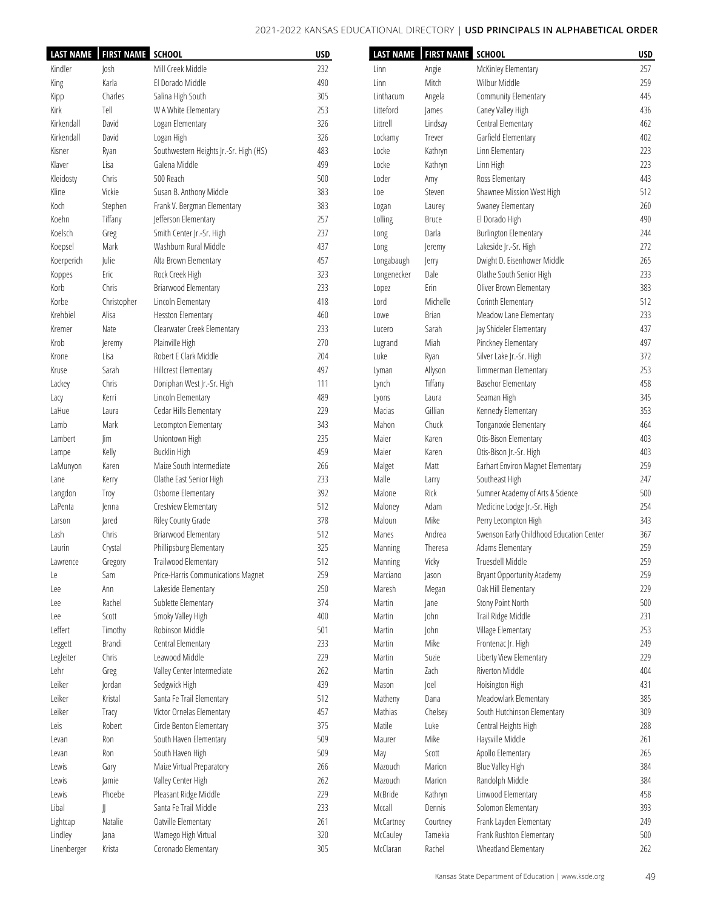| LAST NAME | FIRST NAME | SCHOOL | USD |
|---|---|---|---|
| Kindler | Josh | Mill Creek Middle | 232 |
| King | Karla | El Dorado Middle | 490 |
| Kipp | Charles | Salina High South | 305 |
| Kirk | Tell | W A White Elementary | 253 |
| Kirkendall | David | Logan Elementary | 326 |
| Kirkendall | David | Logan High | 326 |
| Kisner | Ryan | Southwestern Heights Jr.-Sr. High (HS) | 483 |
| Klaver | Lisa | Galena Middle | 499 |
| Kleidosty | Chris | 500 Reach | 500 |
| Kline | Vickie | Susan B. Anthony Middle | 383 |
| Koch | Stephen | Frank V. Bergman Elementary | 383 |
| Koehn | Tiffany | Jefferson Elementary | 257 |
| Koelsch | Greg | Smith Center Jr.-Sr. High | 237 |
| Koepsel | Mark | Washburn Rural Middle | 437 |
| Koerperich | Julie | Alta Brown Elementary | 457 |
| Koppes | Eric | Rock Creek High | 323 |
| Korb | Chris | Briarwood Elementary | 233 |
| Korbe | Christopher | Lincoln Elementary | 418 |
| Krehbiel | Alisa | Hesston Elementary | 460 |
| Kremer | Nate | Clearwater Creek Elementary | 233 |
| Krob | Jeremy | Plainville High | 270 |
| Krone | Lisa | Robert E Clark Middle | 204 |
| Kruse | Sarah | Hillcrest Elementary | 497 |
| Lackey | Chris | Doniphan West Jr.-Sr. High | 111 |
| Lacy | Kerri | Lincoln Elementary | 489 |
| LaHue | Laura | Cedar Hills Elementary | 229 |
| Lamb | Mark | Lecompton Elementary | 343 |
| Lambert | Jim | Uniontown High | 235 |
| Lampe | Kelly | Bucklin High | 459 |
| LaMunyon | Karen | Maize South Intermediate | 266 |
| Lane | Kerry | Olathe East Senior High | 233 |
| Langdon | Troy | Osborne Elementary | 392 |
| LaPenta | Jenna | Crestview Elementary | 512 |
| Larson | Jared | Riley County Grade | 378 |
| Lash | Chris | Briarwood Elementary | 512 |
| Laurin | Crystal | Phillipsburg Elementary | 325 |
| Lawrence | Gregory | Trailwood Elementary | 512 |
| Le | Sam | Price-Harris Communications Magnet | 259 |
| Lee | Ann | Lakeside Elementary | 250 |
| Lee | Rachel | Sublette Elementary | 374 |
| Lee | Scott | Smoky Valley High | 400 |
| Leffert | Timothy | Robinson Middle | 501 |
| Leggett | Brandi | Central Elementary | 233 |
| Legleiter | Chris | Leawood Middle | 229 |
| Lehr | Greg | Valley Center Intermediate | 262 |
| Leiker | Jordan | Sedgwick High | 439 |
| Leiker | Kristal | Santa Fe Trail Elementary | 512 |
| Leiker | Tracy | Victor Ornelas Elementary | 457 |
| Leis | Robert | Circle Benton Elementary | 375 |
| Levan | Ron | South Haven Elementary | 509 |
| Levan | Ron | South Haven High | 509 |
| Lewis | Gary | Maize Virtual Preparatory | 266 |
| Lewis | Jamie | Valley Center High | 262 |
| Lewis | Phoebe | Pleasant Ridge Middle | 229 |
| Libal | JJ | Santa Fe Trail Middle | 233 |
| Lightcap | Natalie | Oatville Elementary | 261 |
| Lindley | Jana | Wamego High Virtual | 320 |
| Linenberger | Krista | Coronado Elementary | 305 |
| Linn | Angie | McKinley Elementary | 257 |
| Linn | Mitch | Wilbur Middle | 259 |
| Linthacum | Angela | Community Elementary | 445 |
| Litteford | James | Caney Valley High | 436 |
| Littrell | Lindsay | Central Elementary | 462 |
| Lockamy | Trever | Garfield Elementary | 402 |
| Locke | Kathryn | Linn Elementary | 223 |
| Locke | Kathryn | Linn High | 223 |
| Loder | Amy | Ross Elementary | 443 |
| Loe | Steven | Shawnee Mission West High | 512 |
| Logan | Laurey | Swaney Elementary | 260 |
| Lolling | Bruce | El Dorado High | 490 |
| Long | Darla | Burlington Elementary | 244 |
| Long | Jeremy | Lakeside Jr.-Sr. High | 272 |
| Longabaugh | Jerry | Dwight D. Eisenhower Middle | 265 |
| Longenecker | Dale | Olathe South Senior High | 233 |
| Lopez | Erin | Oliver Brown Elementary | 383 |
| Lord | Michelle | Corinth Elementary | 512 |
| Lowe | Brian | Meadow Lane Elementary | 233 |
| Lucero | Sarah | Jay Shideler Elementary | 437 |
| Lugrand | Miah | Pinckney Elementary | 497 |
| Luke | Ryan | Silver Lake Jr.-Sr. High | 372 |
| Lyman | Allyson | Timmerman Elementary | 253 |
| Lynch | Tiffany | Basehor Elementary | 458 |
| Lyons | Laura | Seaman High | 345 |
| Macias | Gillian | Kennedy Elementary | 353 |
| Mahon | Chuck | Tonganoxie Elementary | 464 |
| Maier | Karen | Otis-Bison Elementary | 403 |
| Maier | Karen | Otis-Bison Jr.-Sr. High | 403 |
| Malget | Matt | Earhart Environ Magnet Elementary | 259 |
| Malle | Larry | Southeast High | 247 |
| Malone | Rick | Sumner Academy of Arts & Science | 500 |
| Maloney | Adam | Medicine Lodge Jr.-Sr. High | 254 |
| Maloun | Mike | Perry Lecompton High | 343 |
| Manes | Andrea | Swenson Early Childhood Education Center | 367 |
| Manning | Theresa | Adams Elementary | 259 |
| Manning | Vicky | Truesdell Middle | 259 |
| Marciano | Jason | Bryant Opportunity Academy | 259 |
| Maresh | Megan | Oak Hill Elementary | 229 |
| Martin | Jane | Stony Point North | 500 |
| Martin | John | Trail Ridge Middle | 231 |
| Martin | John | Village Elementary | 253 |
| Martin | Mike | Frontenac Jr. High | 249 |
| Martin | Suzie | Liberty View Elementary | 229 |
| Martin | Zach | Riverton Middle | 404 |
| Mason | Joel | Hoisington High | 431 |
| Matheny | Dana | Meadowlark Elementary | 385 |
| Mathias | Chelsey | South Hutchinson Elementary | 309 |
| Matile | Luke | Central Heights High | 288 |
| Maurer | Mike | Haysville Middle | 261 |
| May | Scott | Apollo Elementary | 265 |
| Mazouch | Marion | Blue Valley High | 384 |
| Mazouch | Marion | Randolph Middle | 384 |
| McBride | Kathryn | Linwood Elementary | 458 |
| Mccall | Dennis | Solomon Elementary | 393 |
| McCartney | Courtney | Frank Layden Elementary | 249 |
| McCauley | Tamekia | Frank Rushton Elementary | 500 |
| McClaran | Rachel | Wheatland Elementary | 262 |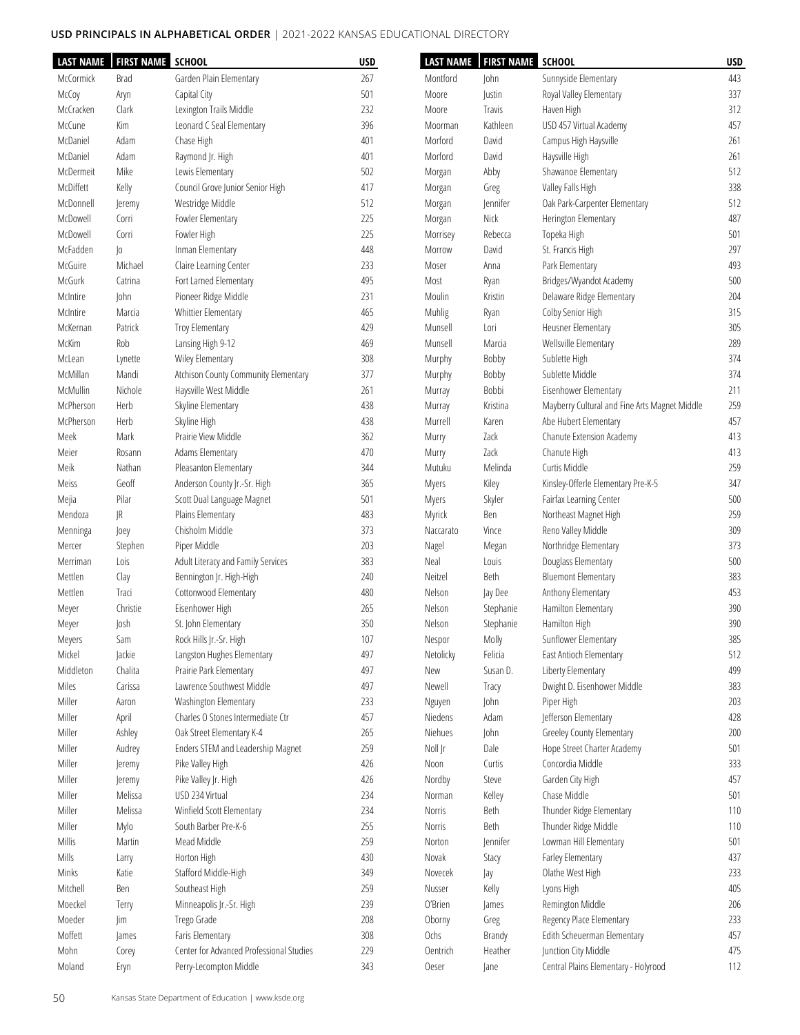**USD PRINCIPALS IN ALPHABETICAL ORDER** | 2021-2022 KANSAS EDUCATIONAL DIRECTORY

| LAST NAME | FIRST NAME | SCHOOL | USD |
|---|---|---|---|
| McCormick | Brad | Garden Plain Elementary | 267 |
| McCoy | Aryn | Capital City | 501 |
| McCracken | Clark | Lexington Trails Middle | 232 |
| McCune | Kim | Leonard C Seal Elementary | 396 |
| McDaniel | Adam | Chase High | 401 |
| McDaniel | Adam | Raymond Jr. High | 401 |
| McDermeit | Mike | Lewis Elementary | 502 |
| McDiffett | Kelly | Council Grove Junior Senior High | 417 |
| McDonnell | Jeremy | Westridge Middle | 512 |
| McDowell | Corri | Fowler Elementary | 225 |
| McDowell | Corri | Fowler High | 225 |
| McFadden | Jo | Inman Elementary | 448 |
| McGuire | Michael | Claire Learning Center | 233 |
| McGurk | Catrina | Fort Larned Elementary | 495 |
| McIntire | John | Pioneer Ridge Middle | 231 |
| McIntire | Marcia | Whittier Elementary | 465 |
| McKernan | Patrick | Troy Elementary | 429 |
| McKim | Rob | Lansing High 9-12 | 469 |
| McLean | Lynette | Wiley Elementary | 308 |
| McMillan | Mandi | Atchison County Community Elementary | 377 |
| McMullin | Nichole | Haysville West Middle | 261 |
| McPherson | Herb | Skyline Elementary | 438 |
| McPherson | Herb | Skyline High | 438 |
| Meek | Mark | Prairie View Middle | 362 |
| Meier | Rosann | Adams Elementary | 470 |
| Meik | Nathan | Pleasanton Elementary | 344 |
| Meiss | Geoff | Anderson County Jr.-Sr. High | 365 |
| Mejia | Pilar | Scott Dual Language Magnet | 501 |
| Mendoza | JR | Plains Elementary | 483 |
| Menninga | Joey | Chisholm Middle | 373 |
| Mercer | Stephen | Piper Middle | 203 |
| Merriman | Lois | Adult Literacy and Family Services | 383 |
| Mettlen | Clay | Bennington Jr. High-High | 240 |
| Mettlen | Traci | Cottonwood Elementary | 480 |
| Meyer | Christie | Eisenhower High | 265 |
| Meyer | Josh | St. John Elementary | 350 |
| Meyers | Sam | Rock Hills Jr.-Sr. High | 107 |
| Mickel | Jackie | Langston Hughes Elementary | 497 |
| Middleton | Chalita | Prairie Park Elementary | 497 |
| Miles | Carissa | Lawrence Southwest Middle | 497 |
| Miller | Aaron | Washington Elementary | 233 |
| Miller | April | Charles O Stones Intermediate Ctr | 457 |
| Miller | Ashley | Oak Street Elementary K-4 | 265 |
| Miller | Audrey | Enders STEM and Leadership Magnet | 259 |
| Miller | Jeremy | Pike Valley High | 426 |
| Miller | Jeremy | Pike Valley Jr. High | 426 |
| Miller | Melissa | USD 234 Virtual | 234 |
| Miller | Melissa | Winfield Scott Elementary | 234 |
| Miller | Mylo | South Barber Pre-K-6 | 255 |
| Millis | Martin | Mead Middle | 259 |
| Mills | Larry | Horton High | 430 |
| Minks | Katie | Stafford Middle-High | 349 |
| Mitchell | Ben | Southeast High | 259 |
| Moeckel | Terry | Minneapolis Jr.-Sr. High | 239 |
| Moeder | Jim | Trego Grade | 208 |
| Moffett | James | Faris Elementary | 308 |
| Mohn | Corey | Center for Advanced Professional Studies | 229 |
| Moland | Eryn | Perry-Lecompton Middle | 343 |
| Montford | John | Sunnyside Elementary | 443 |
| Moore | Justin | Royal Valley Elementary | 337 |
| Moore | Travis | Haven High | 312 |
| Moorman | Kathleen | USD 457 Virtual Academy | 457 |
| Morford | David | Campus High Haysville | 261 |
| Morford | David | Haysville High | 261 |
| Morgan | Abby | Shawanoe Elementary | 512 |
| Morgan | Greg | Valley Falls High | 338 |
| Morgan | Jennifer | Oak Park-Carpenter Elementary | 512 |
| Morgan | Nick | Herington Elementary | 487 |
| Morrisey | Rebecca | Topeka High | 501 |
| Morrow | David | St. Francis High | 297 |
| Moser | Anna | Park Elementary | 493 |
| Most | Ryan | Bridges/Wyandot Academy | 500 |
| Moulin | Kristin | Delaware Ridge Elementary | 204 |
| Muhlig | Ryan | Colby Senior High | 315 |
| Munsell | Lori | Heusner Elementary | 305 |
| Munsell | Marcia | Wellsville Elementary | 289 |
| Murphy | Bobby | Sublette High | 374 |
| Murphy | Bobby | Sublette Middle | 374 |
| Murray | Bobbi | Eisenhower Elementary | 211 |
| Murray | Kristina | Mayberry Cultural and Fine Arts Magnet Middle | 259 |
| Murrell | Karen | Abe Hubert Elementary | 457 |
| Murry | Zack | Chanute Extension Academy | 413 |
| Murry | Zack | Chanute High | 413 |
| Mutuku | Melinda | Curtis Middle | 259 |
| Myers | Kiley | Kinsley-Offerle Elementary Pre-K-5 | 347 |
| Myers | Skyler | Fairfax Learning Center | 500 |
| Myrick | Ben | Northeast Magnet High | 259 |
| Naccarato | Vince | Reno Valley Middle | 309 |
| Nagel | Megan | Northridge Elementary | 373 |
| Neal | Louis | Douglass Elementary | 500 |
| Neitzel | Beth | Bluemont Elementary | 383 |
| Nelson | Jay Dee | Anthony Elementary | 453 |
| Nelson | Stephanie | Hamilton Elementary | 390 |
| Nelson | Stephanie | Hamilton High | 390 |
| Nespor | Molly | Sunflower Elementary | 385 |
| Netolicky | Felicia | East Antioch Elementary | 512 |
| New | Susan D. | Liberty Elementary | 499 |
| Newell | Tracy | Dwight D. Eisenhower Middle | 383 |
| Nguyen | John | Piper High | 203 |
| Niedens | Adam | Jefferson Elementary | 428 |
| Niehues | John | Greeley County Elementary | 200 |
| Noll Jr | Dale | Hope Street Charter Academy | 501 |
| Noon | Curtis | Concordia Middle | 333 |
| Nordby | Steve | Garden City High | 457 |
| Norman | Kelley | Chase Middle | 501 |
| Norris | Beth | Thunder Ridge Elementary | 110 |
| Norris | Beth | Thunder Ridge Middle | 110 |
| Norton | Jennifer | Lowman Hill Elementary | 501 |
| Novak | Stacy | Farley Elementary | 437 |
| Novecek | Jay | Olathe West High | 233 |
| Nusser | Kelly | Lyons High | 405 |
| O'Brien | James | Remington Middle | 206 |
| Oborny | Greg | Regency Place Elementary | 233 |
| Ochs | Brandy | Edith Scheuerman Elementary | 457 |
| Oentrich | Heather | Junction City Middle | 475 |
| Oeser | Jane | Central Plains Elementary - Holyrood | 112 |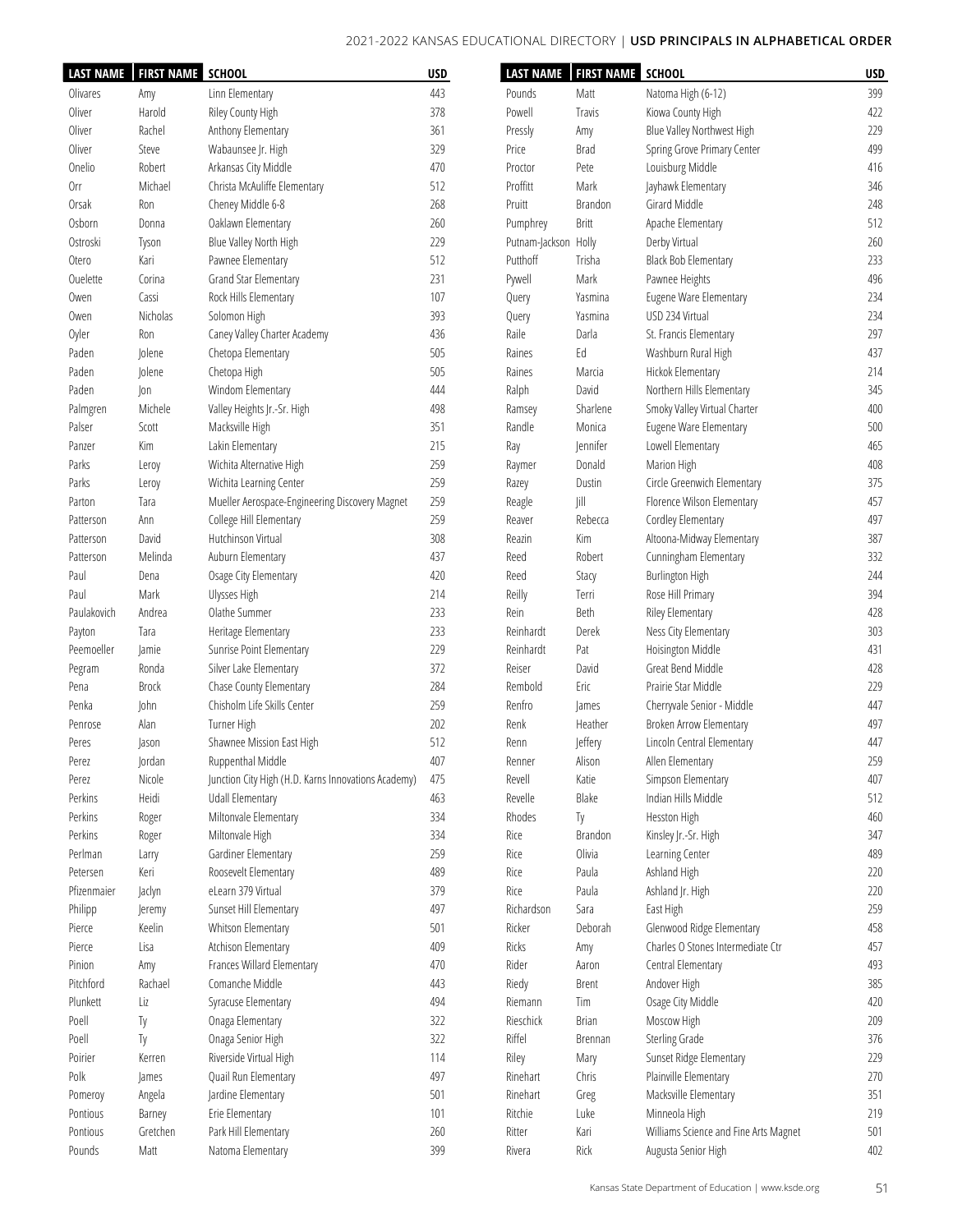| LAST NAME | FIRST NAME | SCHOOL | USD |
|---|---|---|---|
| Olivares | Amy | Linn Elementary | 443 |
| Oliver | Harold | Riley County High | 378 |
| Oliver | Rachel | Anthony Elementary | 361 |
| Oliver | Steve | Wabaunsee Jr. High | 329 |
| Onelio | Robert | Arkansas City Middle | 470 |
| Orr | Michael | Christa McAuliffe Elementary | 512 |
| Orsak | Ron | Cheney Middle 6-8 | 268 |
| Osborn | Donna | Oaklawn Elementary | 260 |
| Ostroski | Tyson | Blue Valley North High | 229 |
| Otero | Kari | Pawnee Elementary | 512 |
| Ouelette | Corina | Grand Star Elementary | 231 |
| Owen | Cassi | Rock Hills Elementary | 107 |
| Owen | Nicholas | Solomon High | 393 |
| Oyler | Ron | Caney Valley Charter Academy | 436 |
| Paden | Jolene | Chetopa Elementary | 505 |
| Paden | Jolene | Chetopa High | 505 |
| Paden | Jon | Windom Elementary | 444 |
| Palmgren | Michele | Valley Heights Jr.-Sr. High | 498 |
| Palser | Scott | Macksville High | 351 |
| Panzer | Kim | Lakin Elementary | 215 |
| Parks | Leroy | Wichita Alternative High | 259 |
| Parks | Leroy | Wichita Learning Center | 259 |
| Parton | Tara | Mueller Aerospace-Engineering Discovery Magnet | 259 |
| Patterson | Ann | College Hill Elementary | 259 |
| Patterson | David | Hutchinson Virtual | 308 |
| Patterson | Melinda | Auburn Elementary | 437 |
| Paul | Dena | Osage City Elementary | 420 |
| Paul | Mark | Ulysses High | 214 |
| Paulakovich | Andrea | Olathe Summer | 233 |
| Payton | Tara | Heritage Elementary | 233 |
| Peemoeller | Jamie | Sunrise Point Elementary | 229 |
| Pegram | Ronda | Silver Lake Elementary | 372 |
| Pena | Brock | Chase County Elementary | 284 |
| Penka | John | Chisholm Life Skills Center | 259 |
| Penrose | Alan | Turner High | 202 |
| Peres | Jason | Shawnee Mission East High | 512 |
| Perez | Jordan | Ruppenthal Middle | 407 |
| Perez | Nicole | Junction City High (H.D. Karns Innovations Academy) | 475 |
| Perkins | Heidi | Udall Elementary | 463 |
| Perkins | Roger | Miltonvale Elementary | 334 |
| Perkins | Roger | Miltonvale High | 334 |
| Perlman | Larry | Gardiner Elementary | 259 |
| Petersen | Keri | Roosevelt Elementary | 489 |
| Pfizenmaier | Jaclyn | eLearn 379 Virtual | 379 |
| Philipp | Jeremy | Sunset Hill Elementary | 497 |
| Pierce | Keelin | Whitson Elementary | 501 |
| Pierce | Lisa | Atchison Elementary | 409 |
| Pinion | Amy | Frances Willard Elementary | 470 |
| Pitchford | Rachael | Comanche Middle | 443 |
| Plunkett | Liz | Syracuse Elementary | 494 |
| Poell | Ty | Onaga Elementary | 322 |
| Poell | Ty | Onaga Senior High | 322 |
| Poirier | Kerren | Riverside Virtual High | 114 |
| Polk | James | Quail Run Elementary | 497 |
| Pomeroy | Angela | Jardine Elementary | 501 |
| Pontious | Barney | Erie Elementary | 101 |
| Pontious | Gretchen | Park Hill Elementary | 260 |
| Pounds | Matt | Natoma Elementary | 399 |
| Pounds | Matt | Natoma High (6-12) | 399 |
| Powell | Travis | Kiowa County High | 422 |
| Pressly | Amy | Blue Valley Northwest High | 229 |
| Price | Brad | Spring Grove Primary Center | 499 |
| Proctor | Pete | Louisburg Middle | 416 |
| Proffitt | Mark | Jayhawk Elementary | 346 |
| Pruitt | Brandon | Girard Middle | 248 |
| Pumphrey | Britt | Apache Elementary | 512 |
| Putnam-Jackson | Holly | Derby Virtual | 260 |
| Putthoff | Trisha | Black Bob Elementary | 233 |
| Pywell | Mark | Pawnee Heights | 496 |
| Query | Yasmina | Eugene Ware Elementary | 234 |
| Query | Yasmina | USD 234 Virtual | 234 |
| Raile | Darla | St. Francis Elementary | 297 |
| Raines | Ed | Washburn Rural High | 437 |
| Raines | Marcia | Hickok Elementary | 214 |
| Ralph | David | Northern Hills Elementary | 345 |
| Ramsey | Sharlene | Smoky Valley Virtual Charter | 400 |
| Randle | Monica | Eugene Ware Elementary | 500 |
| Ray | Jennifer | Lowell Elementary | 465 |
| Raymer | Donald | Marion High | 408 |
| Razey | Dustin | Circle Greenwich Elementary | 375 |
| Reagle | Jill | Florence Wilson Elementary | 457 |
| Reaver | Rebecca | Cordley Elementary | 497 |
| Reazin | Kim | Altoona-Midway Elementary | 387 |
| Reed | Robert | Cunningham Elementary | 332 |
| Reed | Stacy | Burlington High | 244 |
| Reilly | Terri | Rose Hill Primary | 394 |
| Rein | Beth | Riley Elementary | 428 |
| Reinhardt | Derek | Ness City Elementary | 303 |
| Reinhardt | Pat | Hoisington Middle | 431 |
| Reiser | David | Great Bend Middle | 428 |
| Rembold | Eric | Prairie Star Middle | 229 |
| Renfro | James | Cherryvale Senior - Middle | 447 |
| Renk | Heather | Broken Arrow Elementary | 497 |
| Renn | Jeffery | Lincoln Central Elementary | 447 |
| Renner | Alison | Allen Elementary | 259 |
| Revell | Katie | Simpson Elementary | 407 |
| Revelle | Blake | Indian Hills Middle | 512 |
| Rhodes | Ty | Hesston High | 460 |
| Rice | Brandon | Kinsley Jr.-Sr. High | 347 |
| Rice | Olivia | Learning Center | 489 |
| Rice | Paula | Ashland High | 220 |
| Rice | Paula | Ashland Jr. High | 220 |
| Richardson | Sara | East High | 259 |
| Ricker | Deborah | Glenwood Ridge Elementary | 458 |
| Ricks | Amy | Charles O Stones Intermediate Ctr | 457 |
| Rider | Aaron | Central Elementary | 493 |
| Riedy | Brent | Andover High | 385 |
| Riemann | Tim | Osage City Middle | 420 |
| Rieschick | Brian | Moscow High | 209 |
| Riffel | Brennan | Sterling Grade | 376 |
| Riley | Mary | Sunset Ridge Elementary | 229 |
| Rinehart | Chris | Plainville Elementary | 270 |
| Rinehart | Greg | Macksville Elementary | 351 |
| Ritchie | Luke | Minneola High | 219 |
| Ritter | Kari | Williams Science and Fine Arts Magnet | 501 |
| Rivera | Rick | Augusta Senior High | 402 |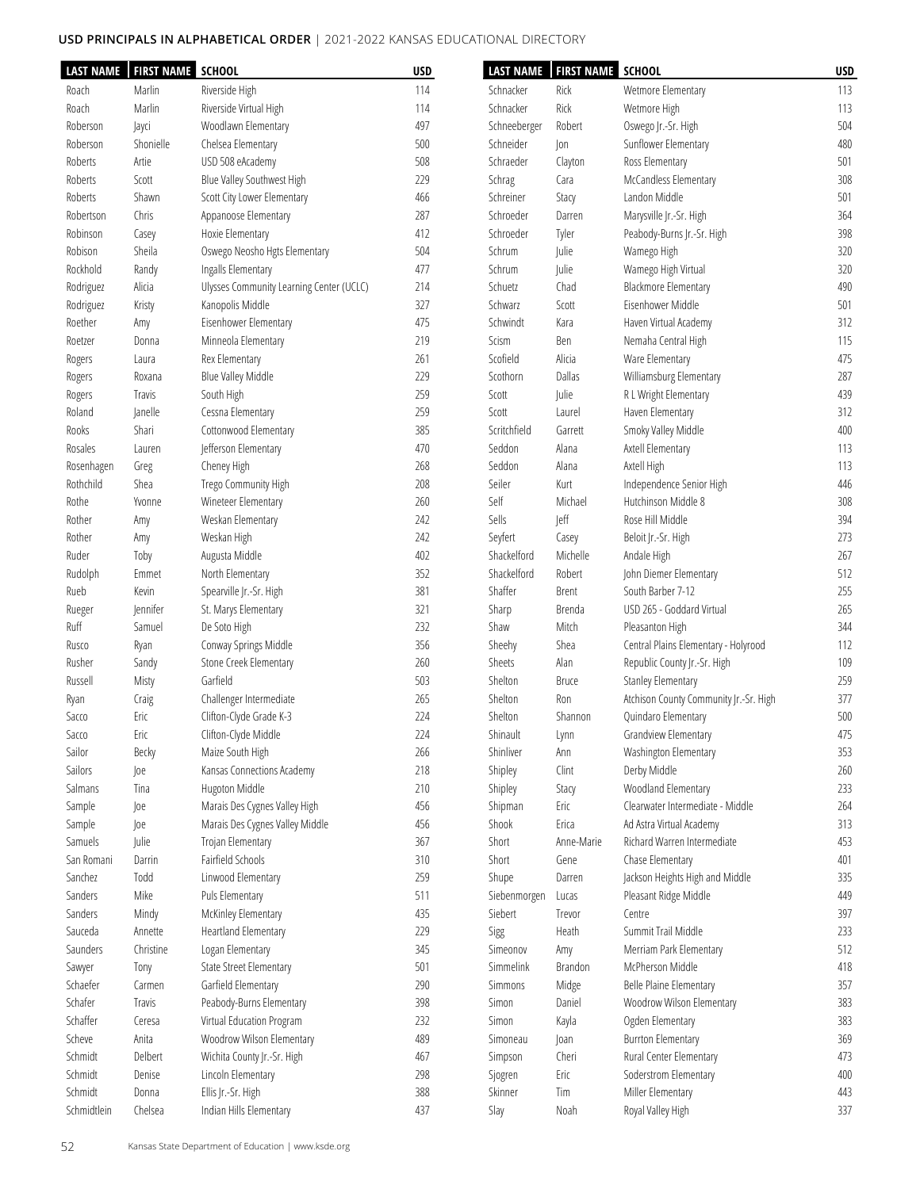## USD PRINCIPALS IN ALPHABETICAL ORDER | 2021-2022 KANSAS EDUCATIONAL DIRECTORY

| LAST NAME | FIRST NAME | SCHOOL | USD |
|---|---|---|---|
| Roach | Marlin | Riverside High | 114 |
| Roach | Marlin | Riverside Virtual High | 114 |
| Roberson | Jayci | Woodlawn Elementary | 497 |
| Roberson | Shonielle | Chelsea Elementary | 500 |
| Roberts | Artie | USD 508 eAcademy | 508 |
| Roberts | Scott | Blue Valley Southwest High | 229 |
| Roberts | Shawn | Scott City Lower Elementary | 466 |
| Robertson | Chris | Appanoose Elementary | 287 |
| Robinson | Casey | Hoxie Elementary | 412 |
| Robison | Sheila | Oswego Neosho Hgts Elementary | 504 |
| Rockhold | Randy | Ingalls Elementary | 477 |
| Rodriguez | Alicia | Ulysses Community Learning Center (UCLC) | 214 |
| Rodriguez | Kristy | Kanopolis Middle | 327 |
| Roether | Amy | Eisenhower Elementary | 475 |
| Roetzer | Donna | Minneola Elementary | 219 |
| Rogers | Laura | Rex Elementary | 261 |
| Rogers | Roxana | Blue Valley Middle | 229 |
| Rogers | Travis | South High | 259 |
| Roland | Janelle | Cessna Elementary | 259 |
| Rooks | Shari | Cottonwood Elementary | 385 |
| Rosales | Lauren | Jefferson Elementary | 470 |
| Rosenhagen | Greg | Cheney High | 268 |
| Rothchild | Shea | Trego Community High | 208 |
| Rothe | Yvonne | Wineteer Elementary | 260 |
| Rother | Amy | Weskan Elementary | 242 |
| Rother | Amy | Weskan High | 242 |
| Ruder | Toby | Augusta Middle | 402 |
| Rudolph | Emmet | North Elementary | 352 |
| Rueb | Kevin | Spearville Jr.-Sr. High | 381 |
| Rueger | Jennifer | St. Marys Elementary | 321 |
| Ruff | Samuel | De Soto High | 232 |
| Rusco | Ryan | Conway Springs Middle | 356 |
| Rusher | Sandy | Stone Creek Elementary | 260 |
| Russell | Misty | Garfield | 503 |
| Ryan | Craig | Challenger Intermediate | 265 |
| Sacco | Eric | Clifton-Clyde Grade K-3 | 224 |
| Sacco | Eric | Clifton-Clyde Middle | 224 |
| Sailor | Becky | Maize South High | 266 |
| Sailors | Joe | Kansas Connections Academy | 218 |
| Salmans | Tina | Hugoton Middle | 210 |
| Sample | Joe | Marais Des Cygnes Valley High | 456 |
| Sample | Joe | Marais Des Cygnes Valley Middle | 456 |
| Samuels | Julie | Trojan Elementary | 367 |
| San Romani | Darrin | Fairfield Schools | 310 |
| Sanchez | Todd | Linwood Elementary | 259 |
| Sanders | Mike | Puls Elementary | 511 |
| Sanders | Mindy | McKinley Elementary | 435 |
| Sauceda | Annette | Heartland Elementary | 229 |
| Saunders | Christine | Logan Elementary | 345 |
| Sawyer | Tony | State Street Elementary | 501 |
| Schaefer | Carmen | Garfield Elementary | 290 |
| Schafer | Travis | Peabody-Burns Elementary | 398 |
| Schaffer | Ceresa | Virtual Education Program | 232 |
| Scheve | Anita | Woodrow Wilson Elementary | 489 |
| Schmidt | Delbert | Wichita County Jr.-Sr. High | 467 |
| Schmidt | Denise | Lincoln Elementary | 298 |
| Schmidt | Donna | Ellis Jr.-Sr. High | 388 |
| Schmidtlein | Chelsea | Indian Hills Elementary | 437 |
| Schnacker | Rick | Wetmore Elementary | 113 |
| Schnacker | Rick | Wetmore High | 113 |
| Schneeberger | Robert | Oswego Jr.-Sr. High | 504 |
| Schneider | Jon | Sunflower Elementary | 480 |
| Schraeder | Clayton | Ross Elementary | 501 |
| Schrag | Cara | McCandless Elementary | 308 |
| Schreiner | Stacy | Landon Middle | 501 |
| Schroeder | Darren | Marysville Jr.-Sr. High | 364 |
| Schroeder | Tyler | Peabody-Burns Jr.-Sr. High | 398 |
| Schrum | Julie | Wamego High | 320 |
| Schrum | Julie | Wamego High Virtual | 320 |
| Schuetz | Chad | Blackmore Elementary | 490 |
| Schwarz | Scott | Eisenhower Middle | 501 |
| Schwindt | Kara | Haven Virtual Academy | 312 |
| Scism | Ben | Nemaha Central High | 115 |
| Scofield | Alicia | Ware Elementary | 475 |
| Scothorn | Dallas | Williamsburg Elementary | 287 |
| Scott | Julie | R L Wright Elementary | 439 |
| Scott | Laurel | Haven Elementary | 312 |
| Scritchfield | Garrett | Smoky Valley Middle | 400 |
| Seddon | Alana | Axtell Elementary | 113 |
| Seddon | Alana | Axtell High | 113 |
| Seiler | Kurt | Independence Senior High | 446 |
| Self | Michael | Hutchinson Middle 8 | 308 |
| Sells | Jeff | Rose Hill Middle | 394 |
| Seyfert | Casey | Beloit Jr.-Sr. High | 273 |
| Shackelford | Michelle | Andale High | 267 |
| Shackelford | Robert | John Diemer Elementary | 512 |
| Shaffer | Brent | South Barber 7-12 | 255 |
| Sharp | Brenda | USD 265 - Goddard Virtual | 265 |
| Shaw | Mitch | Pleasanton High | 344 |
| Sheehy | Shea | Central Plains Elementary - Holyrood | 112 |
| Sheets | Alan | Republic County Jr.-Sr. High | 109 |
| Shelton | Bruce | Stanley Elementary | 259 |
| Shelton | Ron | Atchison County Community Jr.-Sr. High | 377 |
| Shelton | Shannon | Quindaro Elementary | 500 |
| Shinault | Lynn | Grandview Elementary | 475 |
| Shinliver | Ann | Washington Elementary | 353 |
| Shipley | Clint | Derby Middle | 260 |
| Shipley | Stacy | Woodland Elementary | 233 |
| Shipman | Eric | Clearwater Intermediate - Middle | 264 |
| Shook | Erica | Ad Astra Virtual Academy | 313 |
| Short | Anne-Marie | Richard Warren Intermediate | 453 |
| Short | Gene | Chase Elementary | 401 |
| Shupe | Darren | Jackson Heights High and Middle | 335 |
| Siebenmorgen | Lucas | Pleasant Ridge Middle | 449 |
| Siebert | Trevor | Centre | 397 |
| Sigg | Heath | Summit Trail Middle | 233 |
| Simeonov | Amy | Merriam Park Elementary | 512 |
| Simmelink | Brandon | McPherson Middle | 418 |
| Simmons | Midge | Belle Plaine Elementary | 357 |
| Simon | Daniel | Woodrow Wilson Elementary | 383 |
| Simon | Kayla | Ogden Elementary | 383 |
| Simoneau | Joan | Burrton Elementary | 369 |
| Simpson | Cheri | Rural Center Elementary | 473 |
| Sjogren | Eric | Soderstrom Elementary | 400 |
| Skinner | Tim | Miller Elementary | 443 |
| Slay | Noah | Royal Valley High | 337 |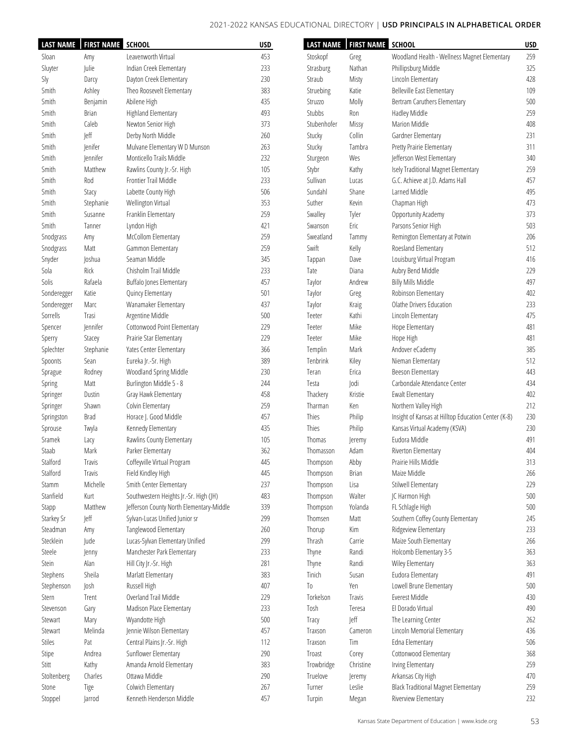| LAST NAME | FIRST NAME | SCHOOL | USD |
|---|---|---|---|
| Sloan | Amy | Leavenworth Virtual | 453 |
| Sluyter | Julie | Indian Creek Elementary | 233 |
| Sly | Darcy | Dayton Creek Elementary | 230 |
| Smith | Ashley | Theo Roosevelt Elementary | 383 |
| Smith | Benjamin | Abilene High | 435 |
| Smith | Brian | Highland Elementary | 493 |
| Smith | Caleb | Newton Senior High | 373 |
| Smith | Jeff | Derby North Middle | 260 |
| Smith | Jenifer | Mulvane Elementary W D Munson | 263 |
| Smith | Jennifer | Monticello Trails Middle | 232 |
| Smith | Matthew | Rawlins County Jr.-Sr. High | 105 |
| Smith | Rod | Frontier Trail Middle | 233 |
| Smith | Stacy | Labette County High | 506 |
| Smith | Stephanie | Wellington Virtual | 353 |
| Smith | Susanne | Franklin Elementary | 259 |
| Smith | Tanner | Lyndon High | 421 |
| Snodgrass | Amy | McCollom Elementary | 259 |
| Snodgrass | Matt | Gammon Elementary | 259 |
| Snyder | Joshua | Seaman Middle | 345 |
| Sola | Rick | Chisholm Trail Middle | 233 |
| Solis | Rafaela | Buffalo Jones Elementary | 457 |
| Sonderegger | Katie | Quincy Elementary | 501 |
| Sonderegger | Marc | Wanamaker Elementary | 437 |
| Sorrells | Trasi | Argentine Middle | 500 |
| Spencer | Jennifer | Cottonwood Point Elementary | 229 |
| Sperry | Stacey | Prairie Star Elementary | 229 |
| Splechter | Stephanie | Yates Center Elementary | 366 |
| Spoonts | Sean | Eureka Jr.-Sr. High | 389 |
| Sprague | Rodney | Woodland Spring Middle | 230 |
| Spring | Matt | Burlington Middle 5 - 8 | 244 |
| Springer | Dustin | Gray Hawk Elementary | 458 |
| Springer | Shawn | Colvin Elementary | 259 |
| Springston | Brad | Horace J. Good Middle | 457 |
| Sprouse | Twyla | Kennedy Elementary | 435 |
| Sramek | Lacy | Rawlins County Elementary | 105 |
| Staab | Mark | Parker Elementary | 362 |
| Stalford | Travis | Coffeyville Virtual Program | 445 |
| Stalford | Travis | Field Kindley High | 445 |
| Stamm | Michelle | Smith Center Elementary | 237 |
| Stanfield | Kurt | Southwestern Heights Jr.-Sr. High (JH) | 483 |
| Stapp | Matthew | Jefferson County North Elementary-Middle | 339 |
| Starkey Sr | Jeff | Sylvan-Lucas Unified Junior sr | 299 |
| Steadman | Amy | Tanglewood Elementary | 260 |
| Stecklein | Jude | Lucas-Sylvan Elementary Unified | 299 |
| Steele | Jenny | Manchester Park Elementary | 233 |
| Stein | Alan | Hill City Jr.-Sr. High | 281 |
| Stephens | Sheila | Marlatt Elementary | 383 |
| Stephenson | Josh | Russell High | 407 |
| Stern | Trent | Overland Trail Middle | 229 |
| Stevenson | Gary | Madison Place Elementary | 233 |
| Stewart | Mary | Wyandotte High | 500 |
| Stewart | Melinda | Jennie Wilson Elementary | 457 |
| Stiles | Pat | Central Plains Jr.-Sr. High | 112 |
| Stipe | Andrea | Sunflower Elementary | 290 |
| Stitt | Kathy | Amanda Arnold Elementary | 383 |
| Stoltenberg | Charles | Ottawa Middle | 290 |
| Stone | Tige | Colwich Elementary | 267 |
| Stoppel | Jarrod | Kenneth Henderson Middle | 457 |
| Stoskopf | Greg | Woodland Health - Wellness Magnet Elementary | 259 |
| Strasburg | Nathan | Phillipsburg Middle | 325 |
| Straub | Misty | Lincoln Elementary | 428 |
| Struebing | Katie | Belleville East Elementary | 109 |
| Struzzo | Molly | Bertram Caruthers Elementary | 500 |
| Stubbs | Ron | Hadley Middle | 259 |
| Stubenhofer | Missy | Marion Middle | 408 |
| Stucky | Collin | Gardner Elementary | 231 |
| Stucky | Tambra | Pretty Prairie Elementary | 311 |
| Sturgeon | Wes | Jefferson West Elementary | 340 |
| Stybr | Kathy | Isely Traditional Magnet Elementary | 259 |
| Sullivan | Lucas | G.C. Achieve at J.D. Adams Hall | 457 |
| Sundahl | Shane | Larned Middle | 495 |
| Suther | Kevin | Chapman High | 473 |
| Swalley | Tyler | Opportunity Academy | 373 |
| Swanson | Eric | Parsons Senior High | 503 |
| Sweatland | Tammy | Remington Elementary at Potwin | 206 |
| Swift | Kelly | Roesland Elementary | 512 |
| Tappan | Dave | Louisburg Virtual Program | 416 |
| Tate | Diana | Aubry Bend Middle | 229 |
| Taylor | Andrew | Billy Mills Middle | 497 |
| Taylor | Greg | Robinson Elementary | 402 |
| Taylor | Kraig | Olathe Drivers Education | 233 |
| Teeter | Kathi | Lincoln Elementary | 475 |
| Teeter | Mike | Hope Elementary | 481 |
| Teeter | Mike | Hope High | 481 |
| Templin | Mark | Andover eCademy | 385 |
| Tenbrink | Kiley | Nieman Elementary | 512 |
| Teran | Erica | Beeson Elementary | 443 |
| Testa | Jodi | Carbondale Attendance Center | 434 |
| Thackery | Kristie | Ewalt Elementary | 402 |
| Tharman | Ken | Northern Valley High | 212 |
| Thies | Philip | Insight of Kansas at Hilltop Education Center (K-8) | 230 |
| Thies | Philip | Kansas Virtual Academy (KSVA) | 230 |
| Thomas | Jeremy | Eudora Middle | 491 |
| Thomasson | Adam | Riverton Elementary | 404 |
| Thompson | Abby | Prairie Hills Middle | 313 |
| Thompson | Brian | Maize Middle | 266 |
| Thompson | Lisa | Stilwell Elementary | 229 |
| Thompson | Walter | JC Harmon High | 500 |
| Thompson | Yolanda | FL Schlagle High | 500 |
| Thomsen | Matt | Southern Coffey County Elementary | 245 |
| Thorup | Kim | Ridgeview Elementary | 233 |
| Thrash | Carrie | Maize South Elementary | 266 |
| Thyne | Randi | Holcomb Elementary 3-5 | 363 |
| Thyne | Randi | Wiley Elementary | 363 |
| Tinich | Susan | Eudora Elementary | 491 |
| To | Yen | Lowell Brune Elementary | 500 |
| Torkelson | Travis | Everest Middle | 430 |
| Tosh | Teresa | El Dorado Virtual | 490 |
| Tracy | Jeff | The Learning Center | 262 |
| Traxson | Cameron | Lincoln Memorial Elementary | 436 |
| Traxson | Tim | Edna Elementary | 506 |
| Troast | Corey | Cottonwood Elementary | 368 |
| Trowbridge | Christine | Irving Elementary | 259 |
| Truelove | Jeremy | Arkansas City High | 470 |
| Turner | Leslie | Black Traditional Magnet Elementary | 259 |
| Turpin | Megan | Riverview Elementary | 232 |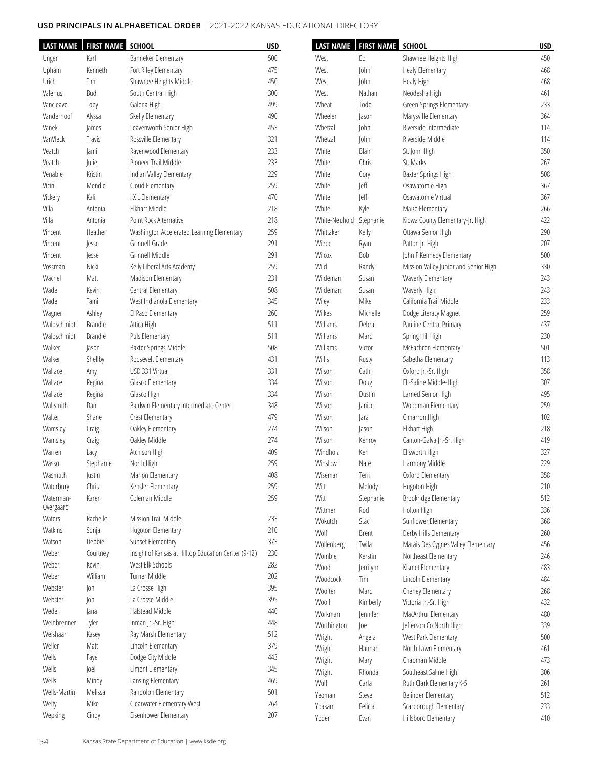## USD PRINCIPALS IN ALPHABETICAL ORDER | 2021-2022 KANSAS EDUCATIONAL DIRECTORY

| LAST NAME | FIRST NAME | SCHOOL | USD |
|---|---|---|---|
| Unger | Karl | Banneker Elementary | 500 |
| Upham | Kenneth | Fort Riley Elementary | 475 |
| Urich | Tim | Shawnee Heights Middle | 450 |
| Valerius | Bud | South Central High | 300 |
| Vancleave | Toby | Galena High | 499 |
| Vanderhoof | Alyssa | Skelly Elementary | 490 |
| Vanek | James | Leavenworth Senior High | 453 |
| VanVleck | Travis | Rossville Elementary | 321 |
| Veatch | Jami | Ravenwood Elementary | 233 |
| Veatch | Julie | Pioneer Trail Middle | 233 |
| Venable | Kristin | Indian Valley Elementary | 229 |
| Vicin | Mendie | Cloud Elementary | 259 |
| Vickery | Kali | I X L Elementary | 470 |
| Villa | Antonia | Elkhart Middle | 218 |
| Villa | Antonia | Point Rock Alternative | 218 |
| Vincent | Heather | Washington Accelerated Learning Elementary | 259 |
| Vincent | Jesse | Grinnell Grade | 291 |
| Vincent | Jesse | Grinnell Middle | 291 |
| Vossman | Nicki | Kelly Liberal Arts Academy | 259 |
| Wachel | Matt | Madison Elementary | 231 |
| Wade | Kevin | Central Elementary | 508 |
| Wade | Tami | West Indianola Elementary | 345 |
| Wagner | Ashley | El Paso Elementary | 260 |
| Waldschmidt | Brandie | Attica High | 511 |
| Waldschmidt | Brandie | Puls Elementary | 511 |
| Walker | Jason | Baxter Springs Middle | 508 |
| Walker | Shellby | Roosevelt Elementary | 431 |
| Wallace | Amy | USD 331 Virtual | 331 |
| Wallace | Regina | Glasco Elementary | 334 |
| Wallace | Regina | Glasco High | 334 |
| Wallsmith | Dan | Baldwin Elementary Intermediate Center | 348 |
| Walter | Shane | Crest Elementary | 479 |
| Wamsley | Craig | Oakley Elementary | 274 |
| Wamsley | Craig | Oakley Middle | 274 |
| Warren | Lacy | Atchison High | 409 |
| Wasko | Stephanie | North High | 259 |
| Wasmuth | Justin | Marion Elementary | 408 |
| Waterbury | Chris | Kensler Elementary | 259 |
| Waterman-Overgaard | Karen | Coleman Middle | 259 |
| Waters | Rachelle | Mission Trail Middle | 233 |
| Watkins | Sonja | Hugoton Elementary | 210 |
| Watson | Debbie | Sunset Elementary | 373 |
| Weber | Courtney | Insight of Kansas at Hilltop Education Center (9-12) | 230 |
| Weber | Kevin | West Elk Schools | 282 |
| Weber | William | Turner Middle | 202 |
| Webster | Jon | La Crosse High | 395 |
| Webster | Jon | La Crosse Middle | 395 |
| Wedel | Jana | Halstead Middle | 440 |
| Weinbrenner | Tyler | Inman Jr.-Sr. High | 448 |
| Weishaar | Kasey | Ray Marsh Elementary | 512 |
| Weller | Matt | Lincoln Elementary | 379 |
| Wells | Faye | Dodge City Middle | 443 |
| Wells | Joel | Elmont Elementary | 345 |
| Wells | Mindy | Lansing Elementary | 469 |
| Wells-Martin | Melissa | Randolph Elementary | 501 |
| Welty | Mike | Clearwater Elementary West | 264 |
| Wepking | Cindy | Eisenhower Elementary | 207 |
| West | Ed | Shawnee Heights High | 450 |
| West | John | Healy Elementary | 468 |
| West | John | Healy High | 468 |
| West | Nathan | Neodesha High | 461 |
| Wheat | Todd | Green Springs Elementary | 233 |
| Wheeler | Jason | Marysville Elementary | 364 |
| Whetzal | John | Riverside Intermediate | 114 |
| Whetzal | John | Riverside Middle | 114 |
| White | Blain | St. John High | 350 |
| White | Chris | St. Marks | 267 |
| White | Cory | Baxter Springs High | 508 |
| White | Jeff | Osawatomie High | 367 |
| White | Jeff | Osawatomie Virtual | 367 |
| White | Kyle | Maize Elementary | 266 |
| White-Neuhold | Stephanie | Kiowa County Elementary-Jr. High | 422 |
| Whittaker | Kelly | Ottawa Senior High | 290 |
| Wiebe | Ryan | Patton Jr. High | 207 |
| Wilcox | Bob | John F Kennedy Elementary | 500 |
| Wild | Randy | Mission Valley Junior and Senior High | 330 |
| Wildeman | Susan | Waverly Elementary | 243 |
| Wildeman | Susan | Waverly High | 243 |
| Wiley | Mike | California Trail Middle | 233 |
| Wilkes | Michelle | Dodge Literacy Magnet | 259 |
| Williams | Debra | Pauline Central Primary | 437 |
| Williams | Marc | Spring Hill High | 230 |
| Williams | Victor | McEachron Elementary | 501 |
| Willis | Rusty | Sabetha Elementary | 113 |
| Wilson | Cathi | Oxford Jr.-Sr. High | 358 |
| Wilson | Doug | Ell-Saline Middle-High | 307 |
| Wilson | Dustin | Larned Senior High | 495 |
| Wilson | Janice | Woodman Elementary | 259 |
| Wilson | Jara | Cimarron High | 102 |
| Wilson | Jason | Elkhart High | 218 |
| Wilson | Kenroy | Canton-Galva Jr.-Sr. High | 419 |
| Windholz | Ken | Ellsworth High | 327 |
| Winslow | Nate | Harmony Middle | 229 |
| Wiseman | Terri | Oxford Elementary | 358 |
| Witt | Melody | Hugoton High | 210 |
| Witt | Stephanie | Brookridge Elementary | 512 |
| Wittmer | Rod | Holton High | 336 |
| Wokutch | Staci | Sunflower Elementary | 368 |
| Wolf | Brent | Derby Hills Elementary | 260 |
| Wollenberg | Twila | Marais Des Cygnes Valley Elementary | 456 |
| Womble | Kerstin | Northeast Elementary | 246 |
| Wood | Jerrilynn | Kismet Elementary | 483 |
| Woodcock | Tim | Lincoln Elementary | 484 |
| Woofter | Marc | Cheney Elementary | 268 |
| Woolf | Kimberly | Victoria Jr.-Sr. High | 432 |
| Workman | Jennifer | MacArthur Elementary | 480 |
| Worthington | Joe | Jefferson Co North High | 339 |
| Wright | Angela | West Park Elementary | 500 |
| Wright | Hannah | North Lawn Elementary | 461 |
| Wright | Mary | Chapman Middle | 473 |
| Wright | Rhonda | Southeast Saline High | 306 |
| Wulf | Carla | Ruth Clark Elementary K-5 | 261 |
| Yeoman | Steve | Belinder Elementary | 512 |
| Yoakam | Felicia | Scarborough Elementary | 233 |
| Yoder | Evan | Hillsboro Elementary | 410 |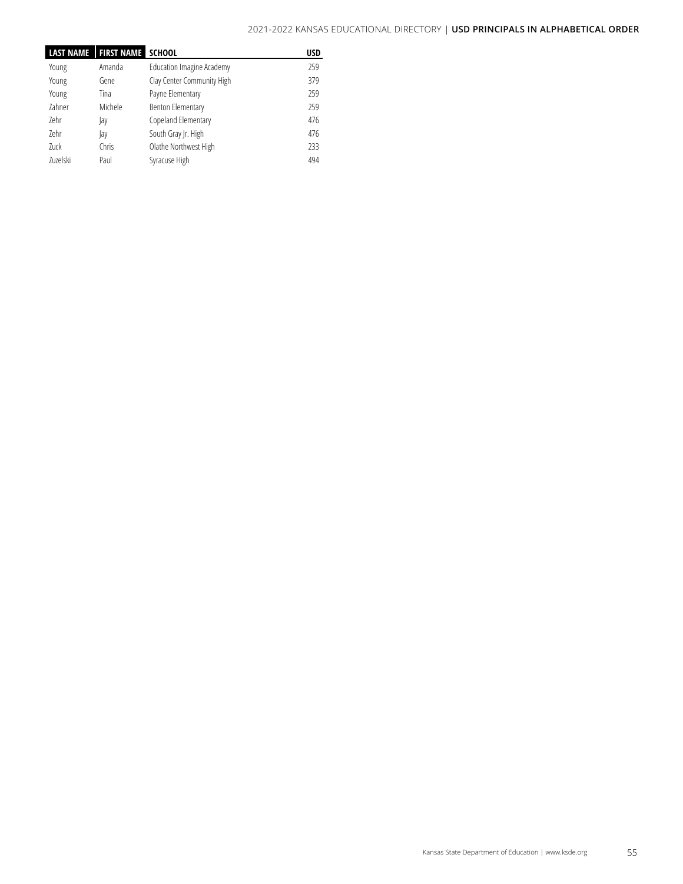| LAST NAME | FIRST NAME | SCHOOL | USD |
|---|---|---|---|
| Young | Amanda | Education Imagine Academy | 259 |
| Young | Gene | Clay Center Community High | 379 |
| Young | Tina | Payne Elementary | 259 |
| Zahner | Michele | Benton Elementary | 259 |
| Zehr | Jay | Copeland Elementary | 476 |
| Zehr | Jay | South Gray Jr. High | 476 |
| Zuck | Chris | Olathe Northwest High | 233 |
| Zuzelski | Paul | Syracuse High | 494 |